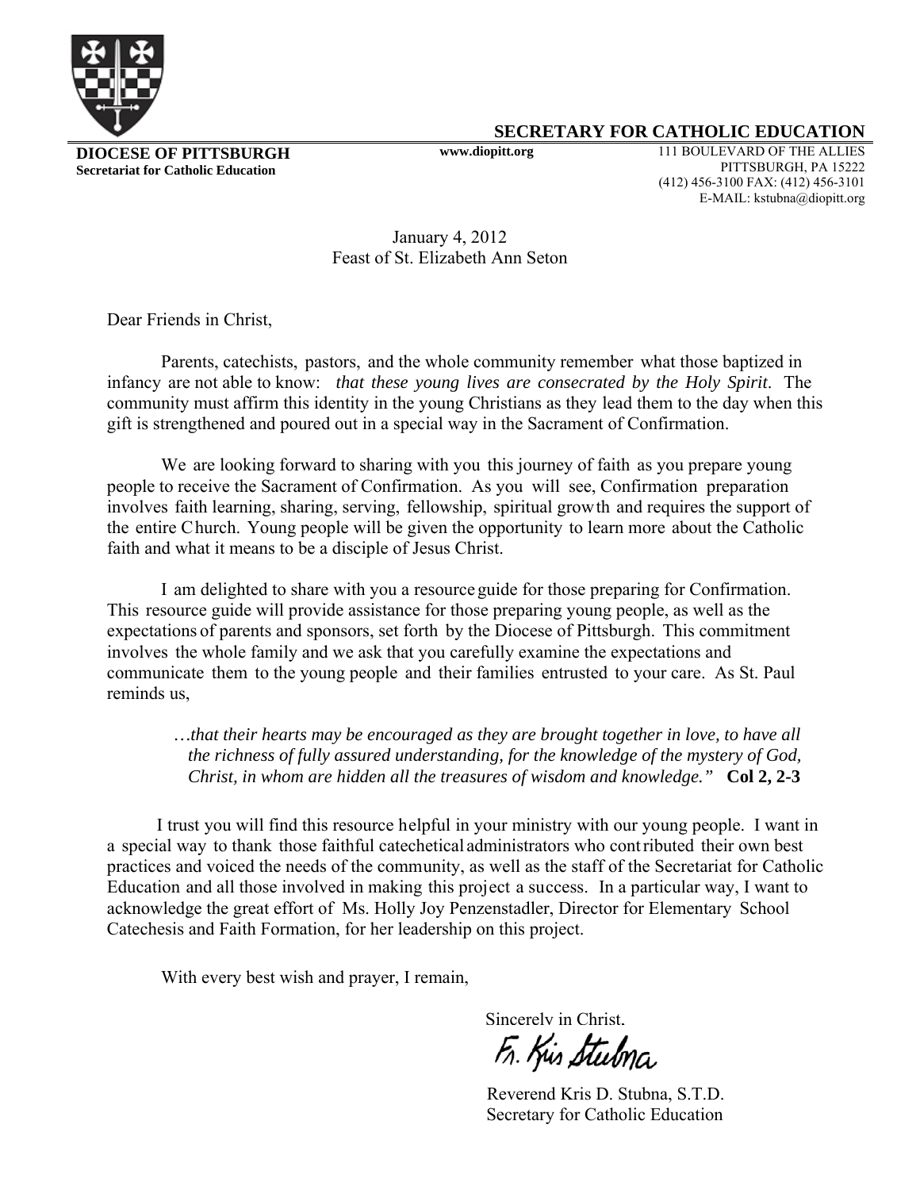**DIOCESE OF PITTSBURGH**
**Secretariat for Catholic Education**

**www.diopitt.org**

## SECRETARY FOR CATHOLIC EDUCATION

111 BOULEVARD OF THE ALLIES
PITTSBURGH, PA 15222
(412) 456-3100 FAX: (412) 456-3101
E-MAIL: kstubna@diopitt.org

January 4, 2012
Feast of St. Elizabeth Ann Seton

Dear Friends in Christ,

Parents, catechists, pastors, and the whole community remember what those baptized in infancy are not able to know: *that these young lives are consecrated by the Holy Spirit*. The community must affirm this identity in the young Christians as they lead them to the day when this gift is strengthened and poured out in a special way in the Sacrament of Confirmation.

We are looking forward to sharing with you this journey of faith as you prepare young people to receive the Sacrament of Confirmation. As you will see, Confirmation preparation involves faith learning, sharing, serving, fellowship, spiritual growth and requires the support of the entire Church. Young people will be given the opportunity to learn more about the Catholic faith and what it means to be a disciple of Jesus Christ.

I am delighted to share with you a resource guide for those preparing for Confirmation. This resource guide will provide assistance for those preparing young people, as well as the expectations of parents and sponsors, set forth by the Diocese of Pittsburgh. This commitment involves the whole family and we ask that you carefully examine the expectations and communicate them to the young people and their families entrusted to your care. As St. Paul reminds us,

> *…that their hearts may be encouraged as they are brought together in love, to have all the richness of fully assured understanding, for the knowledge of the mystery of God, Christ, in whom are hidden all the treasures of wisdom and knowledge."* **Col 2, 2-3**

I trust you will find this resource helpful in your ministry with our young people. I want in a special way to thank those faithful catechetical administrators who contributed their own best practices and voiced the needs of the community, as well as the staff of the Secretariat for Catholic Education and all those involved in making this project a success. In a particular way, I want to acknowledge the great effort of Ms. Holly Joy Penzenstadler, Director for Elementary School Catechesis and Faith Formation, for her leadership on this project.

With every best wish and prayer, I remain,

Sincerely in Christ,

Fr. Kris Stubna

Reverend Kris D. Stubna, S.T.D.
Secretary for Catholic Education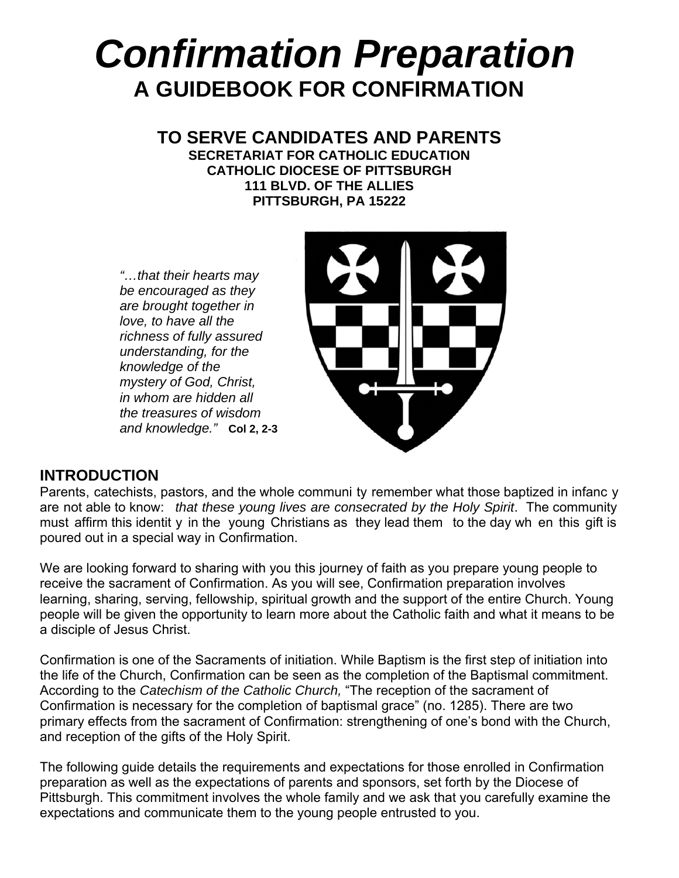# *Confirmation Preparation*

## A GUIDEBOOK FOR CONFIRMATION

### TO SERVE CANDIDATES AND PARENTS

**SECRETARIAT FOR CATHOLIC EDUCATION**
**CATHOLIC DIOCESE OF PITTSBURGH**
**111 BLVD. OF THE ALLIES**
**PITTSBURGH, PA 15222**

*"…that their hearts may be encouraged as they are brought together in love, to have all the richness of fully assured understanding, for the knowledge of the mystery of God, Christ, in whom are hidden all the treasures of wisdom and knowledge."* **Col 2, 2-3**

## INTRODUCTION

Parents, catechists, pastors, and the whole community remember what those baptized in infancy are not able to know: *that these young lives are consecrated by the Holy Spirit*. The community must affirm this identity in the young Christians as they lead them to the day when this gift is poured out in a special way in Confirmation.

We are looking forward to sharing with you this journey of faith as you prepare young people to receive the sacrament of Confirmation. As you will see, Confirmation preparation involves learning, sharing, serving, fellowship, spiritual growth and the support of the entire Church. Young people will be given the opportunity to learn more about the Catholic faith and what it means to be a disciple of Jesus Christ.

Confirmation is one of the Sacraments of initiation. While Baptism is the first step of initiation into the life of the Church, Confirmation can be seen as the completion of the Baptismal commitment. According to the *Catechism of the Catholic Church,* "The reception of the sacrament of Confirmation is necessary for the completion of baptismal grace" (no. 1285). There are two primary effects from the sacrament of Confirmation: strengthening of one's bond with the Church, and reception of the gifts of the Holy Spirit.

The following guide details the requirements and expectations for those enrolled in Confirmation preparation as well as the expectations of parents and sponsors, set forth by the Diocese of Pittsburgh. This commitment involves the whole family and we ask that you carefully examine the expectations and communicate them to the young people entrusted to you.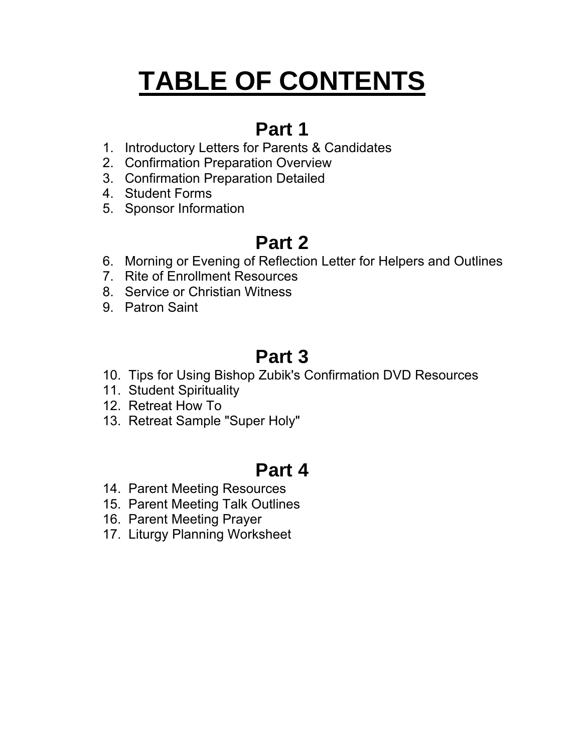# TABLE OF CONTENTS

## Part 1

1. Introductory Letters for Parents & Candidates
2. Confirmation Preparation Overview
3. Confirmation Preparation Detailed
4. Student Forms
5. Sponsor Information

## Part 2

6. Morning or Evening of Reflection Letter for Helpers and Outlines
7. Rite of Enrollment Resources
8. Service or Christian Witness
9. Patron Saint

## Part 3

10. Tips for Using Bishop Zubik's Confirmation DVD Resources
11. Student Spirituality
12. Retreat How To
13. Retreat Sample "Super Holy"

## Part 4

14. Parent Meeting Resources
15. Parent Meeting Talk Outlines
16. Parent Meeting Prayer
17. Liturgy Planning Worksheet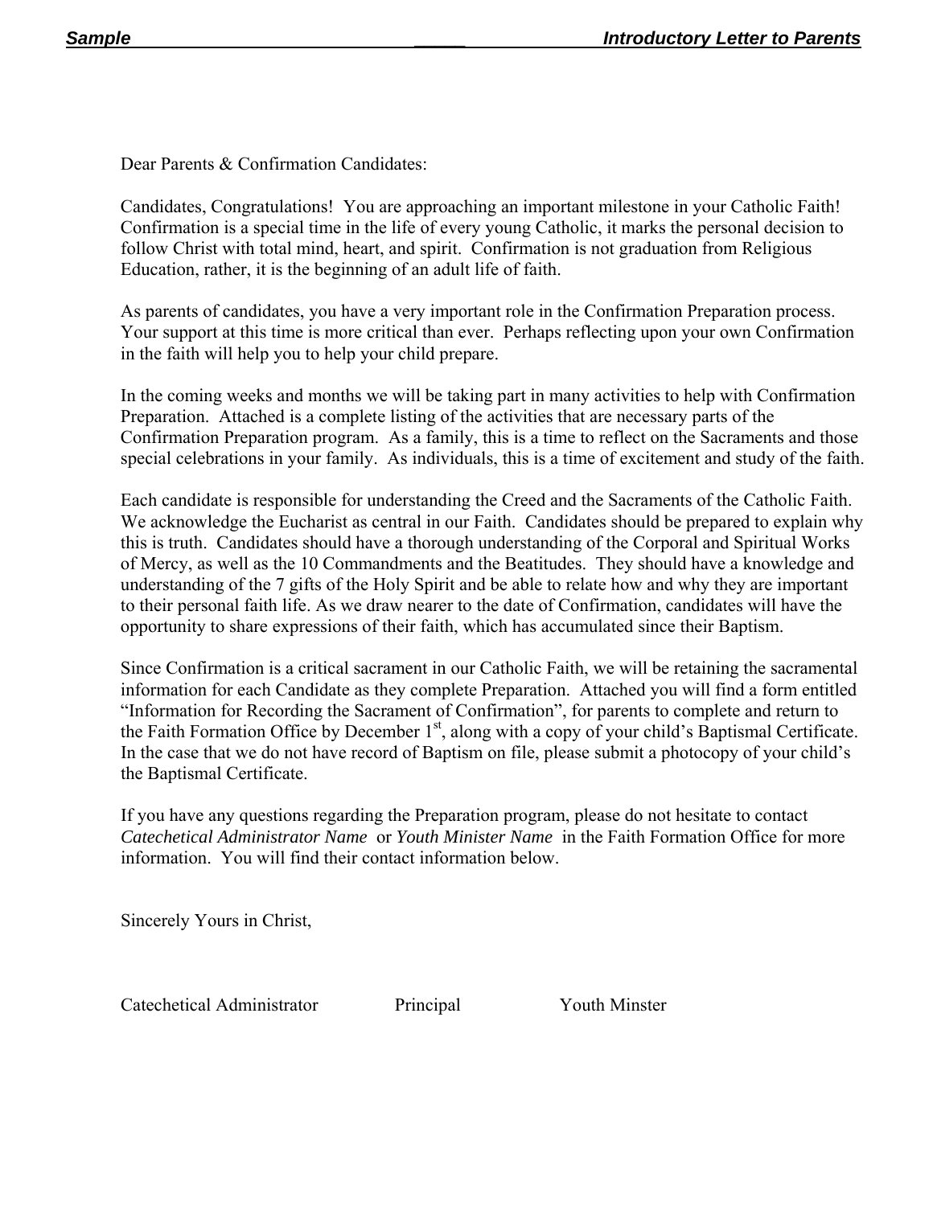Dear Parents & Confirmation Candidates:

Candidates, Congratulations! You are approaching an important milestone in your Catholic Faith! Confirmation is a special time in the life of every young Catholic, it marks the personal decision to follow Christ with total mind, heart, and spirit. Confirmation is not graduation from Religious Education, rather, it is the beginning of an adult life of faith.

As parents of candidates, you have a very important role in the Confirmation Preparation process. Your support at this time is more critical than ever. Perhaps reflecting upon your own Confirmation in the faith will help you to help your child prepare.

In the coming weeks and months we will be taking part in many activities to help with Confirmation Preparation. Attached is a complete listing of the activities that are necessary parts of the Confirmation Preparation program. As a family, this is a time to reflect on the Sacraments and those special celebrations in your family. As individuals, this is a time of excitement and study of the faith.

Each candidate is responsible for understanding the Creed and the Sacraments of the Catholic Faith. We acknowledge the Eucharist as central in our Faith. Candidates should be prepared to explain why this is truth. Candidates should have a thorough understanding of the Corporal and Spiritual Works of Mercy, as well as the 10 Commandments and the Beatitudes. They should have a knowledge and understanding of the 7 gifts of the Holy Spirit and be able to relate how and why they are important to their personal faith life. As we draw nearer to the date of Confirmation, candidates will have the opportunity to share expressions of their faith, which has accumulated since their Baptism.

Since Confirmation is a critical sacrament in our Catholic Faith, we will be retaining the sacramental information for each Candidate as they complete Preparation. Attached you will find a form entitled "Information for Recording the Sacrament of Confirmation", for parents to complete and return to the Faith Formation Office by December 1st, along with a copy of your child's Baptismal Certificate. In the case that we do not have record of Baptism on file, please submit a photocopy of your child's the Baptismal Certificate.

If you have any questions regarding the Preparation program, please do not hesitate to contact *Catechetical Administrator Name* or *Youth Minister Name* in the Faith Formation Office for more information. You will find their contact information below.

Sincerely Yours in Christ,

Catechetical Administrator          Principal          Youth Minster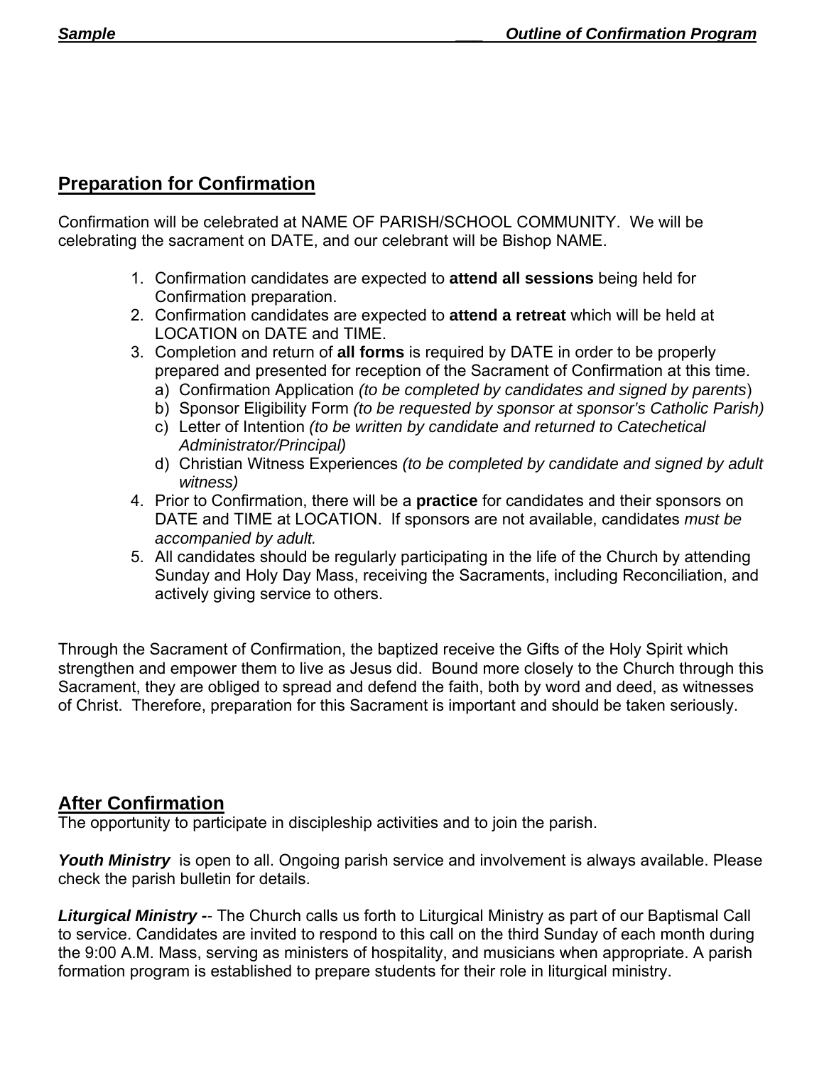## Preparation for Confirmation

Confirmation will be celebrated at NAME OF PARISH/SCHOOL COMMUNITY. We will be celebrating the sacrament on DATE, and our celebrant will be Bishop NAME.

1. Confirmation candidates are expected to **attend all sessions** being held for Confirmation preparation.
2. Confirmation candidates are expected to **attend a retreat** which will be held at LOCATION on DATE and TIME.
3. Completion and return of **all forms** is required by DATE in order to be properly prepared and presented for reception of the Sacrament of Confirmation at this time.
   a) Confirmation Application *(to be completed by candidates and signed by parents)*
   b) Sponsor Eligibility Form *(to be requested by sponsor at sponsor's Catholic Parish)*
   c) Letter of Intention *(to be written by candidate and returned to Catechetical Administrator/Principal)*
   d) Christian Witness Experiences *(to be completed by candidate and signed by adult witness)*
4. Prior to Confirmation, there will be a **practice** for candidates and their sponsors on DATE and TIME at LOCATION. If sponsors are not available, candidates *must be accompanied by adult.*
5. All candidates should be regularly participating in the life of the Church by attending Sunday and Holy Day Mass, receiving the Sacraments, including Reconciliation, and actively giving service to others.

Through the Sacrament of Confirmation, the baptized receive the Gifts of the Holy Spirit which strengthen and empower them to live as Jesus did. Bound more closely to the Church through this Sacrament, they are obliged to spread and defend the faith, both by word and deed, as witnesses of Christ. Therefore, preparation for this Sacrament is important and should be taken seriously.

## After Confirmation

The opportunity to participate in discipleship activities and to join the parish.

***Youth Ministry*** is open to all. Ongoing parish service and involvement is always available. Please check the parish bulletin for details.

***Liturgical Ministry -**-* The Church calls us forth to Liturgical Ministry as part of our Baptismal Call to service. Candidates are invited to respond to this call on the third Sunday of each month during the 9:00 A.M. Mass, serving as ministers of hospitality, and musicians when appropriate. A parish formation program is established to prepare students for their role in liturgical ministry.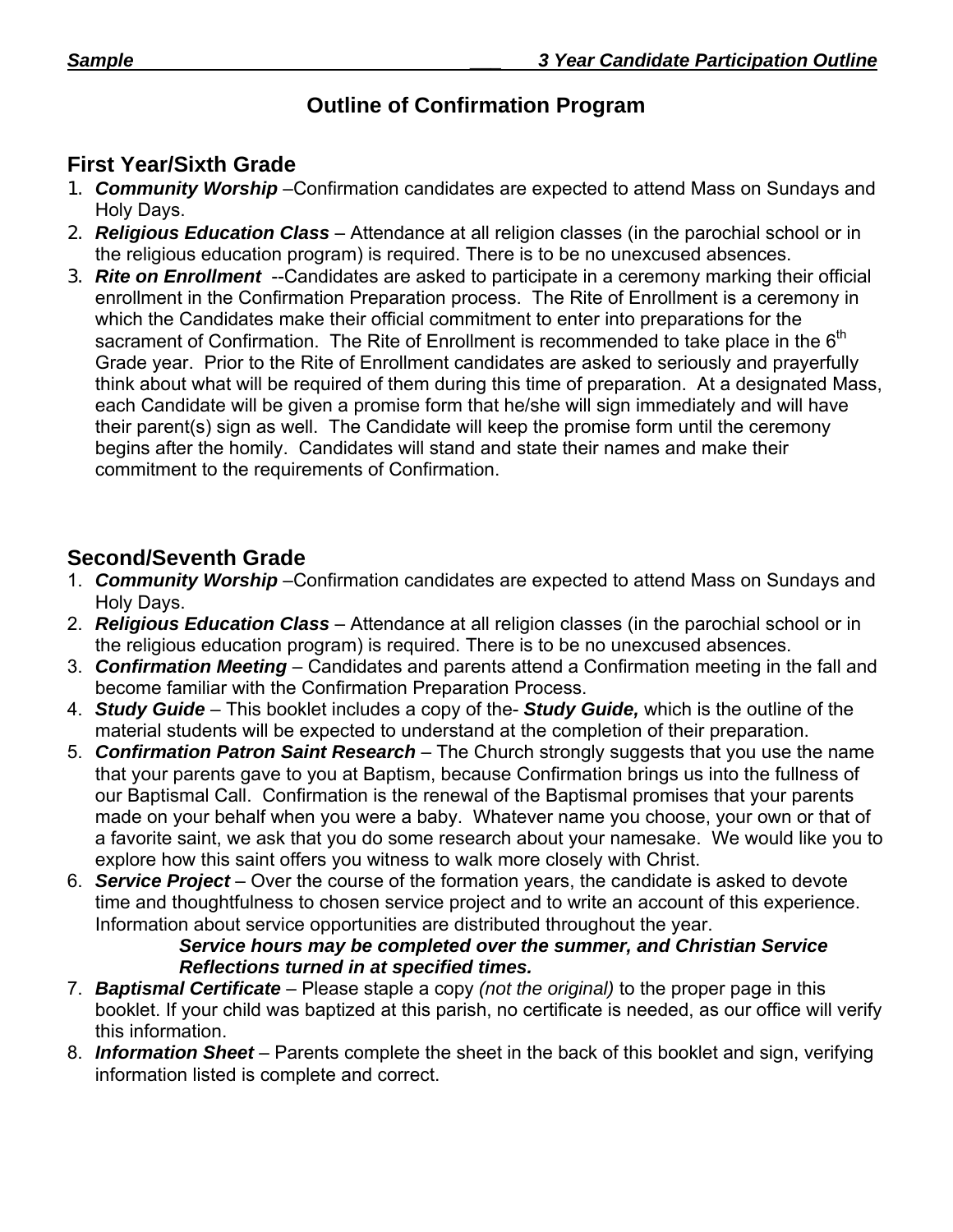# Outline of Confirmation Program

## First Year/Sixth Grade

1. ***Community Worship*** –Confirmation candidates are expected to attend Mass on Sundays and Holy Days.
2. ***Religious Education Class*** – Attendance at all religion classes (in the parochial school or in the religious education program) is required. There is to be no unexcused absences.
3. ***Rite on Enrollment*** --Candidates are asked to participate in a ceremony marking their official enrollment in the Confirmation Preparation process. The Rite of Enrollment is a ceremony in which the Candidates make their official commitment to enter into preparations for the sacrament of Confirmation. The Rite of Enrollment is recommended to take place in the 6th Grade year. Prior to the Rite of Enrollment candidates are asked to seriously and prayerfully think about what will be required of them during this time of preparation. At a designated Mass, each Candidate will be given a promise form that he/she will sign immediately and will have their parent(s) sign as well. The Candidate will keep the promise form until the ceremony begins after the homily. Candidates will stand and state their names and make their commitment to the requirements of Confirmation.

## Second/Seventh Grade

1. ***Community Worship*** –Confirmation candidates are expected to attend Mass on Sundays and Holy Days.
2. ***Religious Education Class*** – Attendance at all religion classes (in the parochial school or in the religious education program) is required. There is to be no unexcused absences.
3. ***Confirmation Meeting*** – Candidates and parents attend a Confirmation meeting in the fall and become familiar with the Confirmation Preparation Process.
4. ***Study Guide*** – This booklet includes a copy of the- ***Study Guide,*** which is the outline of the material students will be expected to understand at the completion of their preparation.
5. ***Confirmation Patron Saint Research*** – The Church strongly suggests that you use the name that your parents gave to you at Baptism, because Confirmation brings us into the fullness of our Baptismal Call. Confirmation is the renewal of the Baptismal promises that your parents made on your behalf when you were a baby. Whatever name you choose, your own or that of a favorite saint, we ask that you do some research about your namesake. We would like you to explore how this saint offers you witness to walk more closely with Christ.
6. ***Service Project*** – Over the course of the formation years, the candidate is asked to devote time and thoughtfulness to chosen service project and to write an account of this experience. Information about service opportunities are distributed throughout the year.

    ***Service hours may be completed over the summer, and Christian Service Reflections turned in at specified times.***
7. ***Baptismal Certificate*** – Please staple a copy *(not the original)* to the proper page in this booklet. If your child was baptized at this parish, no certificate is needed, as our office will verify this information.
8. ***Information Sheet*** – Parents complete the sheet in the back of this booklet and sign, verifying information listed is complete and correct.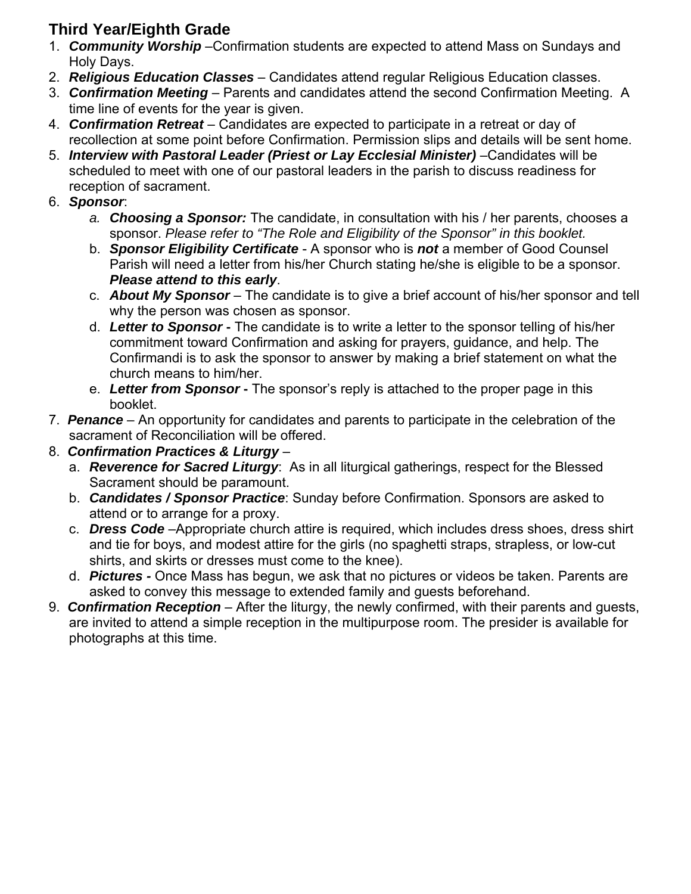## Third Year/Eighth Grade

1. ***Community Worship*** –Confirmation students are expected to attend Mass on Sundays and Holy Days.
2. ***Religious Education Classes*** – Candidates attend regular Religious Education classes.
3. ***Confirmation Meeting*** – Parents and candidates attend the second Confirmation Meeting. A time line of events for the year is given.
4. ***Confirmation Retreat*** – Candidates are expected to participate in a retreat or day of recollection at some point before Confirmation. Permission slips and details will be sent home.
5. ***Interview with Pastoral Leader (Priest or Lay Ecclesial Minister)*** –Candidates will be scheduled to meet with one of our pastoral leaders in the parish to discuss readiness for reception of sacrament.
6. ***Sponsor***:
   a. ***Choosing a Sponsor:*** The candidate, in consultation with his / her parents, chooses a sponsor. *Please refer to "The Role and Eligibility of the Sponsor" in this booklet.*
   b. ***Sponsor Eligibility Certificate*** - A sponsor who is ***not*** a member of Good Counsel Parish will need a letter from his/her Church stating he/she is eligible to be a sponsor. ***Please attend to this early***.
   c. ***About My Sponsor*** – The candidate is to give a brief account of his/her sponsor and tell why the person was chosen as sponsor.
   d. ***Letter to Sponsor -*** The candidate is to write a letter to the sponsor telling of his/her commitment toward Confirmation and asking for prayers, guidance, and help. The Confirmandi is to ask the sponsor to answer by making a brief statement on what the church means to him/her.
   e. ***Letter from Sponsor -*** The sponsor's reply is attached to the proper page in this booklet.
7. ***Penance*** – An opportunity for candidates and parents to participate in the celebration of the sacrament of Reconciliation will be offered.
8. ***Confirmation Practices & Liturgy*** –
   a. ***Reverence for Sacred Liturgy***: As in all liturgical gatherings, respect for the Blessed Sacrament should be paramount.
   b. ***Candidates / Sponsor Practice***: Sunday before Confirmation. Sponsors are asked to attend or to arrange for a proxy.
   c. ***Dress Code*** –Appropriate church attire is required, which includes dress shoes, dress shirt and tie for boys, and modest attire for the girls (no spaghetti straps, strapless, or low-cut shirts, and skirts or dresses must come to the knee).
   d. ***Pictures -*** Once Mass has begun, we ask that no pictures or videos be taken. Parents are asked to convey this message to extended family and guests beforehand.
9. ***Confirmation Reception*** – After the liturgy, the newly confirmed, with their parents and guests, are invited to attend a simple reception in the multipurpose room. The presider is available for photographs at this time.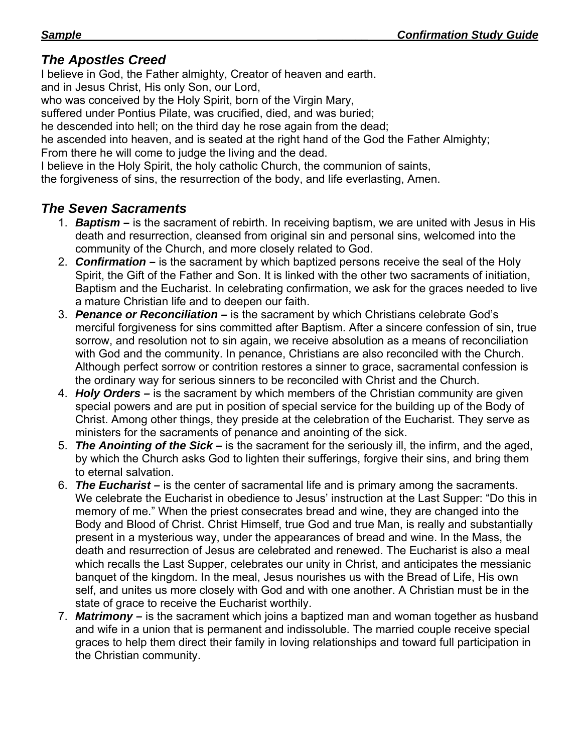## *The Apostles Creed*

I believe in God, the Father almighty, Creator of heaven and earth.
and in Jesus Christ, His only Son, our Lord,
who was conceived by the Holy Spirit, born of the Virgin Mary,
suffered under Pontius Pilate, was crucified, died, and was buried;
he descended into hell; on the third day he rose again from the dead;
he ascended into heaven, and is seated at the right hand of the God the Father Almighty;
From there he will come to judge the living and the dead.
I believe in the Holy Spirit, the holy catholic Church, the communion of saints,
the forgiveness of sins, the resurrection of the body, and life everlasting, Amen.

## *The Seven Sacraments*

1. ***Baptism –*** is the sacrament of rebirth. In receiving baptism, we are united with Jesus in His death and resurrection, cleansed from original sin and personal sins, welcomed into the community of the Church, and more closely related to God.
2. ***Confirmation –*** is the sacrament by which baptized persons receive the seal of the Holy Spirit, the Gift of the Father and Son. It is linked with the other two sacraments of initiation, Baptism and the Eucharist. In celebrating confirmation, we ask for the graces needed to live a mature Christian life and to deepen our faith.
3. ***Penance or Reconciliation –*** is the sacrament by which Christians celebrate God's merciful forgiveness for sins committed after Baptism. After a sincere confession of sin, true sorrow, and resolution not to sin again, we receive absolution as a means of reconciliation with God and the community. In penance, Christians are also reconciled with the Church. Although perfect sorrow or contrition restores a sinner to grace, sacramental confession is the ordinary way for serious sinners to be reconciled with Christ and the Church.
4. ***Holy Orders –*** is the sacrament by which members of the Christian community are given special powers and are put in position of special service for the building up of the Body of Christ. Among other things, they preside at the celebration of the Eucharist. They serve as ministers for the sacraments of penance and anointing of the sick.
5. ***The Anointing of the Sick –*** is the sacrament for the seriously ill, the infirm, and the aged, by which the Church asks God to lighten their sufferings, forgive their sins, and bring them to eternal salvation.
6. ***The Eucharist –*** is the center of sacramental life and is primary among the sacraments. We celebrate the Eucharist in obedience to Jesus' instruction at the Last Supper: "Do this in memory of me." When the priest consecrates bread and wine, they are changed into the Body and Blood of Christ. Christ Himself, true God and true Man, is really and substantially present in a mysterious way, under the appearances of bread and wine. In the Mass, the death and resurrection of Jesus are celebrated and renewed. The Eucharist is also a meal which recalls the Last Supper, celebrates our unity in Christ, and anticipates the messianic banquet of the kingdom. In the meal, Jesus nourishes us with the Bread of Life, His own self, and unites us more closely with God and with one another. A Christian must be in the state of grace to receive the Eucharist worthily.
7. ***Matrimony –*** is the sacrament which joins a baptized man and woman together as husband and wife in a union that is permanent and indissoluble. The married couple receive special graces to help them direct their family in loving relationships and toward full participation in the Christian community.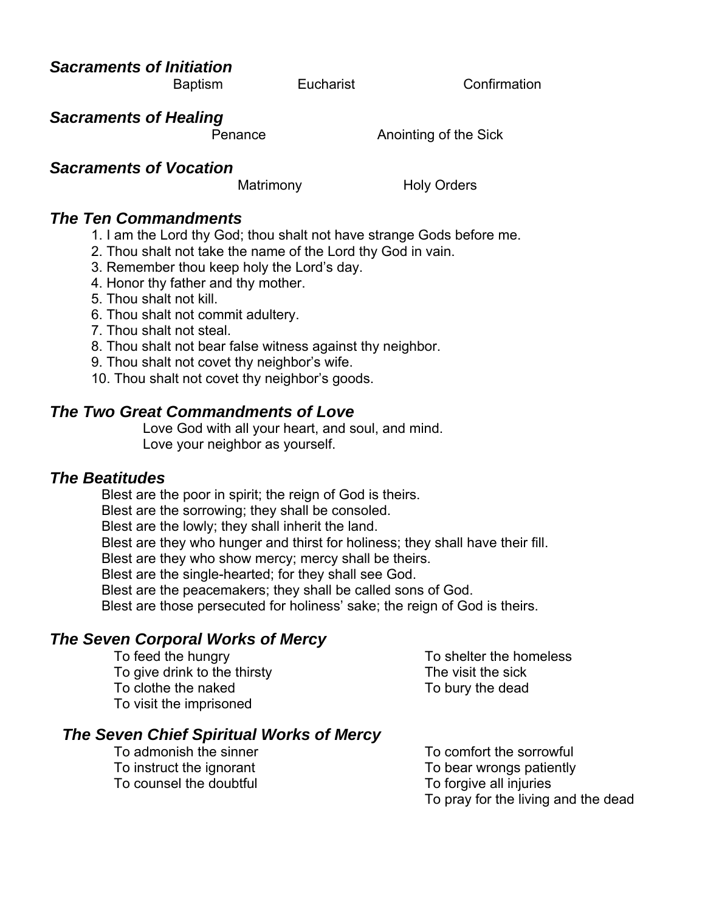### *Sacraments of Initiation*

Baptism    Eucharist    Confirmation

### *Sacraments of Healing*

Penance    Anointing of the Sick

### *Sacraments of Vocation*

Matrimony    Holy Orders

### *The Ten Commandments*

1. I am the Lord thy God; thou shalt not have strange Gods before me.
2. Thou shalt not take the name of the Lord thy God in vain.
3. Remember thou keep holy the Lord's day.
4. Honor thy father and thy mother.
5. Thou shalt not kill.
6. Thou shalt not commit adultery.
7. Thou shalt not steal.
8. Thou shalt not bear false witness against thy neighbor.
9. Thou shalt not covet thy neighbor's wife.
10. Thou shalt not covet thy neighbor's goods.

### *The Two Great Commandments of Love*

Love God with all your heart, and soul, and mind.
Love your neighbor as yourself.

### *The Beatitudes*

Blest are the poor in spirit; the reign of God is theirs.
Blest are the sorrowing; they shall be consoled.
Blest are the lowly; they shall inherit the land.
Blest are they who hunger and thirst for holiness; they shall have their fill.
Blest are they who show mercy; mercy shall be theirs.
Blest are the single-hearted; for they shall see God.
Blest are the peacemakers; they shall be called sons of God.
Blest are those persecuted for holiness' sake; the reign of God is theirs.

### *The Seven Corporal Works of Mercy*

To feed the hungry
To give drink to the thirsty
To clothe the naked
To visit the imprisoned
To shelter the homeless
The visit the sick
To bury the dead

### *The Seven Chief Spiritual Works of Mercy*

To admonish the sinner
To instruct the ignorant
To counsel the doubtful
To comfort the sorrowful
To bear wrongs patiently
To forgive all injuries
To pray for the living and the dead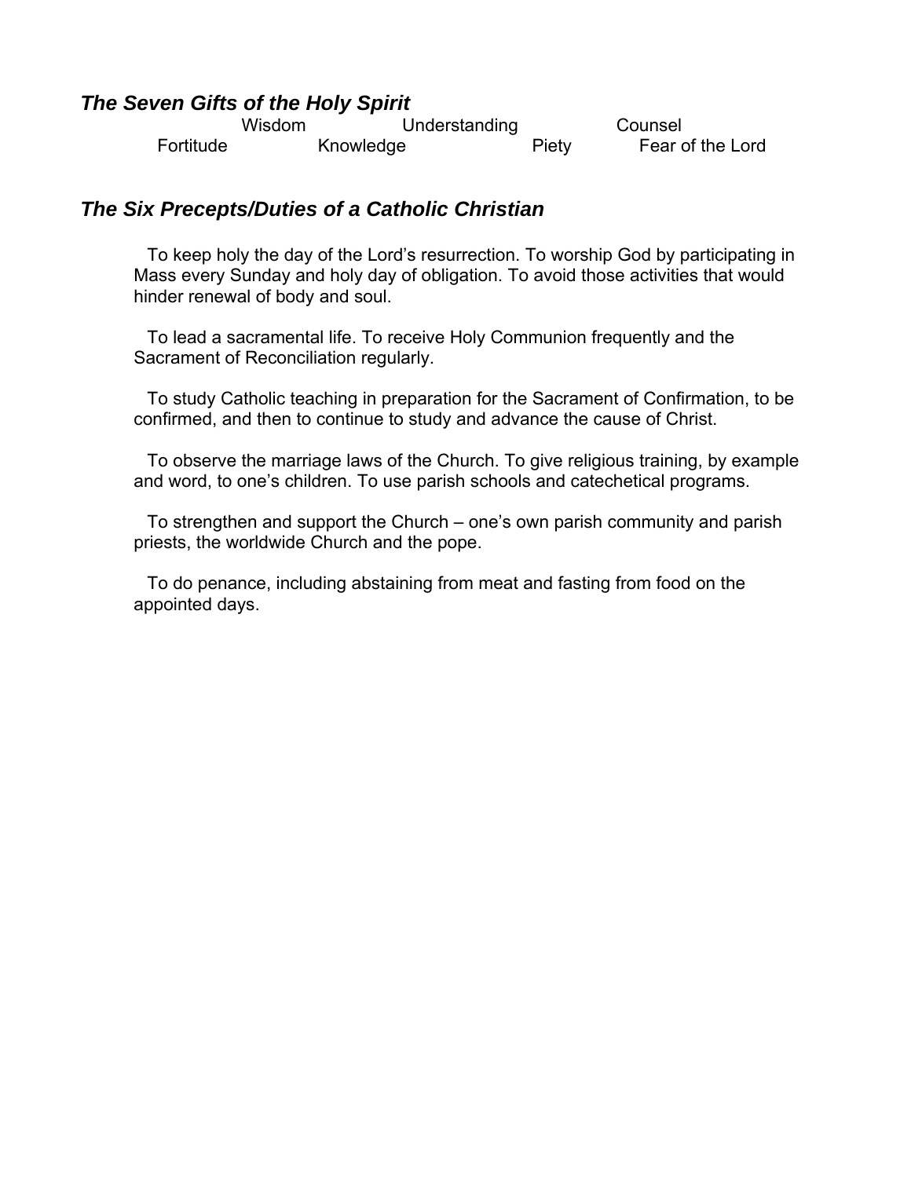### *The Seven Gifts of the Holy Spirit*

Wisdom Understanding Counsel
Fortitude Knowledge Piety Fear of the Lord

### *The Six Precepts/Duties of a Catholic Christian*

To keep holy the day of the Lord's resurrection. To worship God by participating in Mass every Sunday and holy day of obligation. To avoid those activities that would hinder renewal of body and soul.

To lead a sacramental life. To receive Holy Communion frequently and the Sacrament of Reconciliation regularly.

To study Catholic teaching in preparation for the Sacrament of Confirmation, to be confirmed, and then to continue to study and advance the cause of Christ.

To observe the marriage laws of the Church. To give religious training, by example and word, to one's children. To use parish schools and catechetical programs.

To strengthen and support the Church – one's own parish community and parish priests, the worldwide Church and the pope.

To do penance, including abstaining from meat and fasting from food on the appointed days.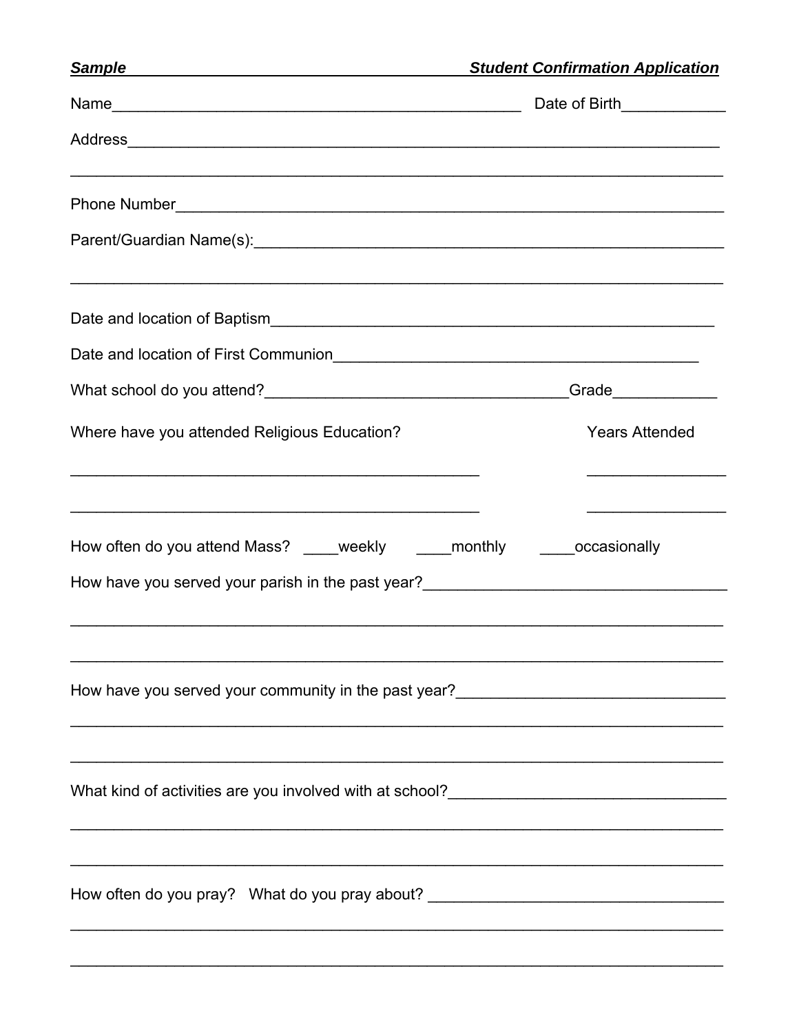***Sample*** ***Student Confirmation Application***

Name_____________________________________________ Date of Birth____________

Address_________________________________________________________________

________________________________________________________________________

Phone Number____________________________________________________________

Parent/Guardian Name(s):_________________________________________________

________________________________________________________________________

Date and location of Baptism_______________________________________________

Date and location of First Communion_______________________________________

What school do you attend?_________________________________Grade____________

Where have you attended Religious Education? Years Attended

______________________________________________ ________________

______________________________________________ ________________

How often do you attend Mass? ____weekly ____monthly ____occasionally

How have you served your parish in the past year?_________________________________

________________________________________________________________________

________________________________________________________________________

How have you served your community in the past year?_____________________________

________________________________________________________________________

________________________________________________________________________

What kind of activities are you involved with at school?_____________________________

________________________________________________________________________

________________________________________________________________________

How often do you pray? What do you pray about? ________________________________

________________________________________________________________________

________________________________________________________________________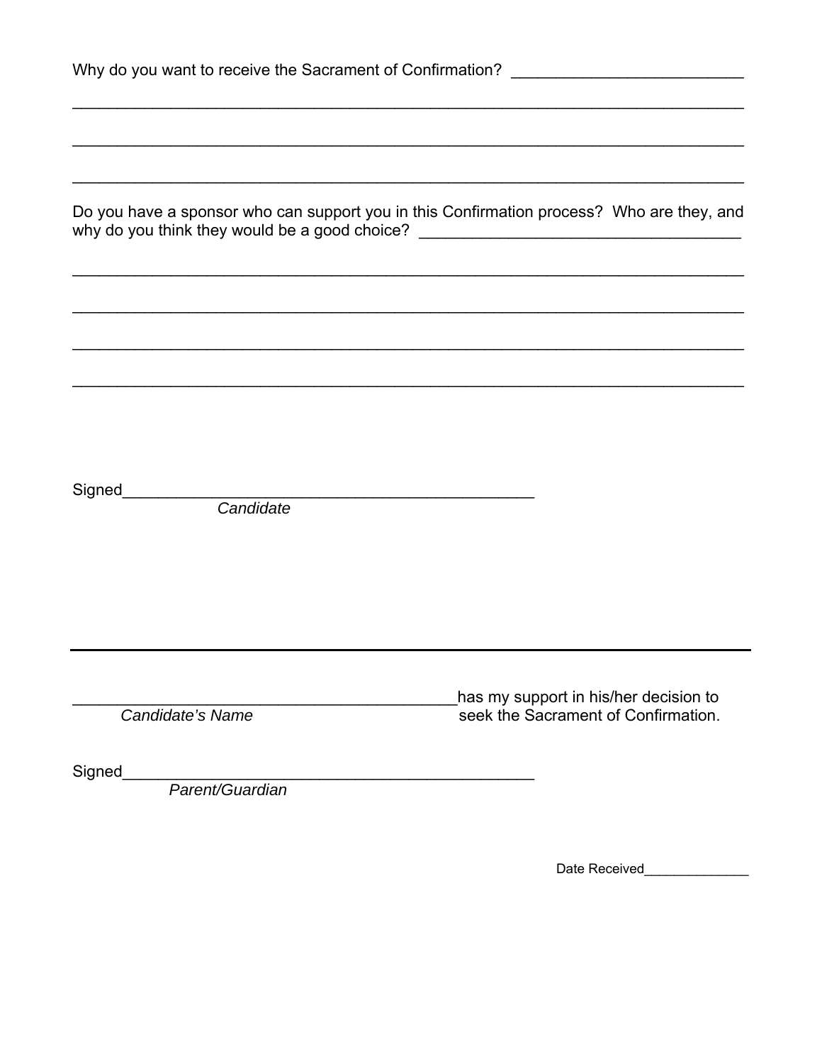Why do you want to receive the Sacrament of Confirmation? ___________________________

_______________________________________________________________________________

_______________________________________________________________________________

_______________________________________________________________________________

Do you have a sponsor who can support you in this Confirmation process? Who are they, and why do you think they would be a good choice? ______________________________________

_______________________________________________________________________________

_______________________________________________________________________________

_______________________________________________________________________________

_______________________________________________________________________________

Signed__________________________________________________
*Candidate*

---

_____________________________________________has my support in his/her decision to
*Candidate's Name* seek the Sacrament of Confirmation.

Signed__________________________________________________
*Parent/Guardian*

Date Received______________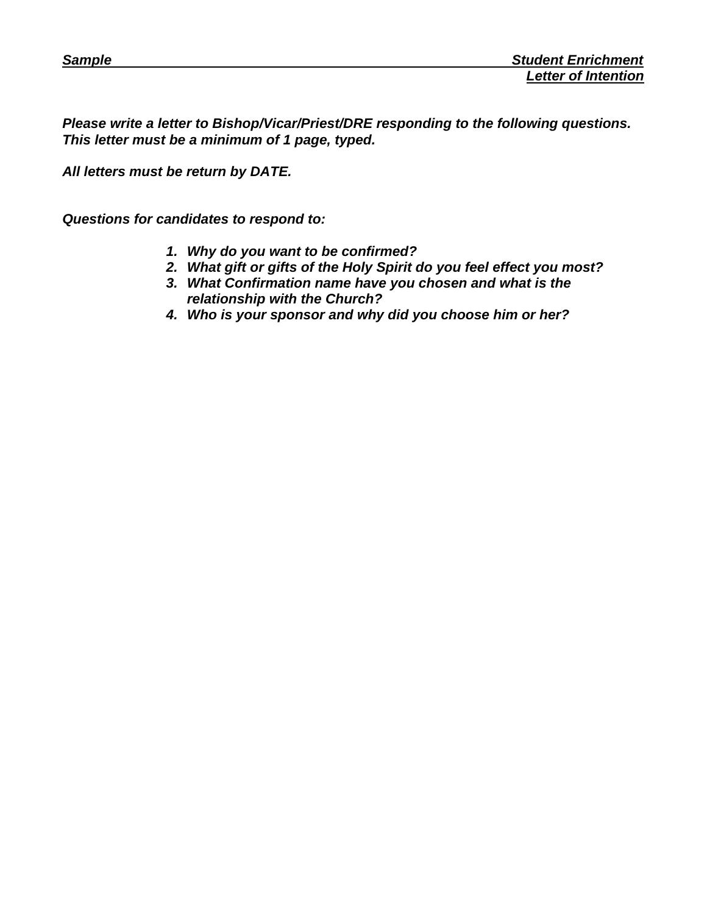***Sample*** ***Student Enrichment***
***Letter of Intention***

***Please write a letter to Bishop/Vicar/Priest/DRE responding to the following questions. This letter must be a minimum of 1 page, typed.***

***All letters must be return by DATE.***

***Questions for candidates to respond to:***

1. ***Why do you want to be confirmed?***
2. ***What gift or gifts of the Holy Spirit do you feel effect you most?***
3. ***What Confirmation name have you chosen and what is the relationship with the Church?***
4. ***Who is your sponsor and why did you choose him or her?***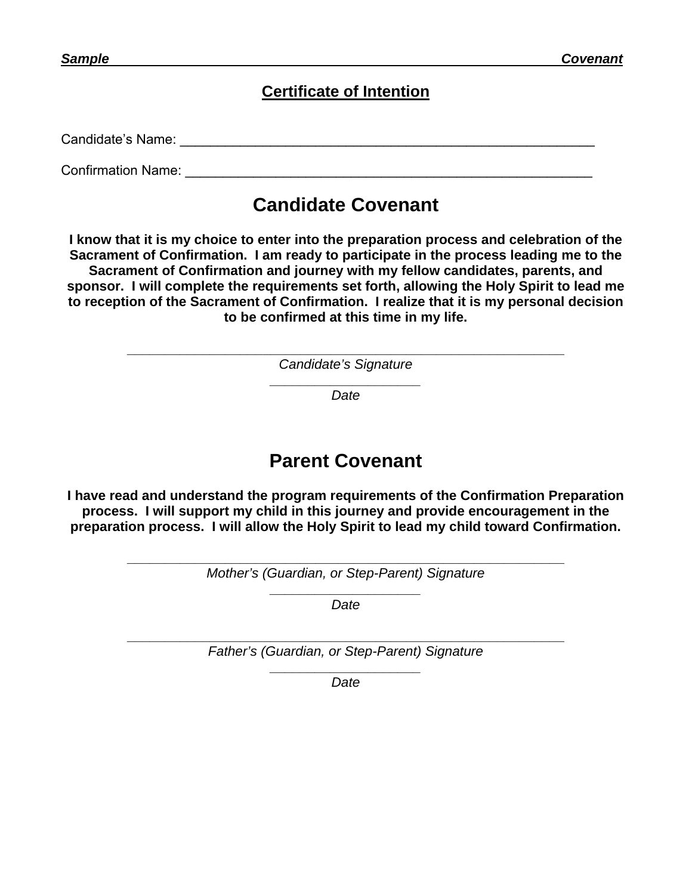***Sample*** ***Covenant***

## Certificate of Intention

Candidate's Name: ___________________________________________________________

Confirmation Name: __________________________________________________________

# Candidate Covenant

**I know that it is my choice to enter into the preparation process and celebration of the Sacrament of Confirmation. I am ready to participate in the process leading me to the Sacrament of Confirmation and journey with my fellow candidates, parents, and sponsor. I will complete the requirements set forth, allowing the Holy Spirit to lead me to reception of the Sacrament of Confirmation. I realize that it is my personal decision to be confirmed at this time in my life.**

______________________________________________________________

*Candidate's Signature*

_____________________

*Date*

# Parent Covenant

**I have read and understand the program requirements of the Confirmation Preparation process. I will support my child in this journey and provide encouragement in the preparation process. I will allow the Holy Spirit to lead my child toward Confirmation.**

______________________________________________________________

*Mother's (Guardian, or Step-Parent) Signature*

_____________________

*Date*

______________________________________________________________

*Father's (Guardian, or Step-Parent) Signature*

_____________________

*Date*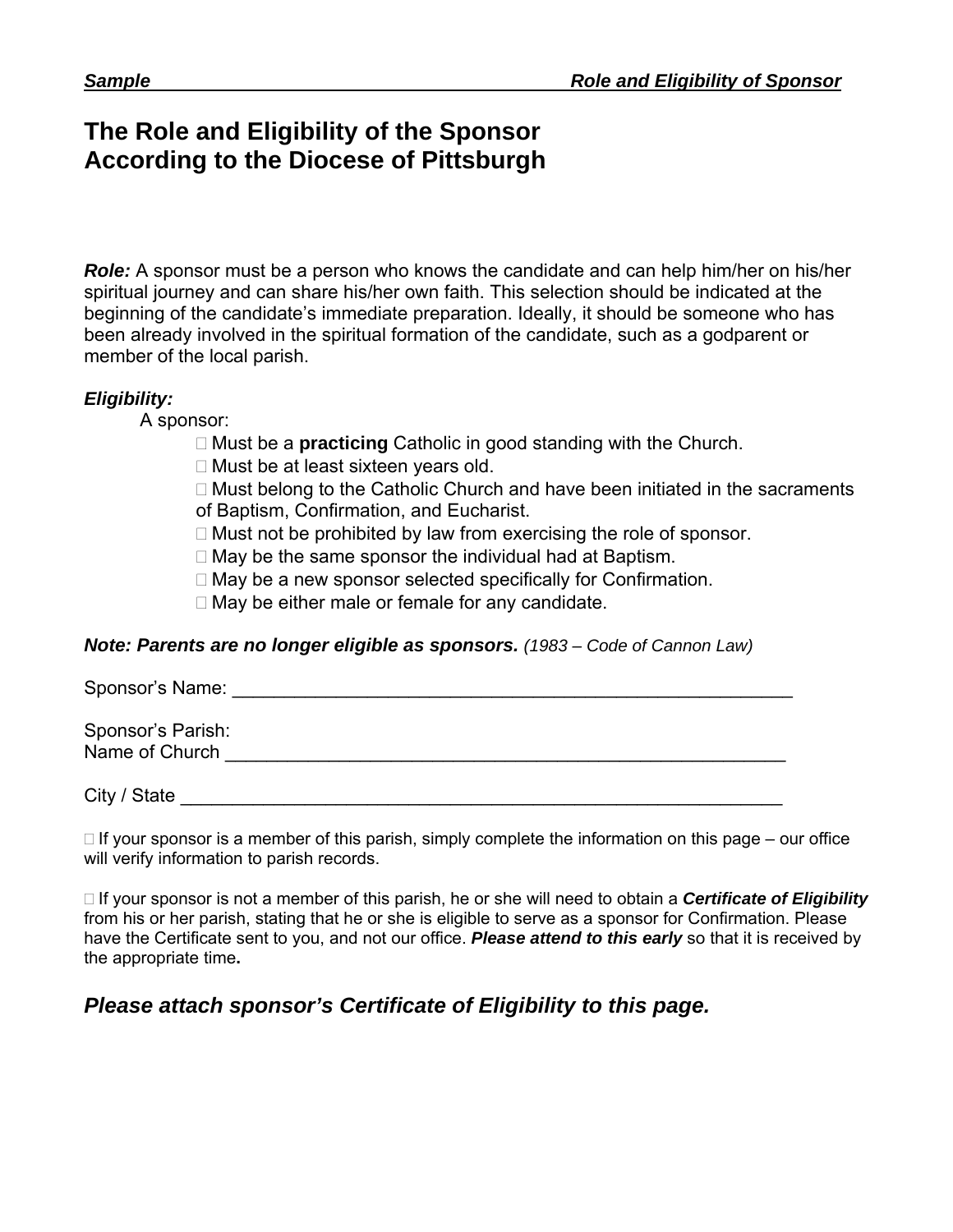# The Role and Eligibility of the Sponsor According to the Diocese of Pittsburgh

***Role:*** A sponsor must be a person who knows the candidate and can help him/her on his/her spiritual journey and can share his/her own faith. This selection should be indicated at the beginning of the candidate's immediate preparation. Ideally, it should be someone who has been already involved in the spiritual formation of the candidate, such as a godparent or member of the local parish.

***Eligibility:***

A sponsor:

-  Must be a **practicing** Catholic in good standing with the Church.
-  Must be at least sixteen years old.
-  Must belong to the Catholic Church and have been initiated in the sacraments of Baptism, Confirmation, and Eucharist.
-  Must not be prohibited by law from exercising the role of sponsor.
-  May be the same sponsor the individual had at Baptism.
-  May be a new sponsor selected specifically for Confirmation.
-  May be either male or female for any candidate.

***Note: Parents are no longer eligible as sponsors.*** *(1983 – Code of Cannon Law)*

Sponsor's Name: _______________________________________________________

Sponsor's Parish:
Name of Church _______________________________________________________

City / State __________________________________________________________

 If your sponsor is a member of this parish, simply complete the information on this page – our office will verify information to parish records.

 If your sponsor is not a member of this parish, he or she will need to obtain a ***Certificate of Eligibility*** from his or her parish, stating that he or she is eligible to serve as a sponsor for Confirmation. Please have the Certificate sent to you, and not our office. ***Please attend to this early*** so that it is received by the appropriate time**.**

## *Please attach sponsor's Certificate of Eligibility to this page.*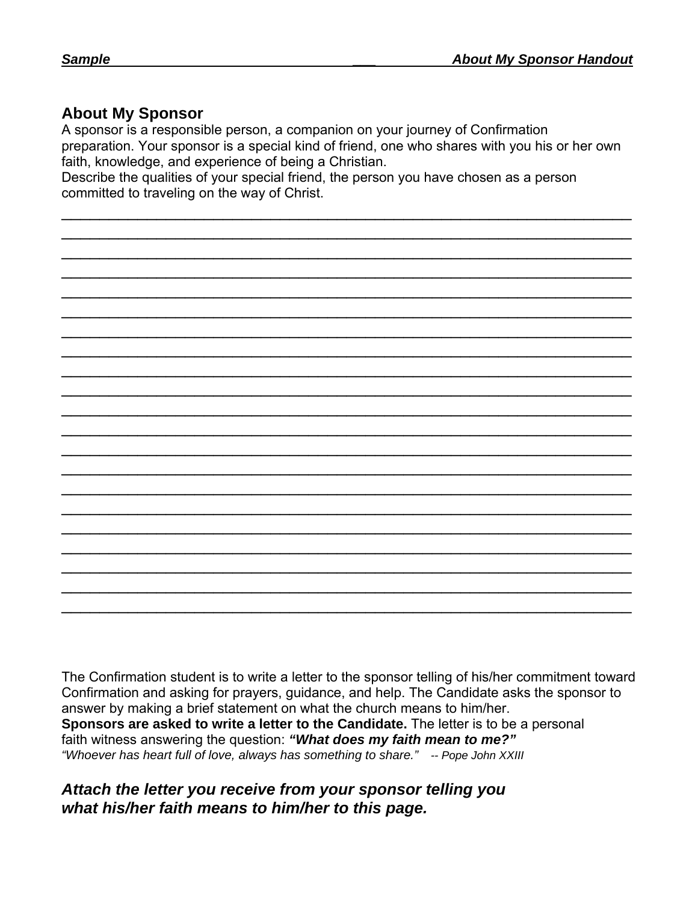## About My Sponsor

A sponsor is a responsible person, a companion on your journey of Confirmation preparation. Your sponsor is a special kind of friend, one who shares with you his or her own faith, knowledge, and experience of being a Christian.
Describe the qualities of your special friend, the person you have chosen as a person committed to traveling on the way of Christ.

______________________________________________________________________________
______________________________________________________________________________
______________________________________________________________________________
______________________________________________________________________________
______________________________________________________________________________
______________________________________________________________________________
______________________________________________________________________________
______________________________________________________________________________
______________________________________________________________________________
______________________________________________________________________________
______________________________________________________________________________
______________________________________________________________________________
______________________________________________________________________________
______________________________________________________________________________
______________________________________________________________________________
______________________________________________________________________________
______________________________________________________________________________
______________________________________________________________________________
______________________________________________________________________________
______________________________________________________________________________
______________________________________________________________________________

The Confirmation student is to write a letter to the sponsor telling of his/her commitment toward Confirmation and asking for prayers, guidance, and help. The Candidate asks the sponsor to answer by making a brief statement on what the church means to him/her.
**Sponsors are asked to write a letter to the Candidate.** The letter is to be a personal faith witness answering the question: ***"What does my faith mean to me?"***
*"Whoever has heart full of love, always has something to share."* *-- Pope John XXIII*

***Attach the letter you receive from your sponsor telling you what his/her faith means to him/her to this page.***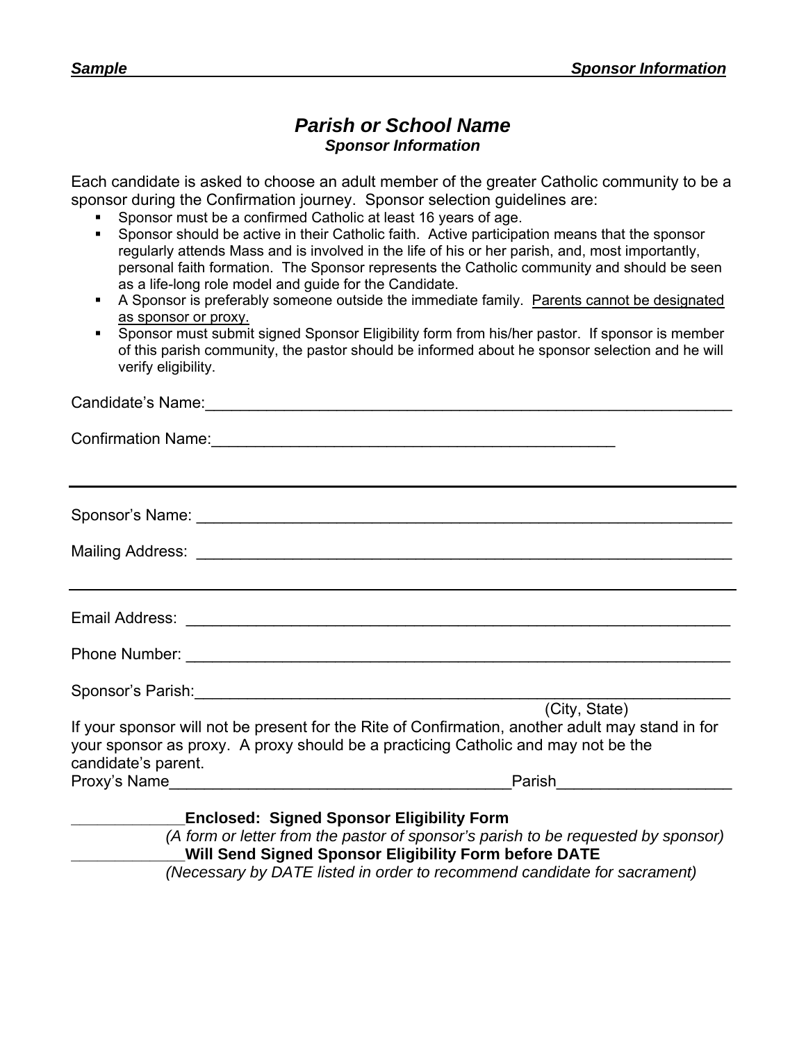# *Parish or School Name*

### *Sponsor Information*

Each candidate is asked to choose an adult member of the greater Catholic community to be a sponsor during the Confirmation journey. Sponsor selection guidelines are:

- Sponsor must be a confirmed Catholic at least 16 years of age.
- Sponsor should be active in their Catholic faith. Active participation means that the sponsor regularly attends Mass and is involved in the life of his or her parish, and, most importantly, personal faith formation. The Sponsor represents the Catholic community and should be seen as a life-long role model and guide for the Candidate.
- A Sponsor is preferably someone outside the immediate family. <u>Parents cannot be designated as sponsor or proxy.</u>
- Sponsor must submit signed Sponsor Eligibility form from his/her pastor. If sponsor is member of this parish community, the pastor should be informed about he sponsor selection and he will verify eligibility.

Candidate's Name:______________________________________________________________

Confirmation Name:____________________________________________

---

Sponsor's Name: _______________________________________________________________

Mailing Address: _______________________________________________________________

---

Email Address: _________________________________________________________________

Phone Number: _________________________________________________________________

Sponsor's Parish:________________________________________________________________
(City, State)

If your sponsor will not be present for the Rite of Confirmation, another adult may stand in for your sponsor as proxy. A proxy should be a practicing Catholic and may not be the candidate's parent.

Proxy's Name_____________________________________Parish___________________

_____________**Enclosed: Signed Sponsor Eligibility Form**
*(A form or letter from the pastor of sponsor's parish to be requested by sponsor)*

_____________**Will Send Signed Sponsor Eligibility Form before DATE**
*(Necessary by DATE listed in order to recommend candidate for sacrament)*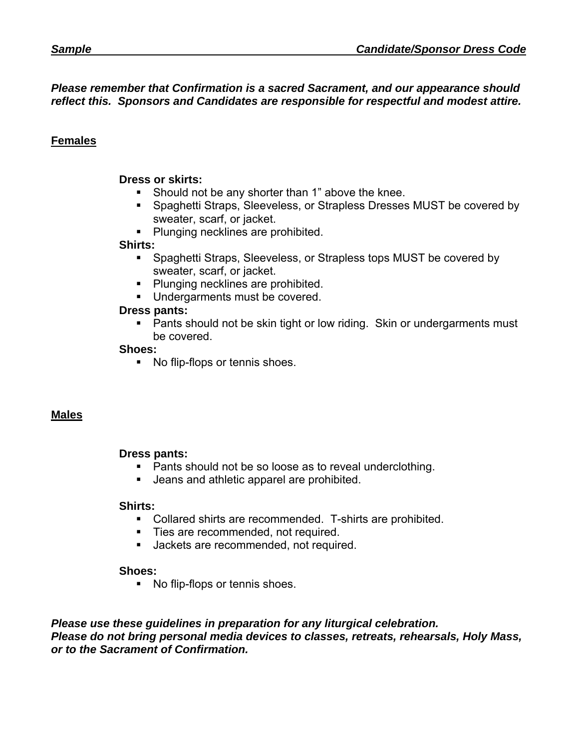***Sample*** ***Candidate/Sponsor Dress Code***

***Please remember that Confirmation is a sacred Sacrament, and our appearance should reflect this. Sponsors and Candidates are responsible for respectful and modest attire.***

## Females

**Dress or skirts:**

- Should not be any shorter than 1" above the knee.
- Spaghetti Straps, Sleeveless, or Strapless Dresses MUST be covered by sweater, scarf, or jacket.
- Plunging necklines are prohibited.

**Shirts:**

- Spaghetti Straps, Sleeveless, or Strapless tops MUST be covered by sweater, scarf, or jacket.
- Plunging necklines are prohibited.
- Undergarments must be covered.

**Dress pants:**

- Pants should not be skin tight or low riding. Skin or undergarments must be covered.

**Shoes:**

- No flip-flops or tennis shoes.

## Males

**Dress pants:**

- Pants should not be so loose as to reveal underclothing.
- Jeans and athletic apparel are prohibited.

**Shirts:**

- Collared shirts are recommended. T-shirts are prohibited.
- Ties are recommended, not required.
- Jackets are recommended, not required.

**Shoes:**

- No flip-flops or tennis shoes.

***Please use these guidelines in preparation for any liturgical celebration.***
***Please do not bring personal media devices to classes, retreats, rehearsals, Holy Mass, or to the Sacrament of Confirmation.***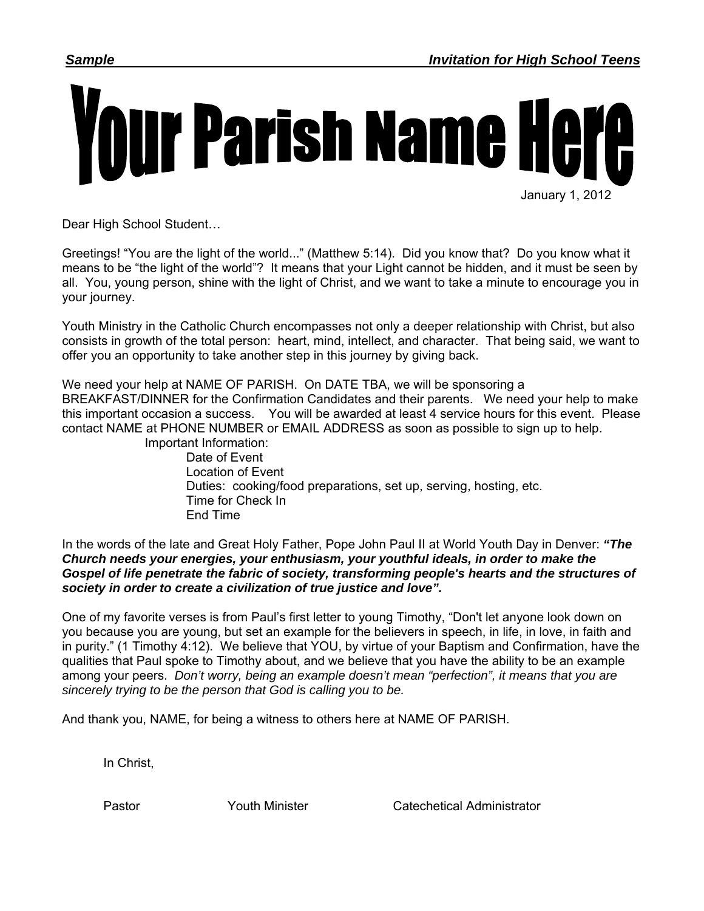*Sample* *Invitation for High School Teens*

# Your Parish Name Here

January 1, 2012

Dear High School Student…

Greetings! "You are the light of the world..." (Matthew 5:14). Did you know that? Do you know what it means to be "the light of the world"? It means that your Light cannot be hidden, and it must be seen by all. You, young person, shine with the light of Christ, and we want to take a minute to encourage you in your journey.

Youth Ministry in the Catholic Church encompasses not only a deeper relationship with Christ, but also consists in growth of the total person: heart, mind, intellect, and character. That being said, we want to offer you an opportunity to take another step in this journey by giving back.

We need your help at NAME OF PARISH. On DATE TBA, we will be sponsoring a BREAKFAST/DINNER for the Confirmation Candidates and their parents. We need your help to make this important occasion a success. You will be awarded at least 4 service hours for this event. Please contact NAME at PHONE NUMBER or EMAIL ADDRESS as soon as possible to sign up to help.

Important Information:

- Date of Event
- Location of Event
- Duties: cooking/food preparations, set up, serving, hosting, etc.
- Time for Check In
- End Time

In the words of the late and Great Holy Father, Pope John Paul II at World Youth Day in Denver: ***"The Church needs your energies, your enthusiasm, your youthful ideals, in order to make the Gospel of life penetrate the fabric of society, transforming people's hearts and the structures of society in order to create a civilization of true justice and love".***

One of my favorite verses is from Paul's first letter to young Timothy, "Don't let anyone look down on you because you are young, but set an example for the believers in speech, in life, in love, in faith and in purity." (1 Timothy 4:12). We believe that YOU, by virtue of your Baptism and Confirmation, have the qualities that Paul spoke to Timothy about, and we believe that you have the ability to be an example among your peers. *Don't worry, being an example doesn't mean "perfection", it means that you are sincerely trying to be the person that God is calling you to be.*

And thank you, NAME, for being a witness to others here at NAME OF PARISH.

In Christ,

Pastor Youth Minister Catechetical Administrator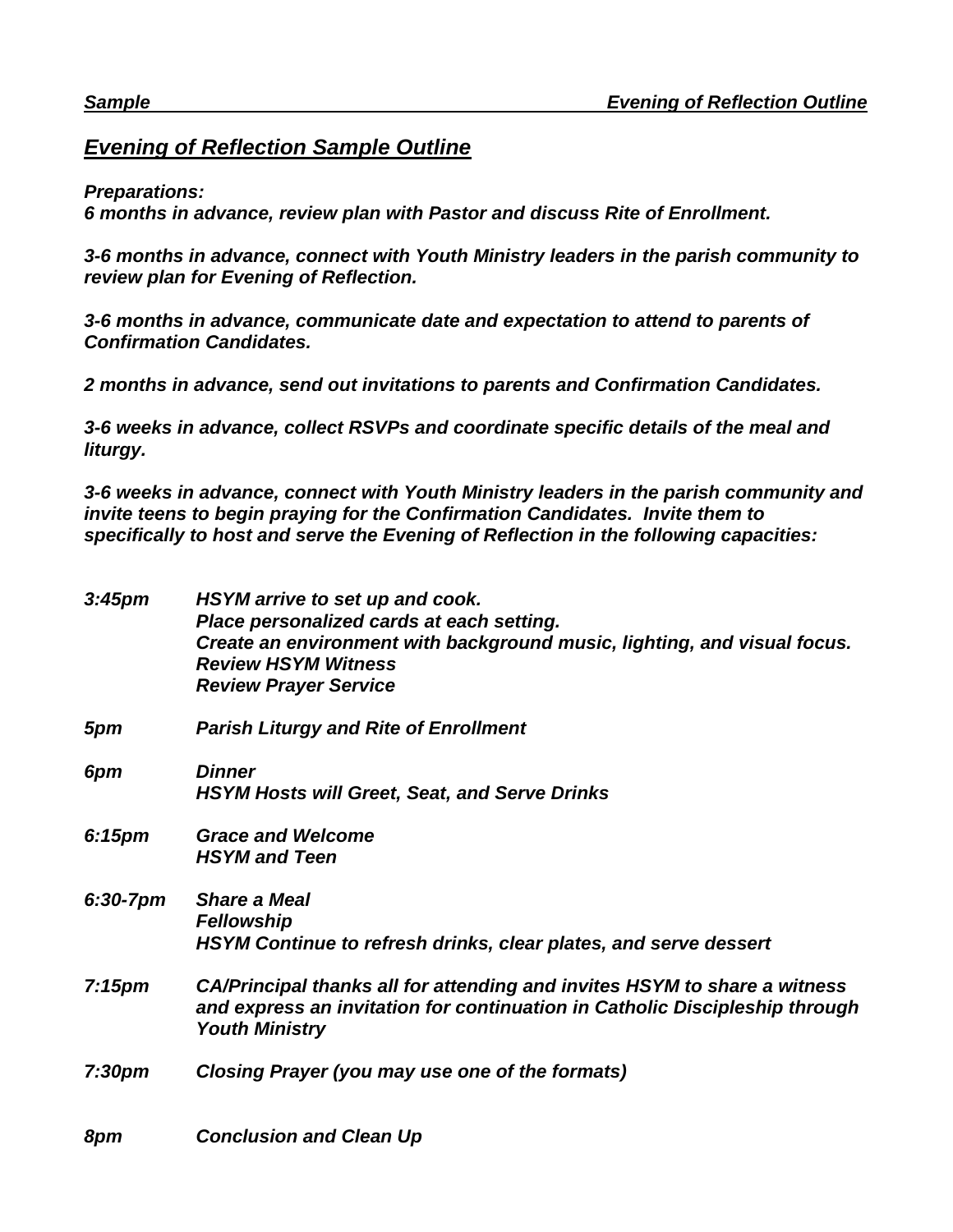## *Evening of Reflection Sample Outline*

***Preparations:***
***6 months in advance, review plan with Pastor and discuss Rite of Enrollment.***

***3-6 months in advance, connect with Youth Ministry leaders in the parish community to review plan for Evening of Reflection.***

***3-6 months in advance, communicate date and expectation to attend to parents of Confirmation Candidates.***

***2 months in advance, send out invitations to parents and Confirmation Candidates.***

***3-6 weeks in advance, collect RSVPs and coordinate specific details of the meal and liturgy.***

***3-6 weeks in advance, connect with Youth Ministry leaders in the parish community and invite teens to begin praying for the Confirmation Candidates. Invite them to specifically to host and serve the Evening of Reflection in the following capacities:***

| | |
|---|---|
| ***3:45pm*** | ***HSYM arrive to set up and cook.***<br>***Place personalized cards at each setting.***<br>***Create an environment with background music, lighting, and visual focus.***<br>***Review HSYM Witness***<br>***Review Prayer Service*** |
| ***5pm*** | ***Parish Liturgy and Rite of Enrollment*** |
| ***6pm*** | ***Dinner***<br>***HSYM Hosts will Greet, Seat, and Serve Drinks*** |
| ***6:15pm*** | ***Grace and Welcome***<br>***HSYM and Teen*** |
| ***6:30-7pm*** | ***Share a Meal***<br>***Fellowship***<br>***HSYM Continue to refresh drinks, clear plates, and serve dessert*** |
| ***7:15pm*** | ***CA/Principal thanks all for attending and invites HSYM to share a witness and express an invitation for continuation in Catholic Discipleship through Youth Ministry*** |
| ***7:30pm*** | ***Closing Prayer (you may use one of the formats)*** |
| ***8pm*** | ***Conclusion and Clean Up*** |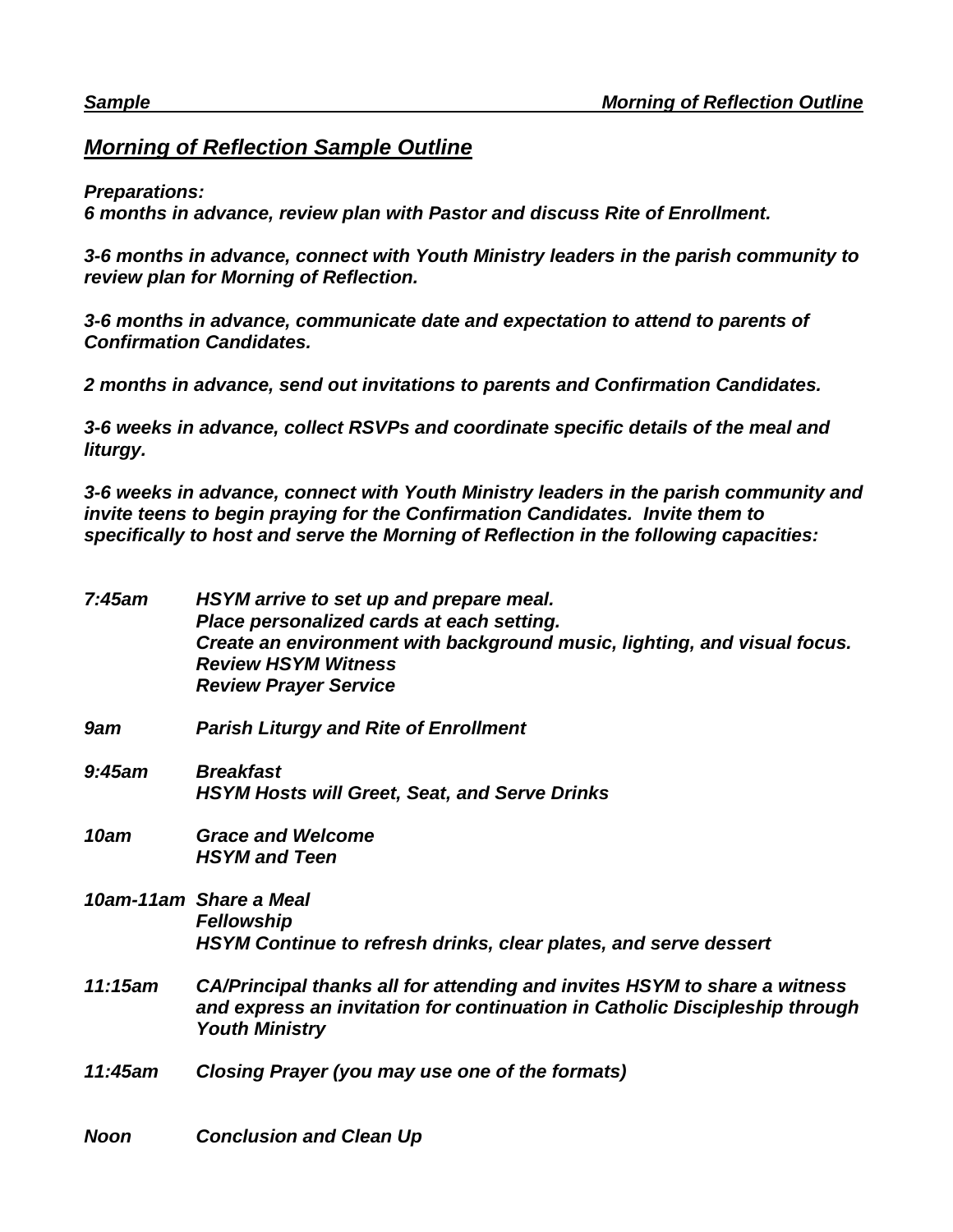## *Morning of Reflection Sample Outline*

***Preparations:***
***6 months in advance, review plan with Pastor and discuss Rite of Enrollment.***

***3-6 months in advance, connect with Youth Ministry leaders in the parish community to review plan for Morning of Reflection.***

***3-6 months in advance, communicate date and expectation to attend to parents of Confirmation Candidates.***

***2 months in advance, send out invitations to parents and Confirmation Candidates.***

***3-6 weeks in advance, collect RSVPs and coordinate specific details of the meal and liturgy.***

***3-6 weeks in advance, connect with Youth Ministry leaders in the parish community and invite teens to begin praying for the Confirmation Candidates. Invite them to specifically to host and serve the Morning of Reflection in the following capacities:***

| | |
|---|---|
| ***7:45am*** | ***HSYM arrive to set up and prepare meal.*** <br> ***Place personalized cards at each setting.*** <br> ***Create an environment with background music, lighting, and visual focus.*** <br> ***Review HSYM Witness*** <br> ***Review Prayer Service*** |
| ***9am*** | ***Parish Liturgy and Rite of Enrollment*** |
| ***9:45am*** | ***Breakfast*** <br> ***HSYM Hosts will Greet, Seat, and Serve Drinks*** |
| ***10am*** | ***Grace and Welcome*** <br> ***HSYM and Teen*** |
| ***10am-11am*** | ***Share a Meal*** <br> ***Fellowship*** <br> ***HSYM Continue to refresh drinks, clear plates, and serve dessert*** |
| ***11:15am*** | ***CA/Principal thanks all for attending and invites HSYM to share a witness and express an invitation for continuation in Catholic Discipleship through Youth Ministry*** |
| ***11:45am*** | ***Closing Prayer (you may use one of the formats)*** |
| ***Noon*** | ***Conclusion and Clean Up*** |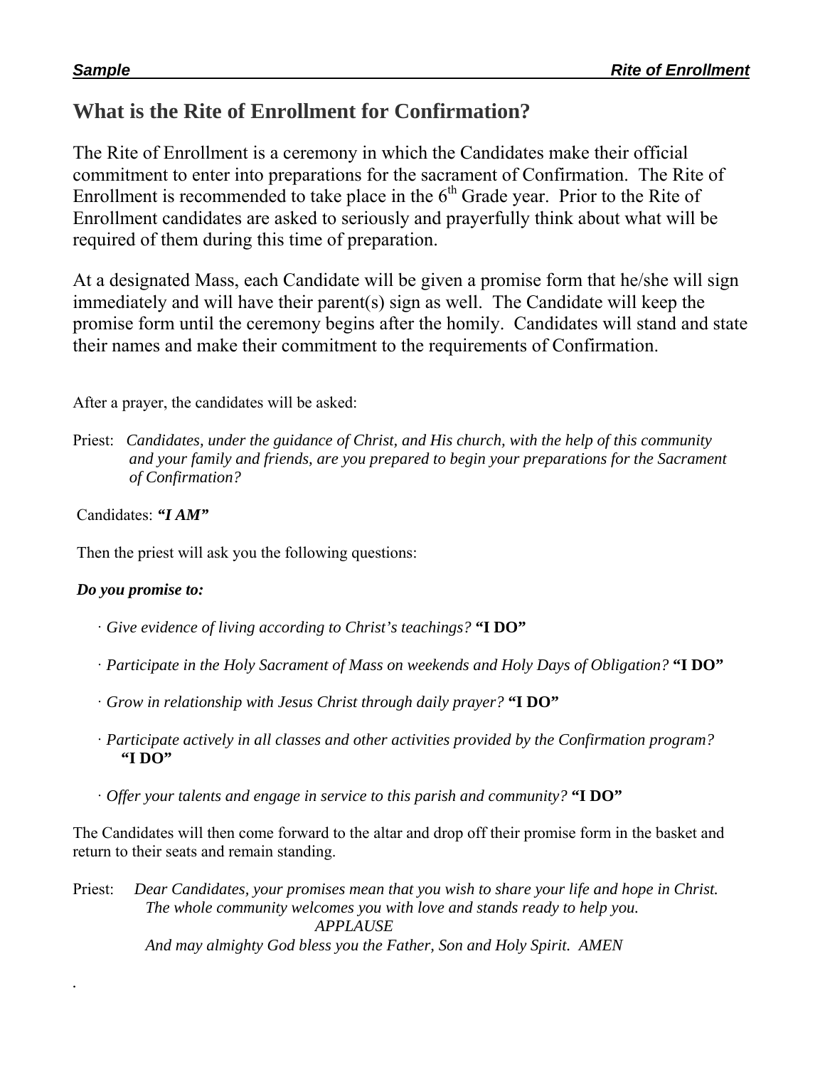# What is the Rite of Enrollment for Confirmation?

The Rite of Enrollment is a ceremony in which the Candidates make their official commitment to enter into preparations for the sacrament of Confirmation. The Rite of Enrollment is recommended to take place in the 6th Grade year. Prior to the Rite of Enrollment candidates are asked to seriously and prayerfully think about what will be required of them during this time of preparation.

At a designated Mass, each Candidate will be given a promise form that he/she will sign immediately and will have their parent(s) sign as well. The Candidate will keep the promise form until the ceremony begins after the homily. Candidates will stand and state their names and make their commitment to the requirements of Confirmation.

After a prayer, the candidates will be asked:

Priest: *Candidates, under the guidance of Christ, and His church, with the help of this community and your family and friends, are you prepared to begin your preparations for the Sacrament of Confirmation?*

Candidates: ***"I AM"***

Then the priest will ask you the following questions:

***Do you promise to:***

- *Give evidence of living according to Christ's teachings?* **"I DO"**
- *Participate in the Holy Sacrament of Mass on weekends and Holy Days of Obligation?* **"I DO"**
- *Grow in relationship with Jesus Christ through daily prayer?* **"I DO"**
- *Participate actively in all classes and other activities provided by the Confirmation program?* **"I DO"**
- *Offer your talents and engage in service to this parish and community?* **"I DO"**

The Candidates will then come forward to the altar and drop off their promise form in the basket and return to their seats and remain standing.

Priest: *Dear Candidates, your promises mean that you wish to share your life and hope in Christ. The whole community welcomes you with love and stands ready to help you.*

*APPLAUSE*

*And may almighty God bless you the Father, Son and Holy Spirit. AMEN*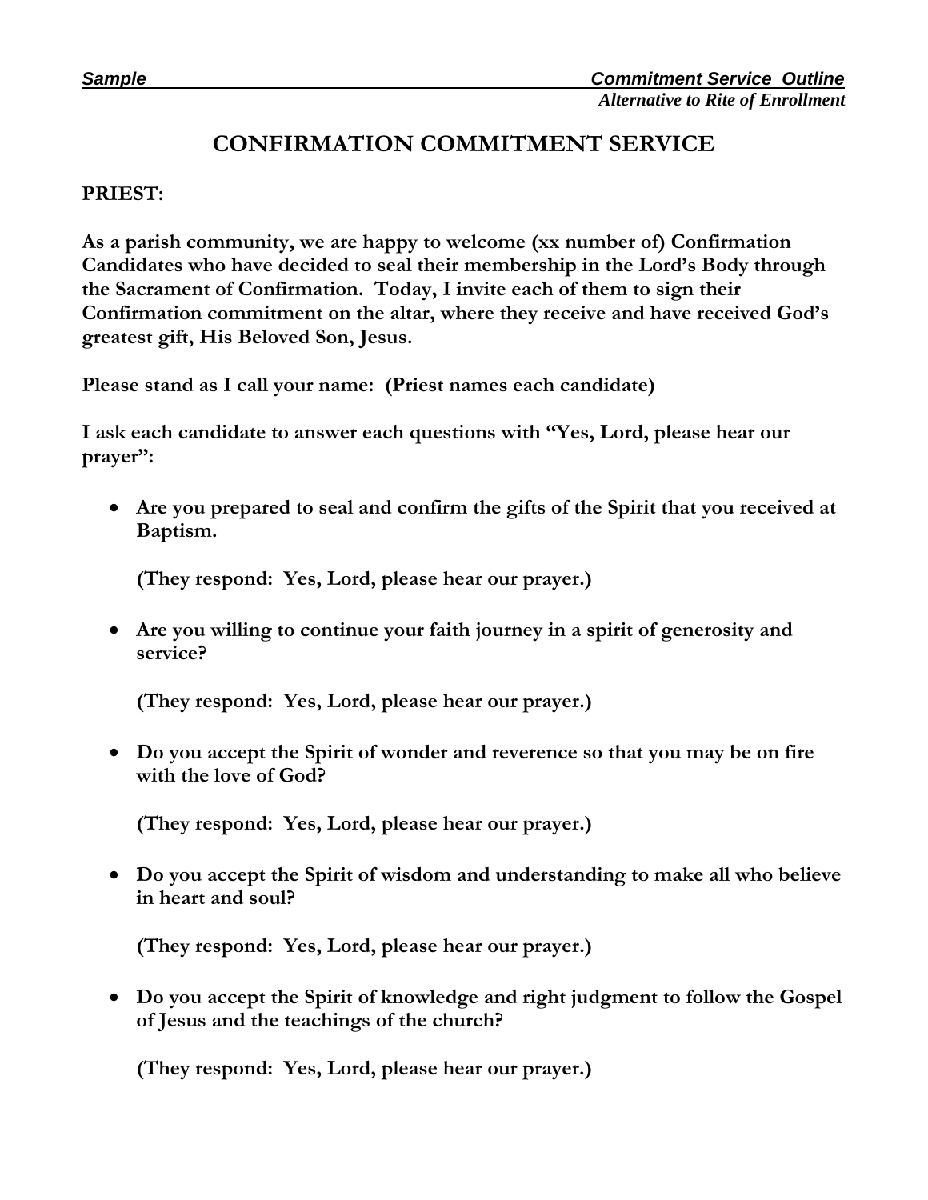*Sample* *Commitment Service Outline*
*Alternative to Rite of Enrollment*

# CONFIRMATION COMMITMENT SERVICE

**PRIEST:**

**As a parish community, we are happy to welcome (xx number of) Confirmation Candidates who have decided to seal their membership in the Lord's Body through the Sacrament of Confirmation. Today, I invite each of them to sign their Confirmation commitment on the altar, where they receive and have received God's greatest gift, His Beloved Son, Jesus.**

**Please stand as I call your name: (Priest names each candidate)**

**I ask each candidate to answer each questions with "Yes, Lord, please hear our prayer":**

- **Are you prepared to seal and confirm the gifts of the Spirit that you received at Baptism.**

  **(They respond: Yes, Lord, please hear our prayer.)**

- **Are you willing to continue your faith journey in a spirit of generosity and service?**

  **(They respond: Yes, Lord, please hear our prayer.)**

- **Do you accept the Spirit of wonder and reverence so that you may be on fire with the love of God?**

  **(They respond: Yes, Lord, please hear our prayer.)**

- **Do you accept the Spirit of wisdom and understanding to make all who believe in heart and soul?**

  **(They respond: Yes, Lord, please hear our prayer.)**

- **Do you accept the Spirit of knowledge and right judgment to follow the Gospel of Jesus and the teachings of the church?**

  **(They respond: Yes, Lord, please hear our prayer.)**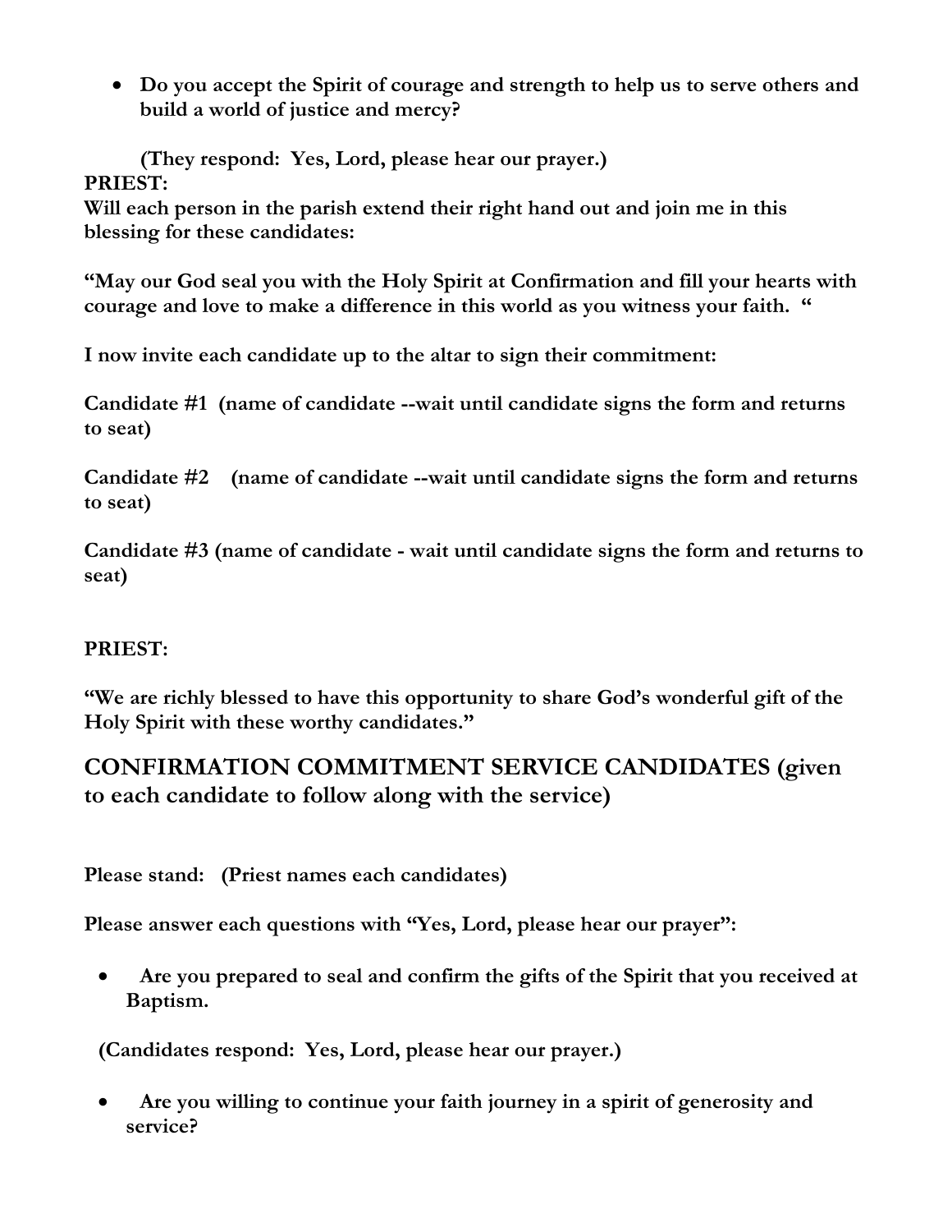- **Do you accept the Spirit of courage and strength to help us to serve others and build a world of justice and mercy?**

**(They respond: Yes, Lord, please hear our prayer.)**

**PRIEST:**

**Will each person in the parish extend their right hand out and join me in this blessing for these candidates:**

**"May our God seal you with the Holy Spirit at Confirmation and fill your hearts with courage and love to make a difference in this world as you witness your faith. "**

**I now invite each candidate up to the altar to sign their commitment:**

**Candidate #1 (name of candidate --wait until candidate signs the form and returns to seat)**

**Candidate #2 (name of candidate --wait until candidate signs the form and returns to seat)**

**Candidate #3 (name of candidate - wait until candidate signs the form and returns to seat)**

**PRIEST:**

**"We are richly blessed to have this opportunity to share God's wonderful gift of the Holy Spirit with these worthy candidates."**

## CONFIRMATION COMMITMENT SERVICE CANDIDATES (given to each candidate to follow along with the service)

**Please stand: (Priest names each candidates)**

**Please answer each questions with "Yes, Lord, please hear our prayer":**

- **Are you prepared to seal and confirm the gifts of the Spirit that you received at Baptism.**

**(Candidates respond: Yes, Lord, please hear our prayer.)**

- **Are you willing to continue your faith journey in a spirit of generosity and service?**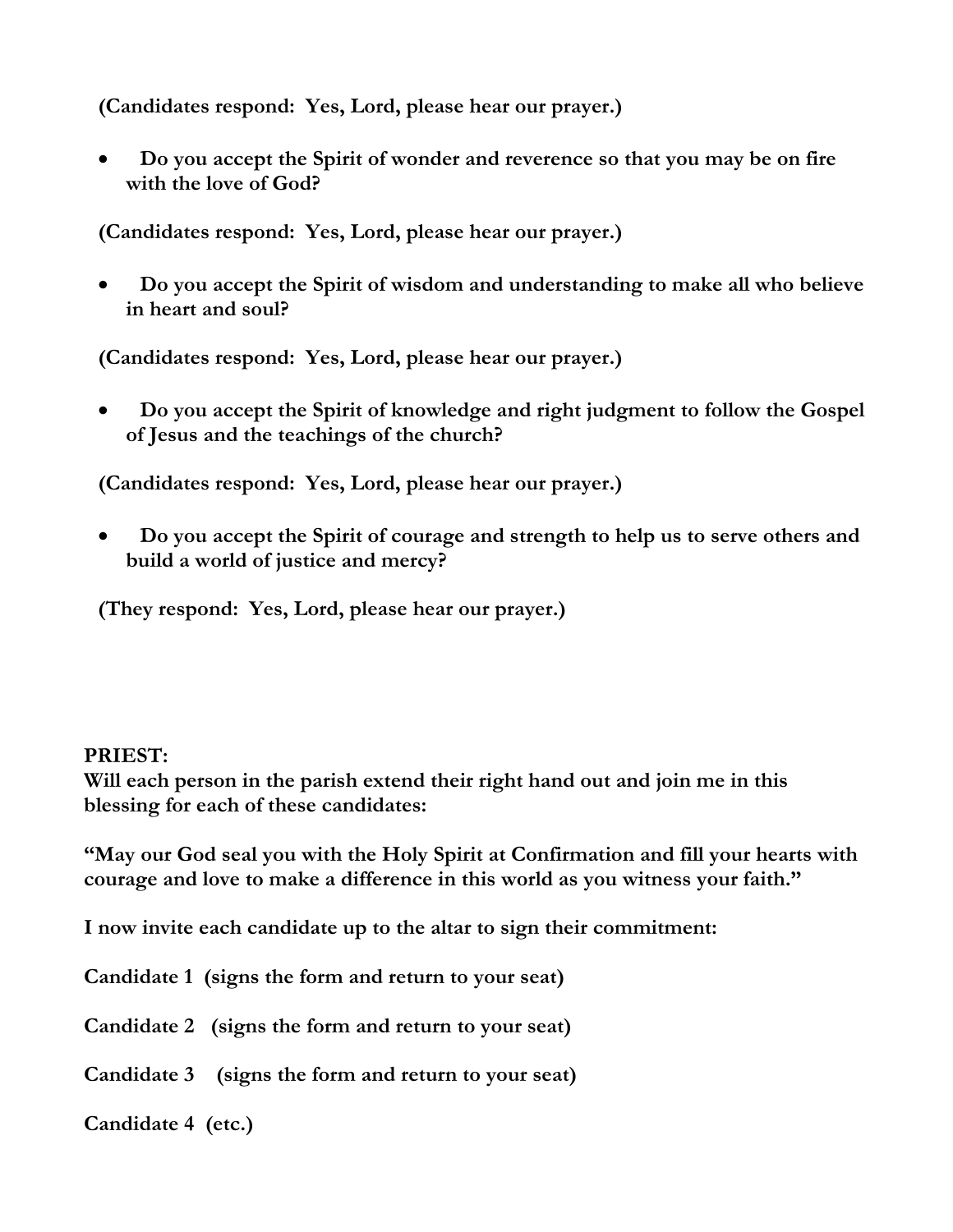**(Candidates respond: Yes, Lord, please hear our prayer.)**

- **Do you accept the Spirit of wonder and reverence so that you may be on fire with the love of God?**

**(Candidates respond: Yes, Lord, please hear our prayer.)**

- **Do you accept the Spirit of wisdom and understanding to make all who believe in heart and soul?**

**(Candidates respond: Yes, Lord, please hear our prayer.)**

- **Do you accept the Spirit of knowledge and right judgment to follow the Gospel of Jesus and the teachings of the church?**

**(Candidates respond: Yes, Lord, please hear our prayer.)**

- **Do you accept the Spirit of courage and strength to help us to serve others and build a world of justice and mercy?**

**(They respond: Yes, Lord, please hear our prayer.)**

**PRIEST:**
**Will each person in the parish extend their right hand out and join me in this blessing for each of these candidates:**

**"May our God seal you with the Holy Spirit at Confirmation and fill your hearts with courage and love to make a difference in this world as you witness your faith."**

**I now invite each candidate up to the altar to sign their commitment:**

**Candidate 1 (signs the form and return to your seat)**

**Candidate 2 (signs the form and return to your seat)**

**Candidate 3 (signs the form and return to your seat)**

**Candidate 4 (etc.)**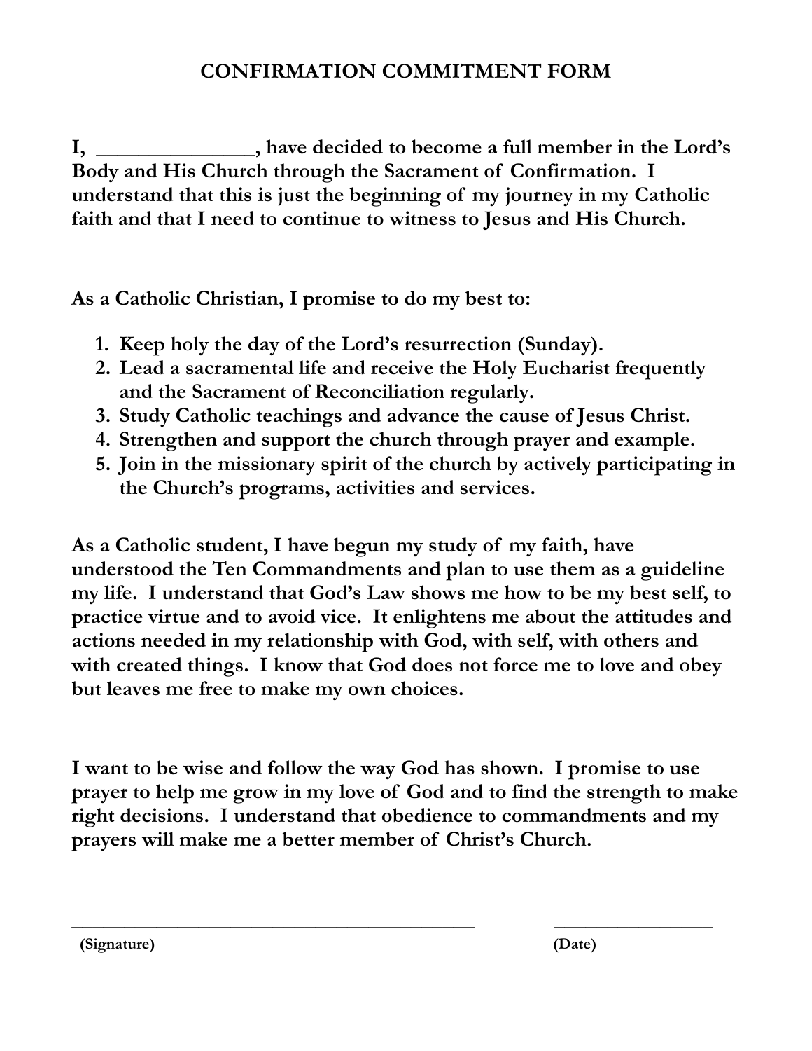# CONFIRMATION COMMITMENT FORM

**I, _______________, have decided to become a full member in the Lord's Body and His Church through the Sacrament of Confirmation. I understand that this is just the beginning of my journey in my Catholic faith and that I need to continue to witness to Jesus and His Church.**

**As a Catholic Christian, I promise to do my best to:**

1. **Keep holy the day of the Lord's resurrection (Sunday).**
2. **Lead a sacramental life and receive the Holy Eucharist frequently and the Sacrament of Reconciliation regularly.**
3. **Study Catholic teachings and advance the cause of Jesus Christ.**
4. **Strengthen and support the church through prayer and example.**
5. **Join in the missionary spirit of the church by actively participating in the Church's programs, activities and services.**

**As a Catholic student, I have begun my study of my faith, have understood the Ten Commandments and plan to use them as a guideline my life. I understand that God's Law shows me how to be my best self, to practice virtue and to avoid vice. It enlightens me about the attitudes and actions needed in my relationship with God, with self, with others and with created things. I know that God does not force me to love and obey but leaves me free to make my own choices.**

**I want to be wise and follow the way God has shown. I promise to use prayer to help me grow in my love of God and to find the strength to make right decisions. I understand that obedience to commandments and my prayers will make me a better member of Christ's Church.**

_____________________________________________ &nbsp;&nbsp;&nbsp;&nbsp;&nbsp;&nbsp; __________________

**(Signature)** &nbsp;&nbsp;&nbsp;&nbsp;&nbsp;&nbsp;&nbsp;&nbsp;&nbsp;&nbsp;&nbsp;&nbsp;&nbsp;&nbsp;&nbsp;&nbsp;&nbsp;&nbsp;&nbsp;&nbsp;&nbsp;&nbsp;&nbsp;&nbsp;&nbsp;&nbsp;&nbsp;&nbsp;&nbsp;&nbsp;&nbsp;&nbsp;&nbsp;&nbsp;&nbsp;&nbsp;&nbsp;&nbsp;&nbsp;&nbsp; **(Date)**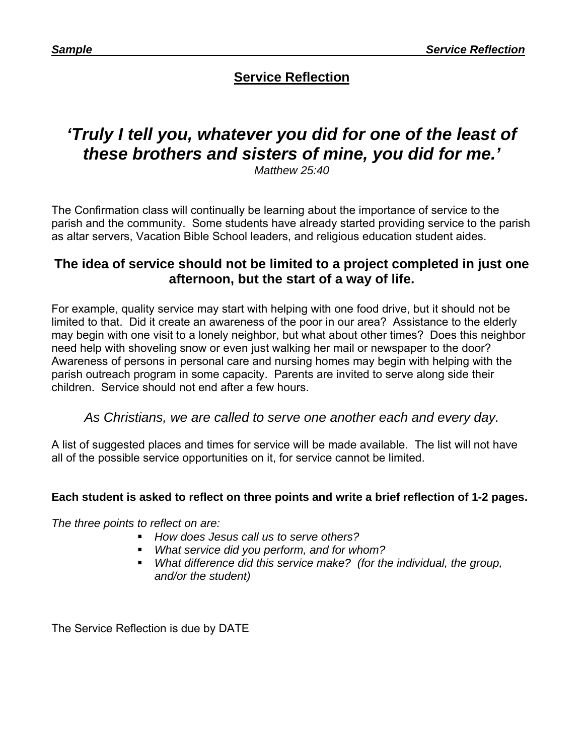# Service Reflection

## *'Truly I tell you, whatever you did for one of the least of these brothers and sisters of mine, you did for me.'*

*Matthew 25:40*

The Confirmation class will continually be learning about the importance of service to the parish and the community. Some students have already started providing service to the parish as altar servers, Vacation Bible School leaders, and religious education student aides.

### The idea of service should not be limited to a project completed in just one afternoon, but the start of a way of life.

For example, quality service may start with helping with one food drive, but it should not be limited to that. Did it create an awareness of the poor in our area? Assistance to the elderly may begin with one visit to a lonely neighbor, but what about other times? Does this neighbor need help with shoveling snow or even just walking her mail or newspaper to the door? Awareness of persons in personal care and nursing homes may begin with helping with the parish outreach program in some capacity. Parents are invited to serve along side their children. Service should not end after a few hours.

*As Christians, we are called to serve one another each and every day.*

A list of suggested places and times for service will be made available. The list will not have all of the possible service opportunities on it, for service cannot be limited.

**Each student is asked to reflect on three points and write a brief reflection of 1-2 pages.**

*The three points to reflect on are:*

- *How does Jesus call us to serve others?*
- *What service did you perform, and for whom?*
- *What difference did this service make? (for the individual, the group, and/or the student)*

The Service Reflection is due by DATE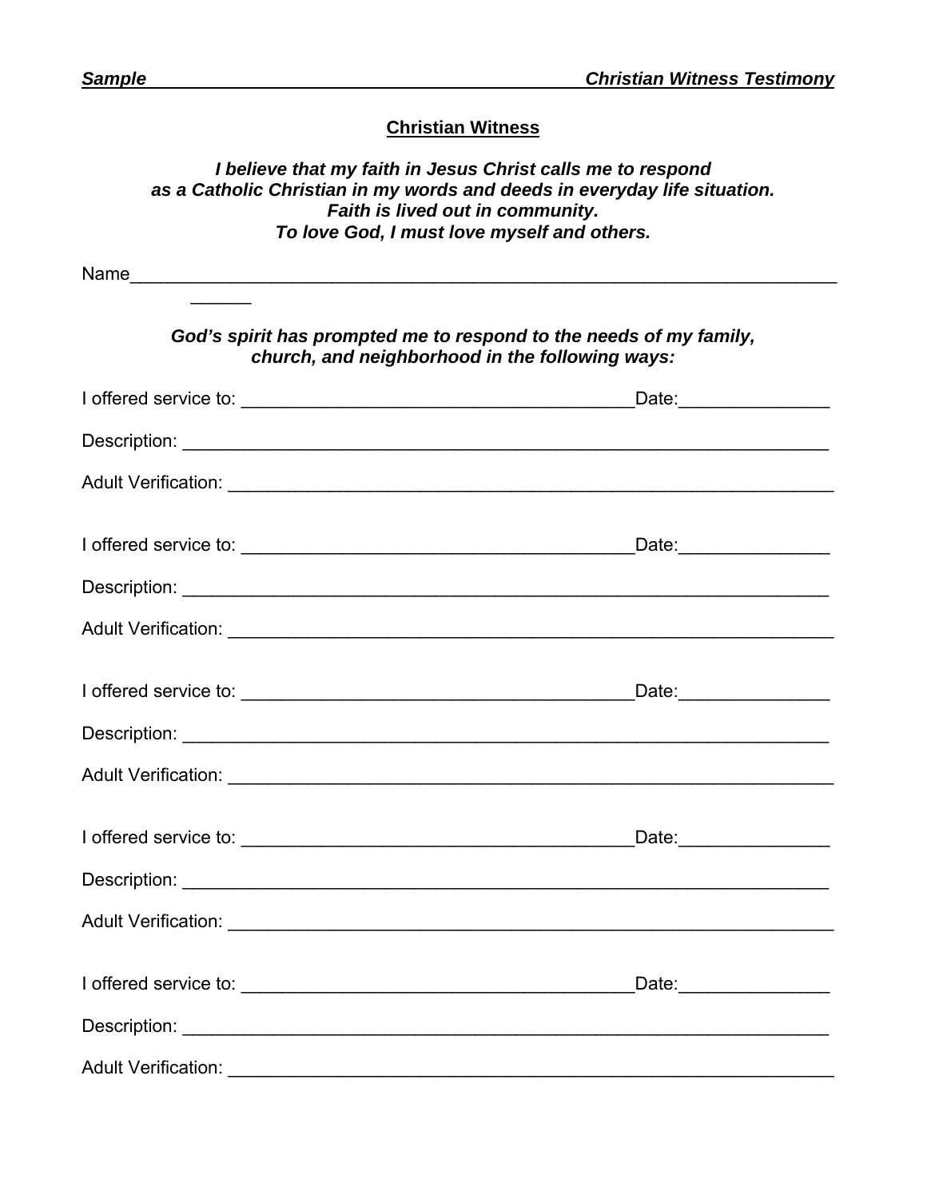## Christian Witness

***I believe that my faith in Jesus Christ calls me to respond as a Catholic Christian in my words and deeds in everyday life situation. Faith is lived out in community. To love God, I must love myself and others.***

Name\_\_\_\_\_\_\_\_\_\_\_\_\_\_\_\_\_\_\_\_\_\_\_\_\_\_\_\_\_\_\_\_\_\_\_\_\_\_\_\_\_\_\_\_\_\_\_\_\_\_\_\_\_\_\_\_\_\_\_\_\_\_\_\_\_\_\_\_\_\_\_\_\_\_\_\_\_\_\_\_\_\_

***God's spirit has prompted me to respond to the needs of my family, church, and neighborhood in the following ways:***

I offered service to: \_\_\_\_\_\_\_\_\_\_\_\_\_\_\_\_\_\_\_\_\_\_\_\_\_\_\_\_\_\_\_\_\_\_\_\_\_\_\_Date:\_\_\_\_\_\_\_\_\_\_\_\_\_\_\_

Description: \_\_\_\_\_\_\_\_\_\_\_\_\_\_\_\_\_\_\_\_\_\_\_\_\_\_\_\_\_\_\_\_\_\_\_\_\_\_\_\_\_\_\_\_\_\_\_\_\_\_\_\_\_\_\_\_\_\_\_\_\_\_\_\_\_\_

Adult Verification: \_\_\_\_\_\_\_\_\_\_\_\_\_\_\_\_\_\_\_\_\_\_\_\_\_\_\_\_\_\_\_\_\_\_\_\_\_\_\_\_\_\_\_\_\_\_\_\_\_\_\_\_\_\_\_\_\_\_\_\_\_\_

I offered service to: \_\_\_\_\_\_\_\_\_\_\_\_\_\_\_\_\_\_\_\_\_\_\_\_\_\_\_\_\_\_\_\_\_\_\_\_\_\_\_Date:\_\_\_\_\_\_\_\_\_\_\_\_\_\_\_

Description: \_\_\_\_\_\_\_\_\_\_\_\_\_\_\_\_\_\_\_\_\_\_\_\_\_\_\_\_\_\_\_\_\_\_\_\_\_\_\_\_\_\_\_\_\_\_\_\_\_\_\_\_\_\_\_\_\_\_\_\_\_\_\_\_\_\_

Adult Verification: \_\_\_\_\_\_\_\_\_\_\_\_\_\_\_\_\_\_\_\_\_\_\_\_\_\_\_\_\_\_\_\_\_\_\_\_\_\_\_\_\_\_\_\_\_\_\_\_\_\_\_\_\_\_\_\_\_\_\_\_\_\_

I offered service to: \_\_\_\_\_\_\_\_\_\_\_\_\_\_\_\_\_\_\_\_\_\_\_\_\_\_\_\_\_\_\_\_\_\_\_\_\_\_\_Date:\_\_\_\_\_\_\_\_\_\_\_\_\_\_\_

Description: \_\_\_\_\_\_\_\_\_\_\_\_\_\_\_\_\_\_\_\_\_\_\_\_\_\_\_\_\_\_\_\_\_\_\_\_\_\_\_\_\_\_\_\_\_\_\_\_\_\_\_\_\_\_\_\_\_\_\_\_\_\_\_\_\_\_

Adult Verification: \_\_\_\_\_\_\_\_\_\_\_\_\_\_\_\_\_\_\_\_\_\_\_\_\_\_\_\_\_\_\_\_\_\_\_\_\_\_\_\_\_\_\_\_\_\_\_\_\_\_\_\_\_\_\_\_\_\_\_\_\_\_

I offered service to: \_\_\_\_\_\_\_\_\_\_\_\_\_\_\_\_\_\_\_\_\_\_\_\_\_\_\_\_\_\_\_\_\_\_\_\_\_\_\_Date:\_\_\_\_\_\_\_\_\_\_\_\_\_\_\_

Description: \_\_\_\_\_\_\_\_\_\_\_\_\_\_\_\_\_\_\_\_\_\_\_\_\_\_\_\_\_\_\_\_\_\_\_\_\_\_\_\_\_\_\_\_\_\_\_\_\_\_\_\_\_\_\_\_\_\_\_\_\_\_\_\_\_\_

Adult Verification: \_\_\_\_\_\_\_\_\_\_\_\_\_\_\_\_\_\_\_\_\_\_\_\_\_\_\_\_\_\_\_\_\_\_\_\_\_\_\_\_\_\_\_\_\_\_\_\_\_\_\_\_\_\_\_\_\_\_\_\_\_\_

I offered service to: \_\_\_\_\_\_\_\_\_\_\_\_\_\_\_\_\_\_\_\_\_\_\_\_\_\_\_\_\_\_\_\_\_\_\_\_\_\_\_Date:\_\_\_\_\_\_\_\_\_\_\_\_\_\_\_

Description: \_\_\_\_\_\_\_\_\_\_\_\_\_\_\_\_\_\_\_\_\_\_\_\_\_\_\_\_\_\_\_\_\_\_\_\_\_\_\_\_\_\_\_\_\_\_\_\_\_\_\_\_\_\_\_\_\_\_\_\_\_\_\_\_\_\_

Adult Verification: \_\_\_\_\_\_\_\_\_\_\_\_\_\_\_\_\_\_\_\_\_\_\_\_\_\_\_\_\_\_\_\_\_\_\_\_\_\_\_\_\_\_\_\_\_\_\_\_\_\_\_\_\_\_\_\_\_\_\_\_\_\_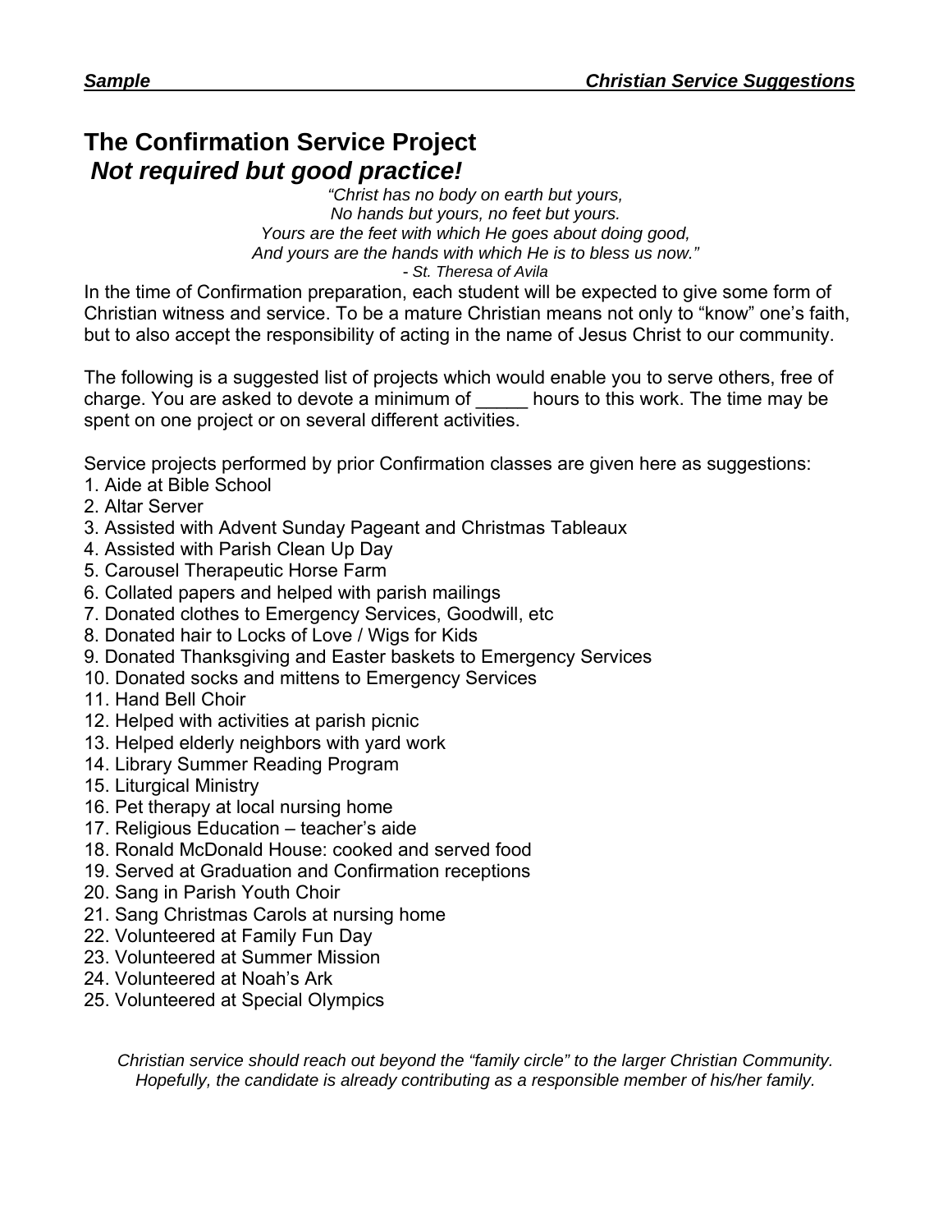# The Confirmation Service Project

## *Not required but good practice!*

*"Christ has no body on earth but yours,*
*No hands but yours, no feet but yours.*
*Yours are the feet with which He goes about doing good,*
*And yours are the hands with which He is to bless us now."*
*- St. Theresa of Avila*

In the time of Confirmation preparation, each student will be expected to give some form of Christian witness and service. To be a mature Christian means not only to "know" one's faith, but to also accept the responsibility of acting in the name of Jesus Christ to our community.

The following is a suggested list of projects which would enable you to serve others, free of charge. You are asked to devote a minimum of _____ hours to this work. The time may be spent on one project or on several different activities.

Service projects performed by prior Confirmation classes are given here as suggestions:

1. Aide at Bible School
2. Altar Server
3. Assisted with Advent Sunday Pageant and Christmas Tableaux
4. Assisted with Parish Clean Up Day
5. Carousel Therapeutic Horse Farm
6. Collated papers and helped with parish mailings
7. Donated clothes to Emergency Services, Goodwill, etc
8. Donated hair to Locks of Love / Wigs for Kids
9. Donated Thanksgiving and Easter baskets to Emergency Services
10. Donated socks and mittens to Emergency Services
11. Hand Bell Choir
12. Helped with activities at parish picnic
13. Helped elderly neighbors with yard work
14. Library Summer Reading Program
15. Liturgical Ministry
16. Pet therapy at local nursing home
17. Religious Education – teacher's aide
18. Ronald McDonald House: cooked and served food
19. Served at Graduation and Confirmation receptions
20. Sang in Parish Youth Choir
21. Sang Christmas Carols at nursing home
22. Volunteered at Family Fun Day
23. Volunteered at Summer Mission
24. Volunteered at Noah's Ark
25. Volunteered at Special Olympics

*Christian service should reach out beyond the "family circle" to the larger Christian Community. Hopefully, the candidate is already contributing as a responsible member of his/her family.*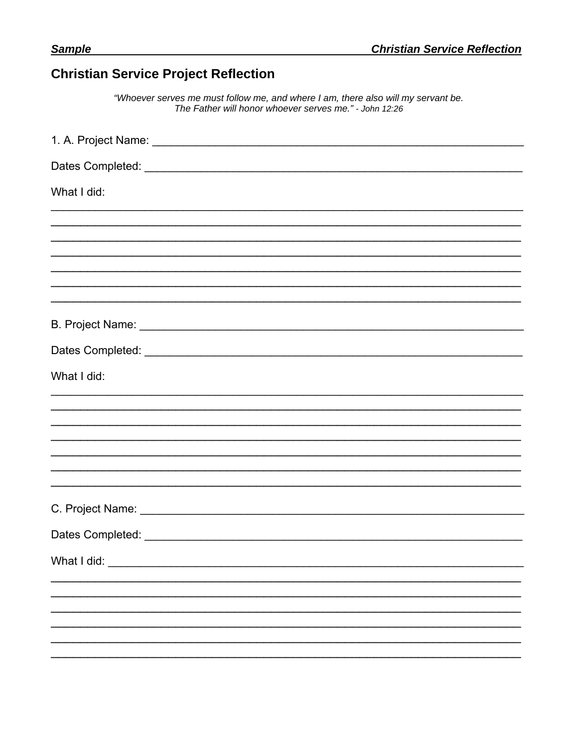## Christian Service Project Reflection

*"Whoever serves me must follow me, and where I am, there also will my servant be. The Father will honor whoever serves me." - John 12:26*

1. A. Project Name: ____________________________________________________________

Dates Completed: ____________________________________________________________

What I did:

______________________________________________________________________________
______________________________________________________________________________
______________________________________________________________________________
______________________________________________________________________________
______________________________________________________________________________
______________________________________________________________________________
______________________________________________________________________________

B. Project Name: ______________________________________________________________

Dates Completed: ____________________________________________________________

What I did:

______________________________________________________________________________
______________________________________________________________________________
______________________________________________________________________________
______________________________________________________________________________
______________________________________________________________________________
______________________________________________________________________________
______________________________________________________________________________

C. Project Name: ______________________________________________________________

Dates Completed: ____________________________________________________________

What I did: __________________________________________________________________

______________________________________________________________________________
______________________________________________________________________________
______________________________________________________________________________
______________________________________________________________________________
______________________________________________________________________________
______________________________________________________________________________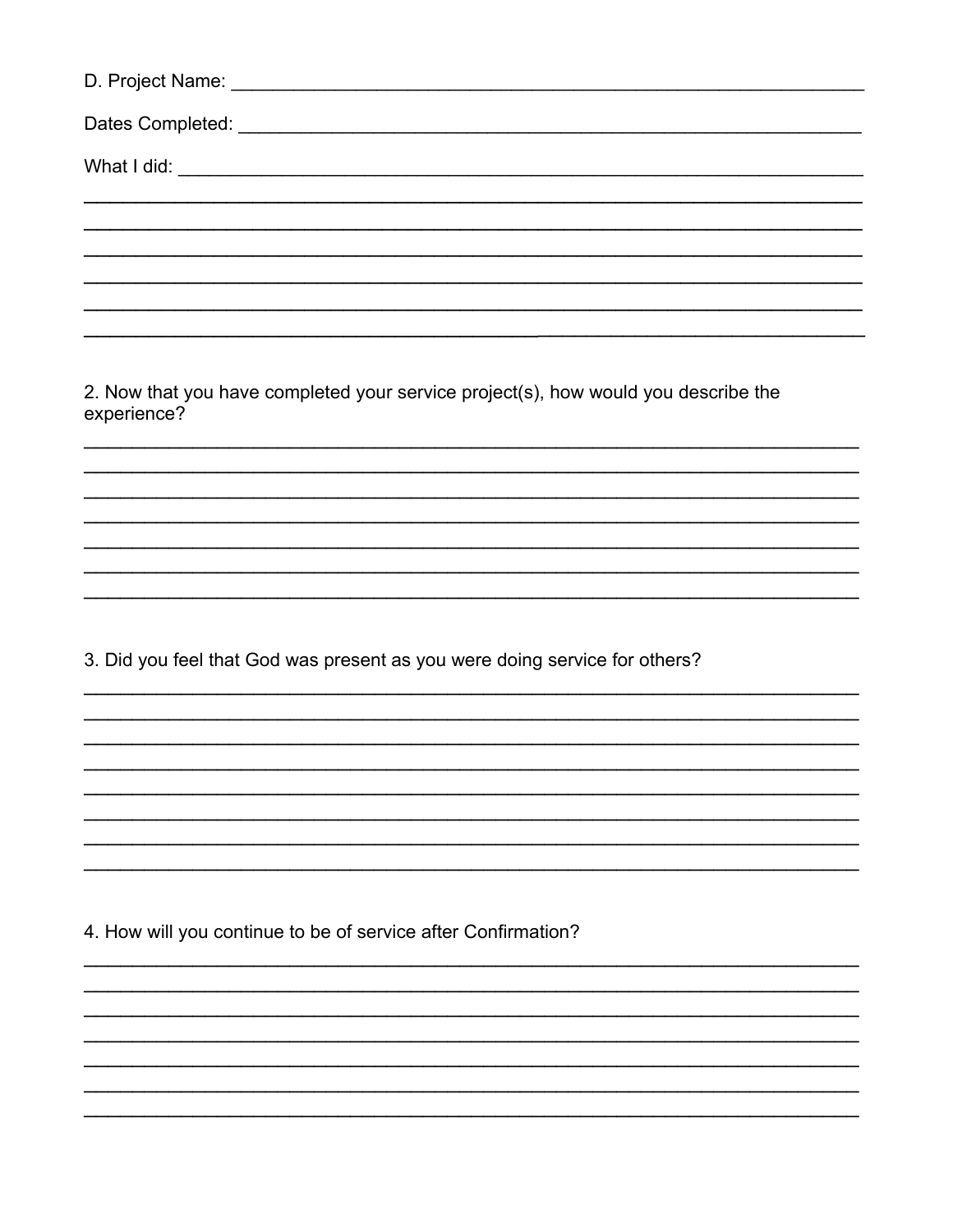D. Project Name: ____________________________________________________________

Dates Completed: __________________________________________________________

What I did: ________________________________________________________________
______________________________________________________________________________
______________________________________________________________________________
______________________________________________________________________________
______________________________________________________________________________
______________________________________________________________________________
______________________________________________________________________________

2. Now that you have completed your service project(s), how would you describe the experience?

______________________________________________________________________________
______________________________________________________________________________
______________________________________________________________________________
______________________________________________________________________________
______________________________________________________________________________
______________________________________________________________________________
______________________________________________________________________________

3. Did you feel that God was present as you were doing service for others?

______________________________________________________________________________
______________________________________________________________________________
______________________________________________________________________________
______________________________________________________________________________
______________________________________________________________________________
______________________________________________________________________________
______________________________________________________________________________
______________________________________________________________________________

4. How will you continue to be of service after Confirmation?

______________________________________________________________________________
______________________________________________________________________________
______________________________________________________________________________
______________________________________________________________________________
______________________________________________________________________________
______________________________________________________________________________
______________________________________________________________________________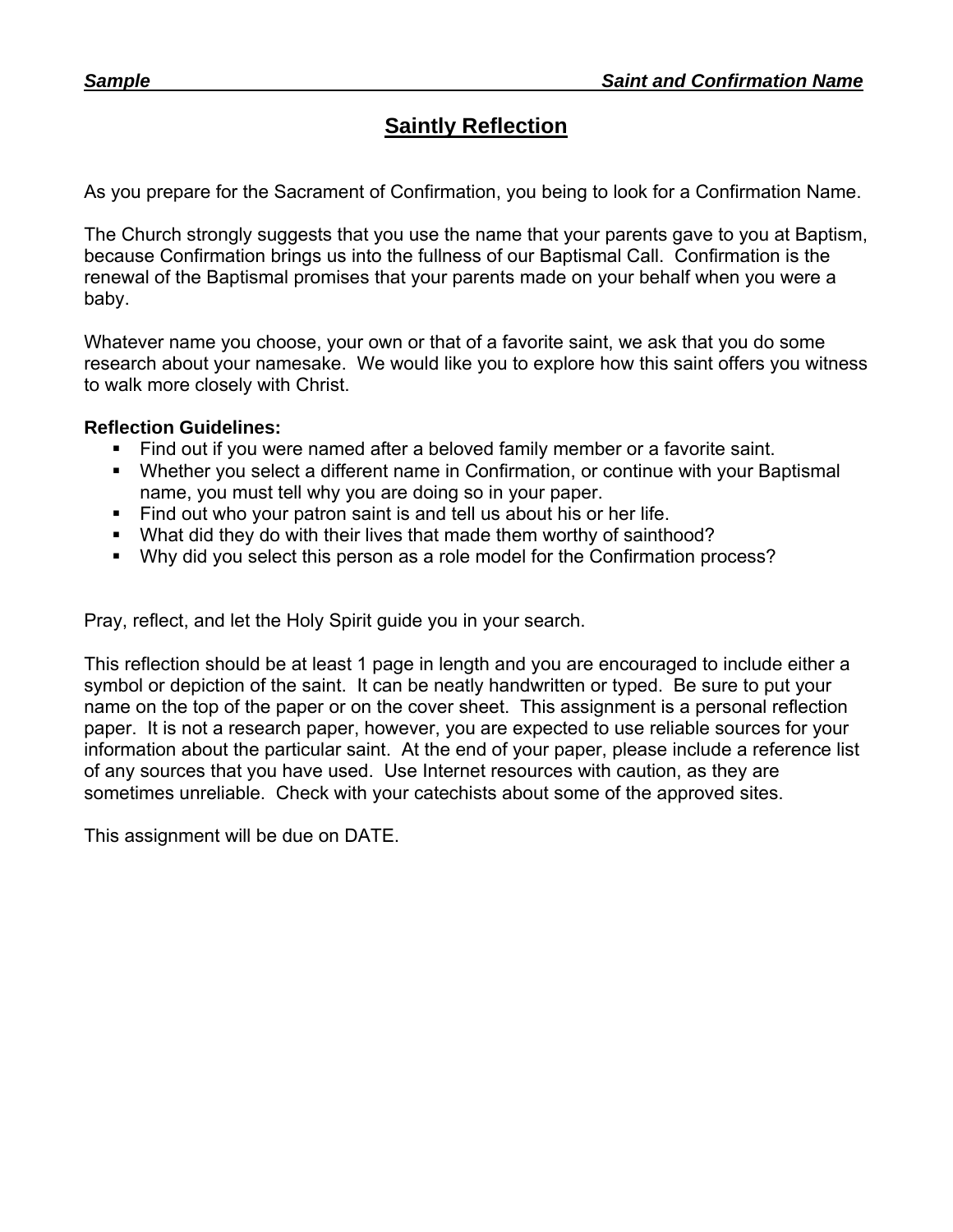***Sample*** ***Saint and Confirmation Name***

# Saintly Reflection

As you prepare for the Sacrament of Confirmation, you being to look for a Confirmation Name.

The Church strongly suggests that you use the name that your parents gave to you at Baptism, because Confirmation brings us into the fullness of our Baptismal Call. Confirmation is the renewal of the Baptismal promises that your parents made on your behalf when you were a baby.

Whatever name you choose, your own or that of a favorite saint, we ask that you do some research about your namesake. We would like you to explore how this saint offers you witness to walk more closely with Christ.

**Reflection Guidelines:**

- Find out if you were named after a beloved family member or a favorite saint.
- Whether you select a different name in Confirmation, or continue with your Baptismal name, you must tell why you are doing so in your paper.
- Find out who your patron saint is and tell us about his or her life.
- What did they do with their lives that made them worthy of sainthood?
- Why did you select this person as a role model for the Confirmation process?

Pray, reflect, and let the Holy Spirit guide you in your search.

This reflection should be at least 1 page in length and you are encouraged to include either a symbol or depiction of the saint. It can be neatly handwritten or typed. Be sure to put your name on the top of the paper or on the cover sheet. This assignment is a personal reflection paper. It is not a research paper, however, you are expected to use reliable sources for your information about the particular saint. At the end of your paper, please include a reference list of any sources that you have used. Use Internet resources with caution, as they are sometimes unreliable. Check with your catechists about some of the approved sites.

This assignment will be due on DATE.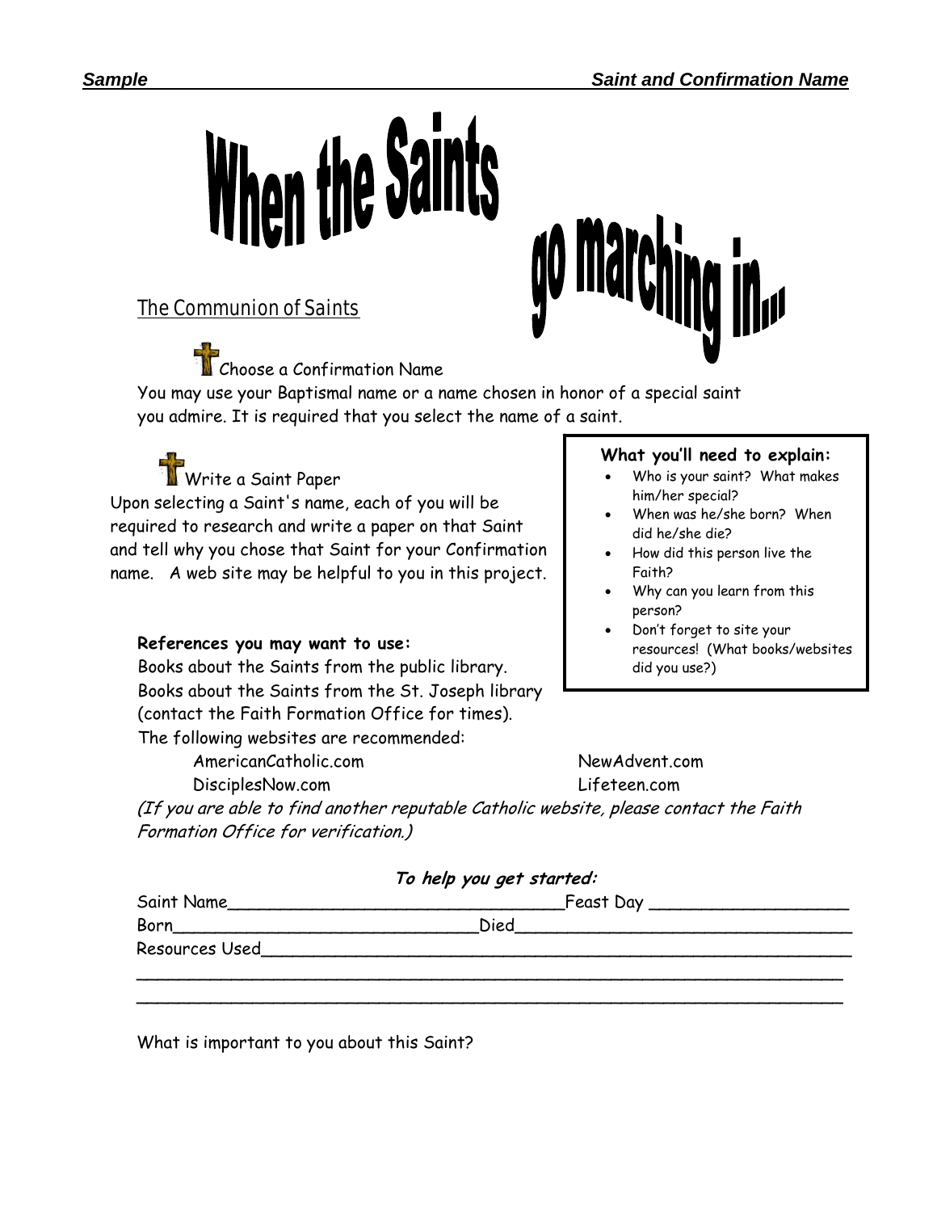***Sample*** **Saint and Confirmation Name**

# When the Saints go marching in...

## The Communion of Saints

### Choose a Confirmation Name

You may use your Baptismal name or a name chosen in honor of a special saint you admire. It is required that you select the name of a saint.

### Write a Saint Paper

Upon selecting a Saint's name, each of you will be required to research and write a paper on that Saint and tell why you chose that Saint for your Confirmation name. A web site may be helpful to you in this project.

**What you'll need to explain:**

- Who is your saint? What makes him/her special?
- When was he/she born? When did he/she die?
- How did this person live the Faith?
- Why can you learn from this person?
- Don't forget to site your resources! (What books/websites did you use?)

**References you may want to use:**

Books about the Saints from the public library.
Books about the Saints from the St. Joseph library (contact the Faith Formation Office for times).
The following websites are recommended:

- AmericanCatholic.com
- NewAdvent.com
- DisciplesNow.com
- Lifeteen.com

*(If you are able to find another reputable Catholic website, please contact the Faith Formation Office for verification.)*

***To help you get started:***

Saint Name________________________________Feast Day ___________________

Born______________________________Died________________________________

Resources Used____________________________________________________________

___________________________________________________________________

___________________________________________________________________

What is important to you about this Saint?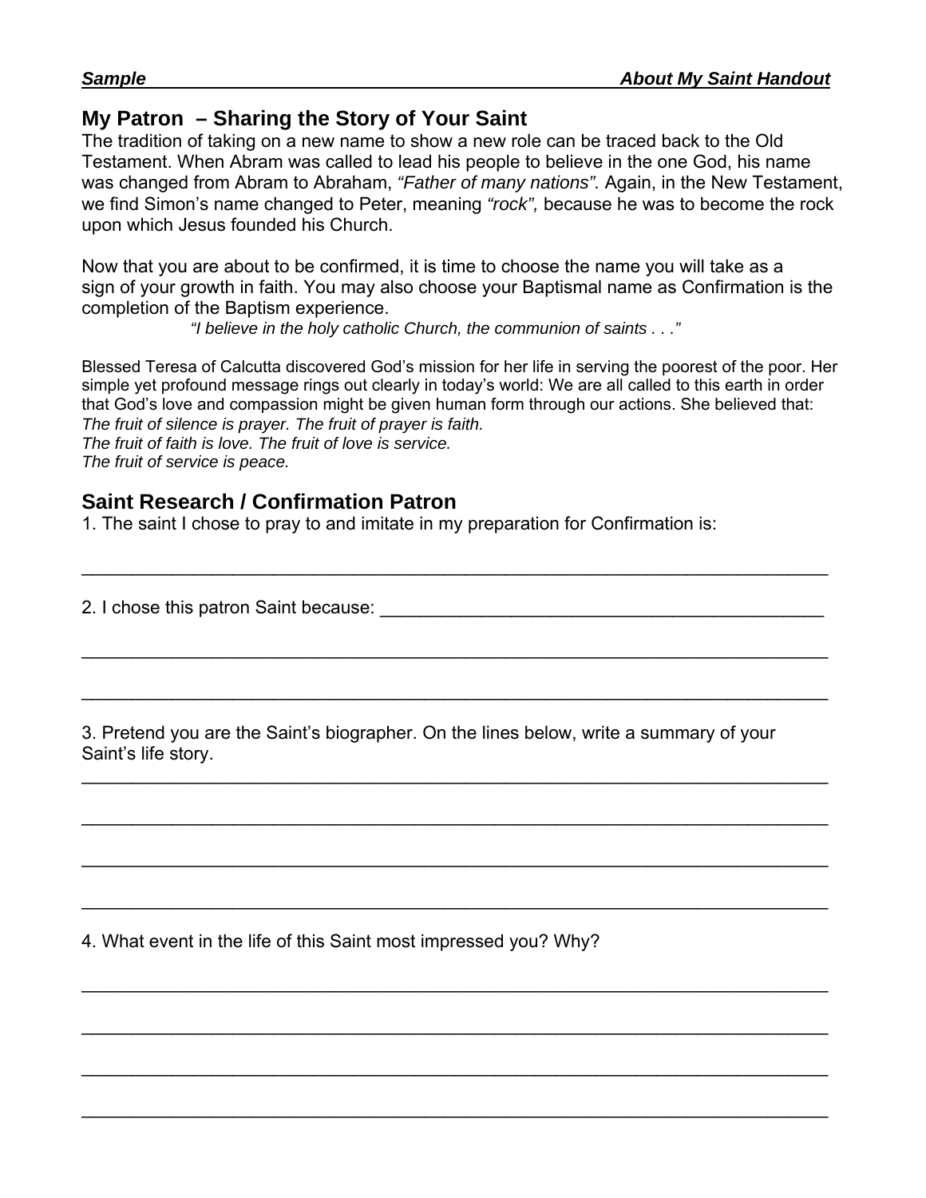***Sample*** ***About My Saint Handout***

## My Patron – Sharing the Story of Your Saint

The tradition of taking on a new name to show a new role can be traced back to the Old Testament. When Abram was called to lead his people to believe in the one God, his name was changed from Abram to Abraham, *"Father of many nations".* Again, in the New Testament, we find Simon's name changed to Peter, meaning *"rock",* because he was to become the rock upon which Jesus founded his Church.

Now that you are about to be confirmed, it is time to choose the name you will take as a sign of your growth in faith. You may also choose your Baptismal name as Confirmation is the completion of the Baptism experience.

*"I believe in the holy catholic Church, the communion of saints . . ."*

Blessed Teresa of Calcutta discovered God's mission for her life in serving the poorest of the poor. Her simple yet profound message rings out clearly in today's world: We are all called to this earth in order that God's love and compassion might be given human form through our actions. She believed that:
*The fruit of silence is prayer. The fruit of prayer is faith.*
*The fruit of faith is love. The fruit of love is service.*
*The fruit of service is peace.*

## Saint Research / Confirmation Patron

1. The saint I chose to pray to and imitate in my preparation for Confirmation is:

___________________________________________________________________________

2. I chose this patron Saint because: _____________________________________________

___________________________________________________________________________

___________________________________________________________________________

3. Pretend you are the Saint's biographer. On the lines below, write a summary of your Saint's life story.

___________________________________________________________________________

___________________________________________________________________________

___________________________________________________________________________

___________________________________________________________________________

4. What event in the life of this Saint most impressed you? Why?

___________________________________________________________________________

___________________________________________________________________________

___________________________________________________________________________

___________________________________________________________________________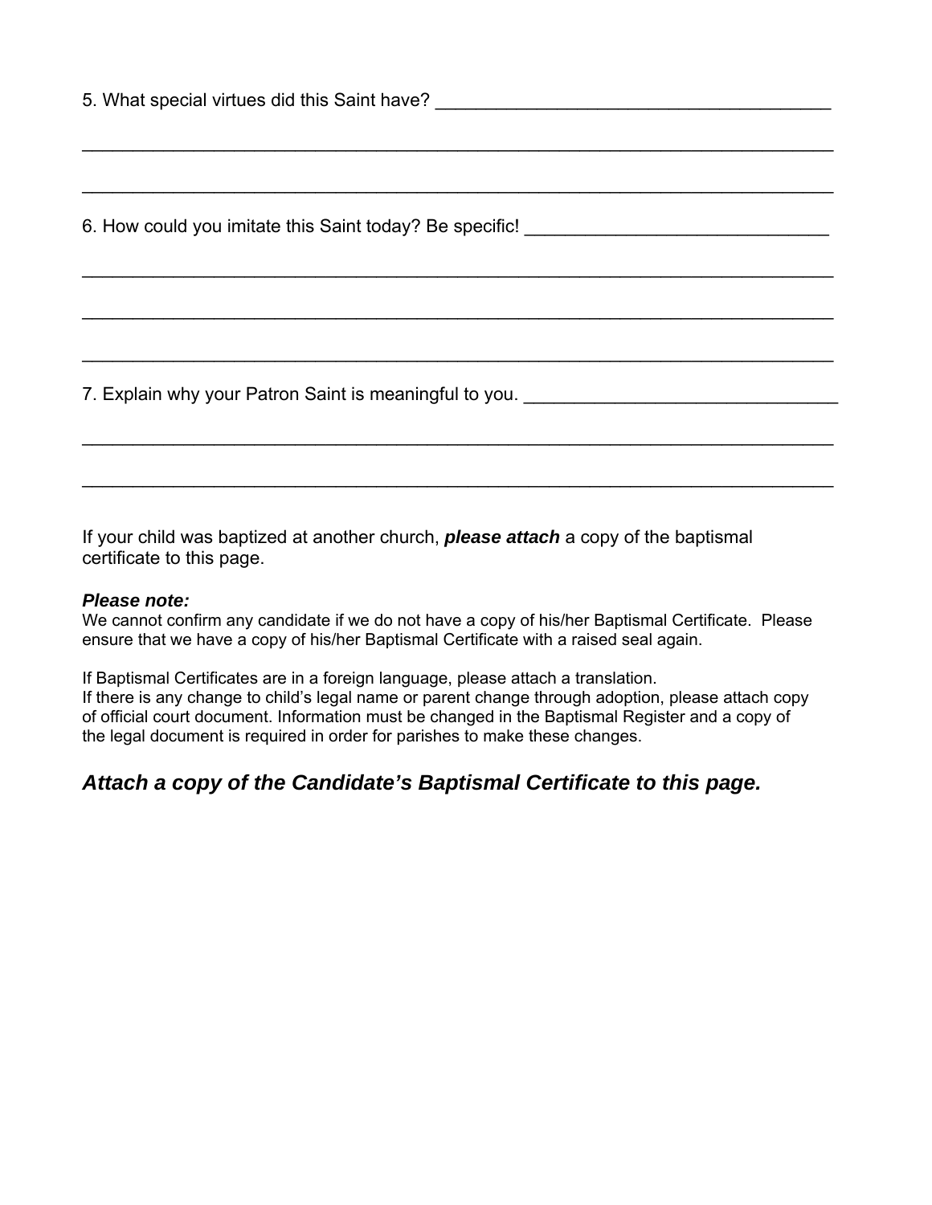5. What special virtues did this Saint have? ______________________________________

___________________________________________________________________________

___________________________________________________________________________

6. How could you imitate this Saint today? Be specific! ______________________________

___________________________________________________________________________

___________________________________________________________________________

___________________________________________________________________________

7. Explain why your Patron Saint is meaningful to you. _______________________________

___________________________________________________________________________

___________________________________________________________________________

If your child was baptized at another church, ***please attach*** a copy of the baptismal certificate to this page.

***Please note:***
We cannot confirm any candidate if we do not have a copy of his/her Baptismal Certificate. Please ensure that we have a copy of his/her Baptismal Certificate with a raised seal again.

If Baptismal Certificates are in a foreign language, please attach a translation.
If there is any change to child's legal name or parent change through adoption, please attach copy of official court document. Information must be changed in the Baptismal Register and a copy of the legal document is required in order for parishes to make these changes.

***Attach a copy of the Candidate's Baptismal Certificate to this page.***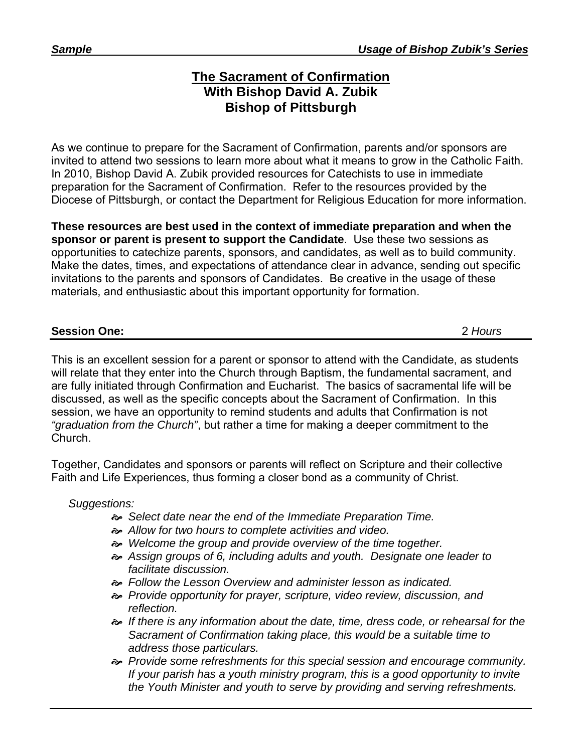***Sample*** ***Usage of Bishop Zubik's Series***

# The Sacrament of Confirmation
## With Bishop David A. Zubik
## Bishop of Pittsburgh

As we continue to prepare for the Sacrament of Confirmation, parents and/or sponsors are invited to attend two sessions to learn more about what it means to grow in the Catholic Faith. In 2010, Bishop David A. Zubik provided resources for Catechists to use in immediate preparation for the Sacrament of Confirmation. Refer to the resources provided by the Diocese of Pittsburgh, or contact the Department for Religious Education for more information.

**These resources are best used in the context of immediate preparation and when the sponsor or parent is present to support the Candidate**. Use these two sessions as opportunities to catechize parents, sponsors, and candidates, as well as to build community. Make the dates, times, and expectations of attendance clear in advance, sending out specific invitations to the parents and sponsors of Candidates. Be creative in the usage of these materials, and enthusiastic about this important opportunity for formation.

**Session One:** 2 *Hours*

This is an excellent session for a parent or sponsor to attend with the Candidate, as students will relate that they enter into the Church through Baptism, the fundamental sacrament, and are fully initiated through Confirmation and Eucharist. The basics of sacramental life will be discussed, as well as the specific concepts about the Sacrament of Confirmation. In this session, we have an opportunity to remind students and adults that Confirmation is not *"graduation from the Church"*, but rather a time for making a deeper commitment to the Church.

Together, Candidates and sponsors or parents will reflect on Scripture and their collective Faith and Life Experiences, thus forming a closer bond as a community of Christ.

*Suggestions:*

- *Select date near the end of the Immediate Preparation Time.*
- *Allow for two hours to complete activities and video.*
- *Welcome the group and provide overview of the time together.*
- *Assign groups of 6, including adults and youth. Designate one leader to facilitate discussion.*
- *Follow the Lesson Overview and administer lesson as indicated.*
- *Provide opportunity for prayer, scripture, video review, discussion, and reflection.*
- *If there is any information about the date, time, dress code, or rehearsal for the Sacrament of Confirmation taking place, this would be a suitable time to address those particulars.*
- *Provide some refreshments for this special session and encourage community. If your parish has a youth ministry program, this is a good opportunity to invite the Youth Minister and youth to serve by providing and serving refreshments.*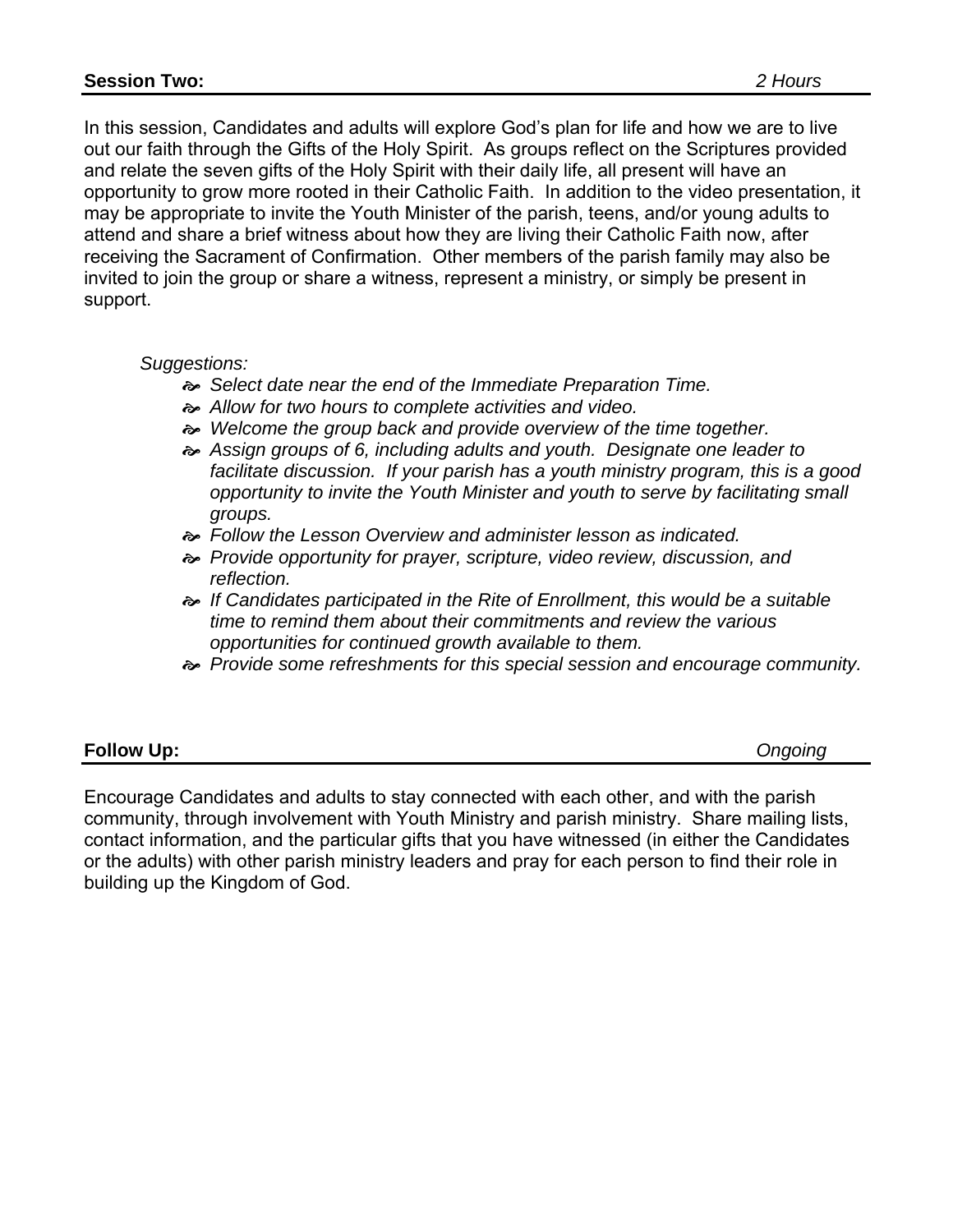**Session Two:** *2 Hours*

In this session, Candidates and adults will explore God's plan for life and how we are to live out our faith through the Gifts of the Holy Spirit. As groups reflect on the Scriptures provided and relate the seven gifts of the Holy Spirit with their daily life, all present will have an opportunity to grow more rooted in their Catholic Faith. In addition to the video presentation, it may be appropriate to invite the Youth Minister of the parish, teens, and/or young adults to attend and share a brief witness about how they are living their Catholic Faith now, after receiving the Sacrament of Confirmation. Other members of the parish family may also be invited to join the group or share a witness, represent a ministry, or simply be present in support.

*Suggestions:*

- *Select date near the end of the Immediate Preparation Time.*
- *Allow for two hours to complete activities and video.*
- *Welcome the group back and provide overview of the time together.*
- *Assign groups of 6, including adults and youth. Designate one leader to facilitate discussion. If your parish has a youth ministry program, this is a good opportunity to invite the Youth Minister and youth to serve by facilitating small groups.*
- *Follow the Lesson Overview and administer lesson as indicated.*
- *Provide opportunity for prayer, scripture, video review, discussion, and reflection.*
- *If Candidates participated in the Rite of Enrollment, this would be a suitable time to remind them about their commitments and review the various opportunities for continued growth available to them.*
- *Provide some refreshments for this special session and encourage community.*

**Follow Up:** *Ongoing*

Encourage Candidates and adults to stay connected with each other, and with the parish community, through involvement with Youth Ministry and parish ministry. Share mailing lists, contact information, and the particular gifts that you have witnessed (in either the Candidates or the adults) with other parish ministry leaders and pray for each person to find their role in building up the Kingdom of God.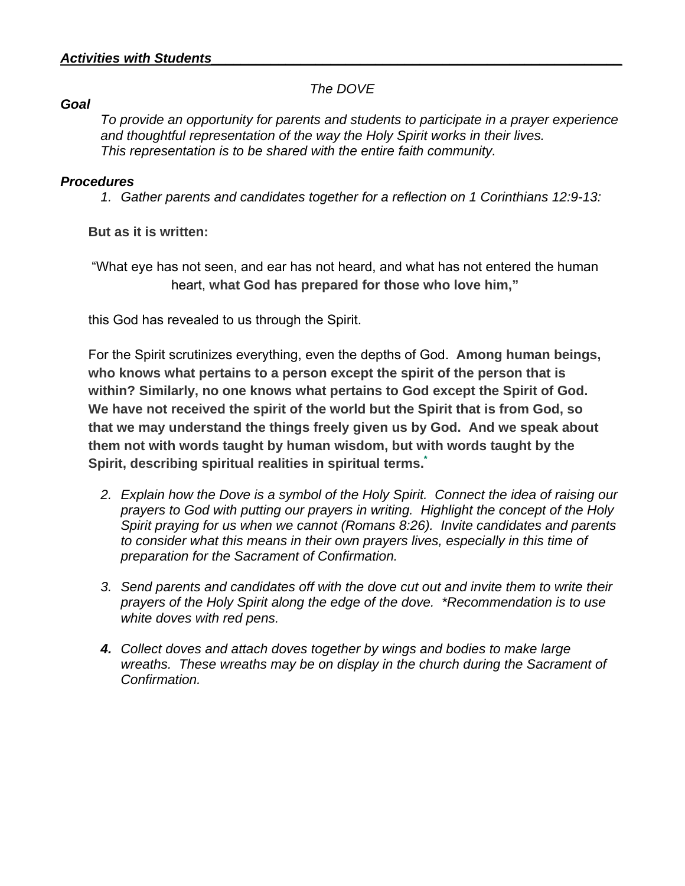***Activities with Students***

*The DOVE*

***Goal***

*To provide an opportunity for parents and students to participate in a prayer experience and thoughtful representation of the way the Holy Spirit works in their lives.*
*This representation is to be shared with the entire faith community.*

***Procedures***

1. *Gather parents and candidates together for a reflection on 1 Corinthians 12:9-13:*

**But as it is written:**

"What eye has not seen, and ear has not heard, and what has not entered the human heart, **what God has prepared for those who love him,"**

this God has revealed to us through the Spirit.

For the Spirit scrutinizes everything, even the depths of God. **Among human beings, who knows what pertains to a person except the spirit of the person that is within? Similarly, no one knows what pertains to God except the Spirit of God. We have not received the spirit of the world but the Spirit that is from God, so that we may understand the things freely given us by God. And we speak about them not with words taught by human wisdom, but with words taught by the Spirit, describing spiritual realities in spiritual terms.**[*]

2. *Explain how the Dove is a symbol of the Holy Spirit. Connect the idea of raising our prayers to God with putting our prayers in writing. Highlight the concept of the Holy Spirit praying for us when we cannot (Romans 8:26). Invite candidates and parents to consider what this means in their own prayers lives, especially in this time of preparation for the Sacrament of Confirmation.*

3. *Send parents and candidates off with the dove cut out and invite them to write their prayers of the Holy Spirit along the edge of the dove. *Recommendation is to use white doves with red pens.*

4. *Collect doves and attach doves together by wings and bodies to make large wreaths. These wreaths may be on display in the church during the Sacrament of Confirmation.*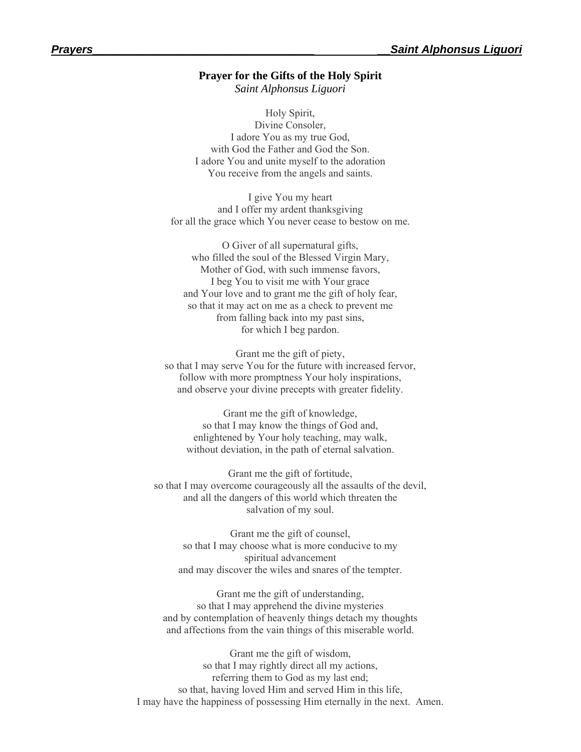## Prayer for the Gifts of the Holy Spirit

*Saint Alphonsus Liguori*

Holy Spirit,
Divine Consoler,
I adore You as my true God,
with God the Father and God the Son.
I adore You and unite myself to the adoration
You receive from the angels and saints.

I give You my heart
and I offer my ardent thanksgiving
for all the grace which You never cease to bestow on me.

O Giver of all supernatural gifts,
who filled the soul of the Blessed Virgin Mary,
Mother of God, with such immense favors,
I beg You to visit me with Your grace
and Your love and to grant me the gift of holy fear,
so that it may act on me as a check to prevent me
from falling back into my past sins,
for which I beg pardon.

Grant me the gift of piety,
so that I may serve You for the future with increased fervor,
follow with more promptness Your holy inspirations,
and observe your divine precepts with greater fidelity.

Grant me the gift of knowledge,
so that I may know the things of God and,
enlightened by Your holy teaching, may walk,
without deviation, in the path of eternal salvation.

Grant me the gift of fortitude,
so that I may overcome courageously all the assaults of the devil,
and all the dangers of this world which threaten the
salvation of my soul.

Grant me the gift of counsel,
so that I may choose what is more conducive to my
spiritual advancement
and may discover the wiles and snares of the tempter.

Grant me the gift of understanding,
so that I may apprehend the divine mysteries
and by contemplation of heavenly things detach my thoughts
and affections from the vain things of this miserable world.

Grant me the gift of wisdom,
so that I may rightly direct all my actions,
referring them to God as my last end;
so that, having loved Him and served Him in this life,
I may have the happiness of possessing Him eternally in the next. Amen.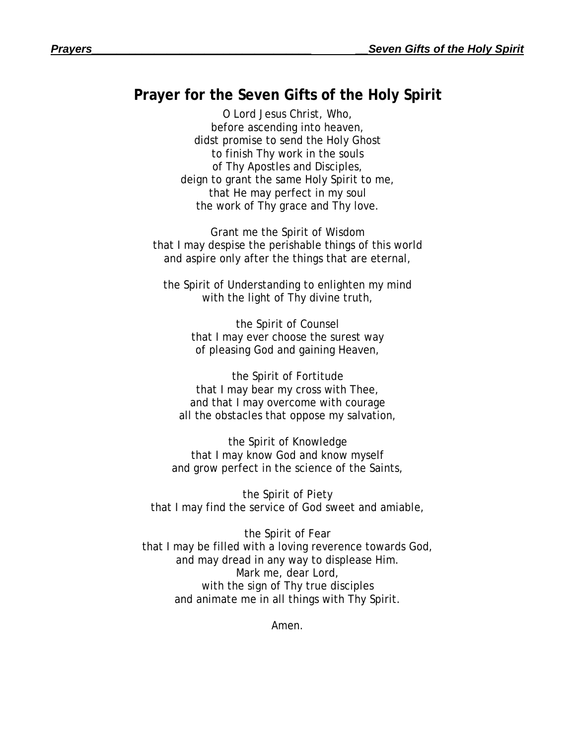# Prayer for the Seven Gifts of the Holy Spirit

O Lord Jesus Christ, Who,
before ascending into heaven,
didst promise to send the Holy Ghost
to finish Thy work in the souls
of Thy Apostles and Disciples,
deign to grant the same Holy Spirit to me,
that He may perfect in my soul
the work of Thy grace and Thy love.

Grant me the Spirit of Wisdom
that I may despise the perishable things of this world
and aspire only after the things that are eternal,

the Spirit of Understanding to enlighten my mind
with the light of Thy divine truth,

the Spirit of Counsel
that I may ever choose the surest way
of pleasing God and gaining Heaven,

the Spirit of Fortitude
that I may bear my cross with Thee,
and that I may overcome with courage
all the obstacles that oppose my salvation,

the Spirit of Knowledge
that I may know God and know myself
and grow perfect in the science of the Saints,

the Spirit of Piety
that I may find the service of God sweet and amiable,

the Spirit of Fear
that I may be filled with a loving reverence towards God,
and may dread in any way to displease Him.
Mark me, dear Lord,
with the sign of Thy true disciples
and animate me in all things with Thy Spirit.

Amen.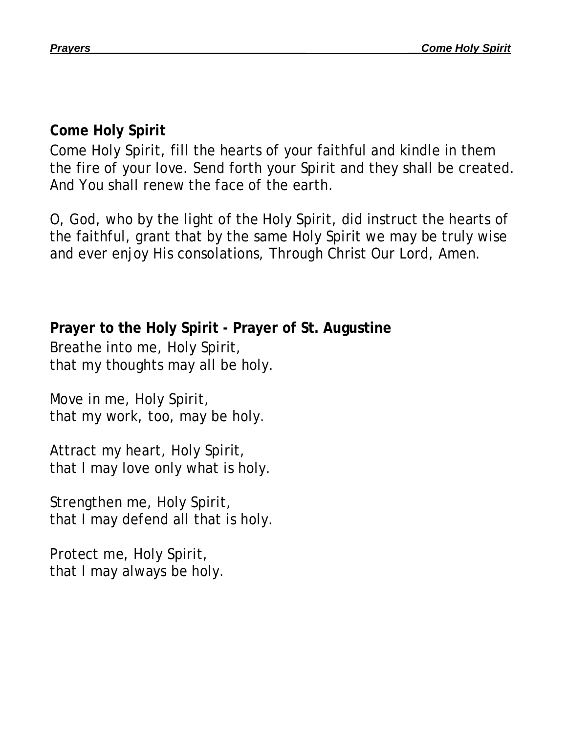## Come Holy Spirit

Come Holy Spirit, fill the hearts of your faithful and kindle in them the fire of your love. Send forth your Spirit and they shall be created. And You shall renew the face of the earth.

O, God, who by the light of the Holy Spirit, did instruct the hearts of the faithful, grant that by the same Holy Spirit we may be truly wise and ever enjoy His consolations, Through Christ Our Lord, Amen.

## Prayer to the Holy Spirit - Prayer of St. Augustine

Breathe into me, Holy Spirit,
that my thoughts may all be holy.

Move in me, Holy Spirit,
that my work, too, may be holy.

Attract my heart, Holy Spirit,
that I may love only what is holy.

Strengthen me, Holy Spirit,
that I may defend all that is holy.

Protect me, Holy Spirit,
that I may always be holy.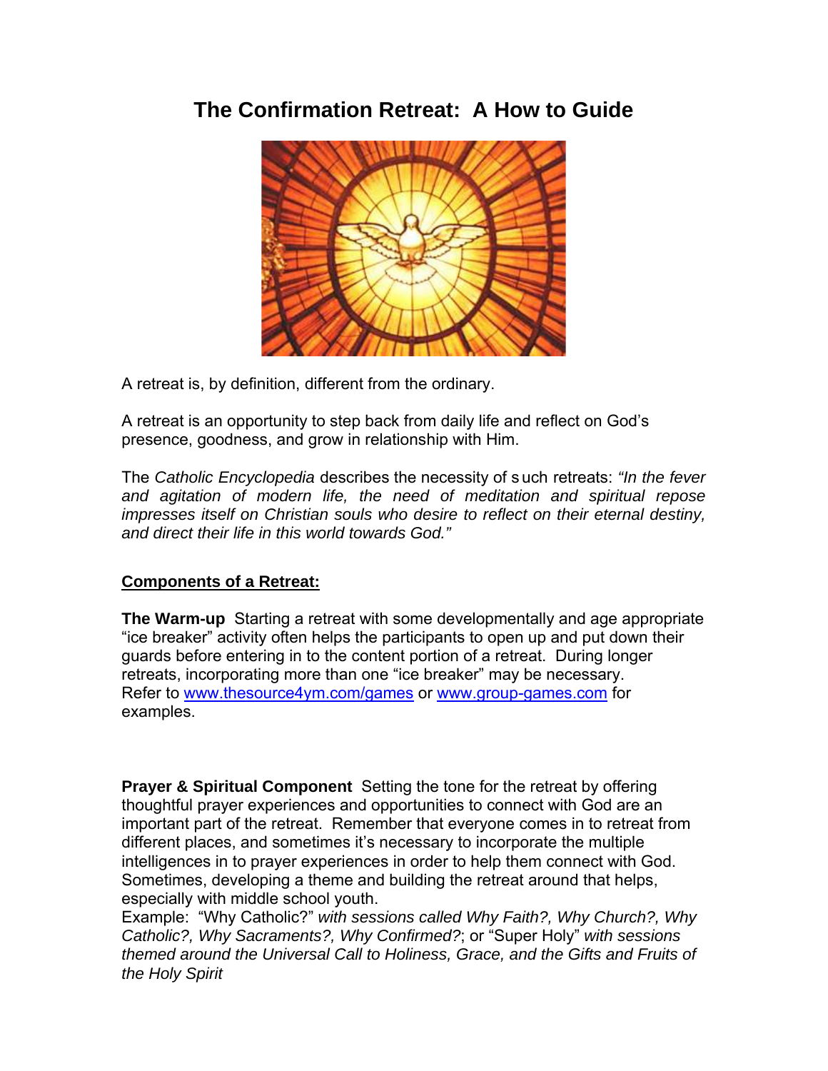# The Confirmation Retreat: A How to Guide

A retreat is, by definition, different from the ordinary.

A retreat is an opportunity to step back from daily life and reflect on God's presence, goodness, and grow in relationship with Him.

The *Catholic Encyclopedia* describes the necessity of such retreats: *"In the fever and agitation of modern life, the need of meditation and spiritual repose impresses itself on Christian souls who desire to reflect on their eternal destiny, and direct their life in this world towards God."*

**Components of a Retreat:**

**The Warm-up** Starting a retreat with some developmentally and age appropriate "ice breaker" activity often helps the participants to open up and put down their guards before entering in to the content portion of a retreat. During longer retreats, incorporating more than one "ice breaker" may be necessary. Refer to www.thesource4ym.com/games or www.group-games.com for examples.

**Prayer & Spiritual Component** Setting the tone for the retreat by offering thoughtful prayer experiences and opportunities to connect with God are an important part of the retreat. Remember that everyone comes in to retreat from different places, and sometimes it's necessary to incorporate the multiple intelligences in to prayer experiences in order to help them connect with God. Sometimes, developing a theme and building the retreat around that helps, especially with middle school youth.
Example: "Why Catholic?" *with sessions called Why Faith?, Why Church?, Why Catholic?, Why Sacraments?, Why Confirmed?*; or "Super Holy" *with sessions themed around the Universal Call to Holiness, Grace, and the Gifts and Fruits of the Holy Spirit*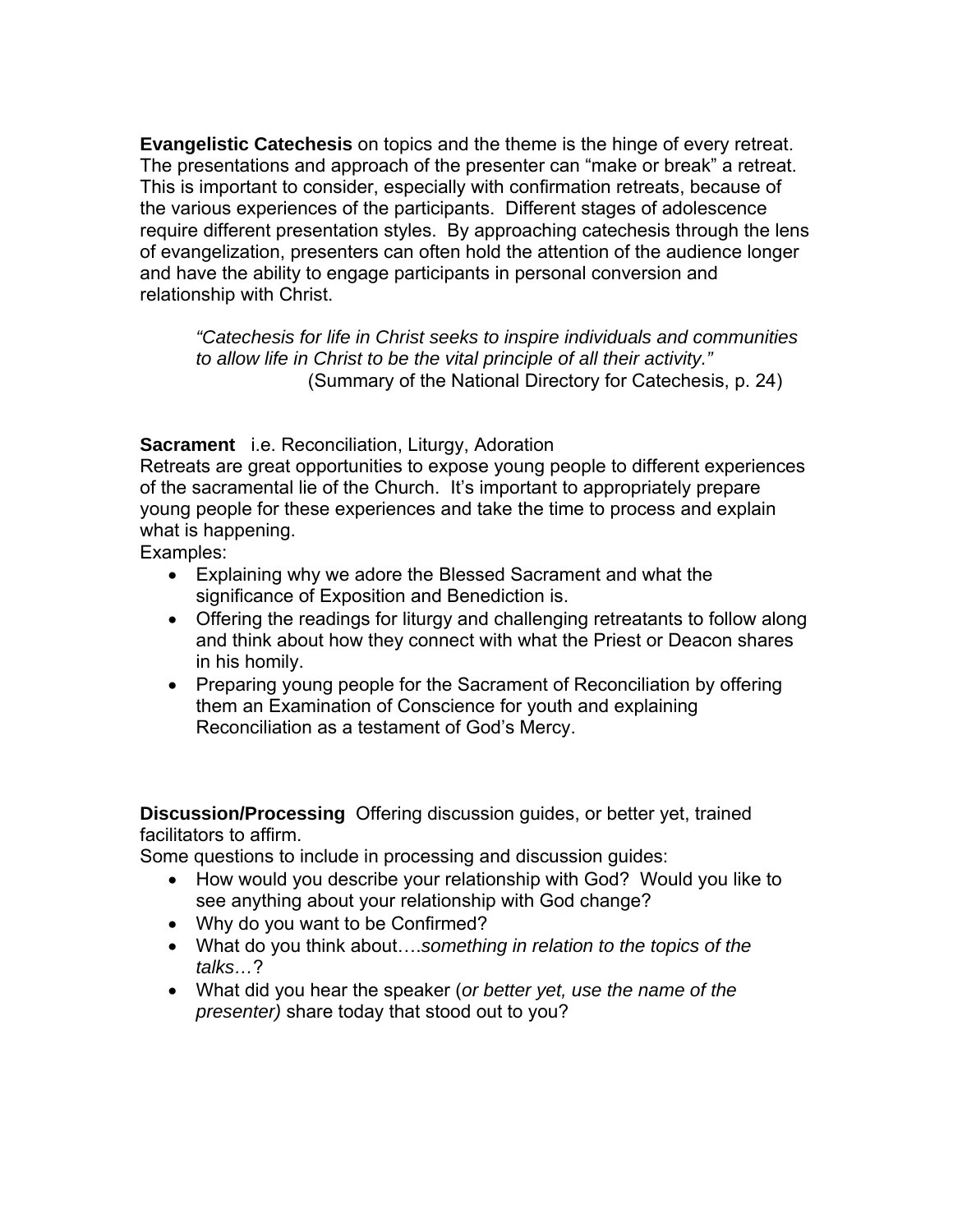**Evangelistic Catechesis** on topics and the theme is the hinge of every retreat. The presentations and approach of the presenter can "make or break" a retreat. This is important to consider, especially with confirmation retreats, because of the various experiences of the participants. Different stages of adolescence require different presentation styles. By approaching catechesis through the lens of evangelization, presenters can often hold the attention of the audience longer and have the ability to engage participants in personal conversion and relationship with Christ.

> *"Catechesis for life in Christ seeks to inspire individuals and communities to allow life in Christ to be the vital principle of all their activity."*
> (Summary of the National Directory for Catechesis, p. 24)

**Sacrament** i.e. Reconciliation, Liturgy, Adoration
Retreats are great opportunities to expose young people to different experiences of the sacramental lie of the Church. It's important to appropriately prepare young people for these experiences and take the time to process and explain what is happening.
Examples:

- Explaining why we adore the Blessed Sacrament and what the significance of Exposition and Benediction is.
- Offering the readings for liturgy and challenging retreatants to follow along and think about how they connect with what the Priest or Deacon shares in his homily.
- Preparing young people for the Sacrament of Reconciliation by offering them an Examination of Conscience for youth and explaining Reconciliation as a testament of God's Mercy.

**Discussion/Processing** Offering discussion guides, or better yet, trained facilitators to affirm.
Some questions to include in processing and discussion guides:

- How would you describe your relationship with God? Would you like to see anything about your relationship with God change?
- Why do you want to be Confirmed?
- What do you think about….*something in relation to the topics of the talks…*?
- What did you hear the speaker (*or better yet, use the name of the presenter)* share today that stood out to you?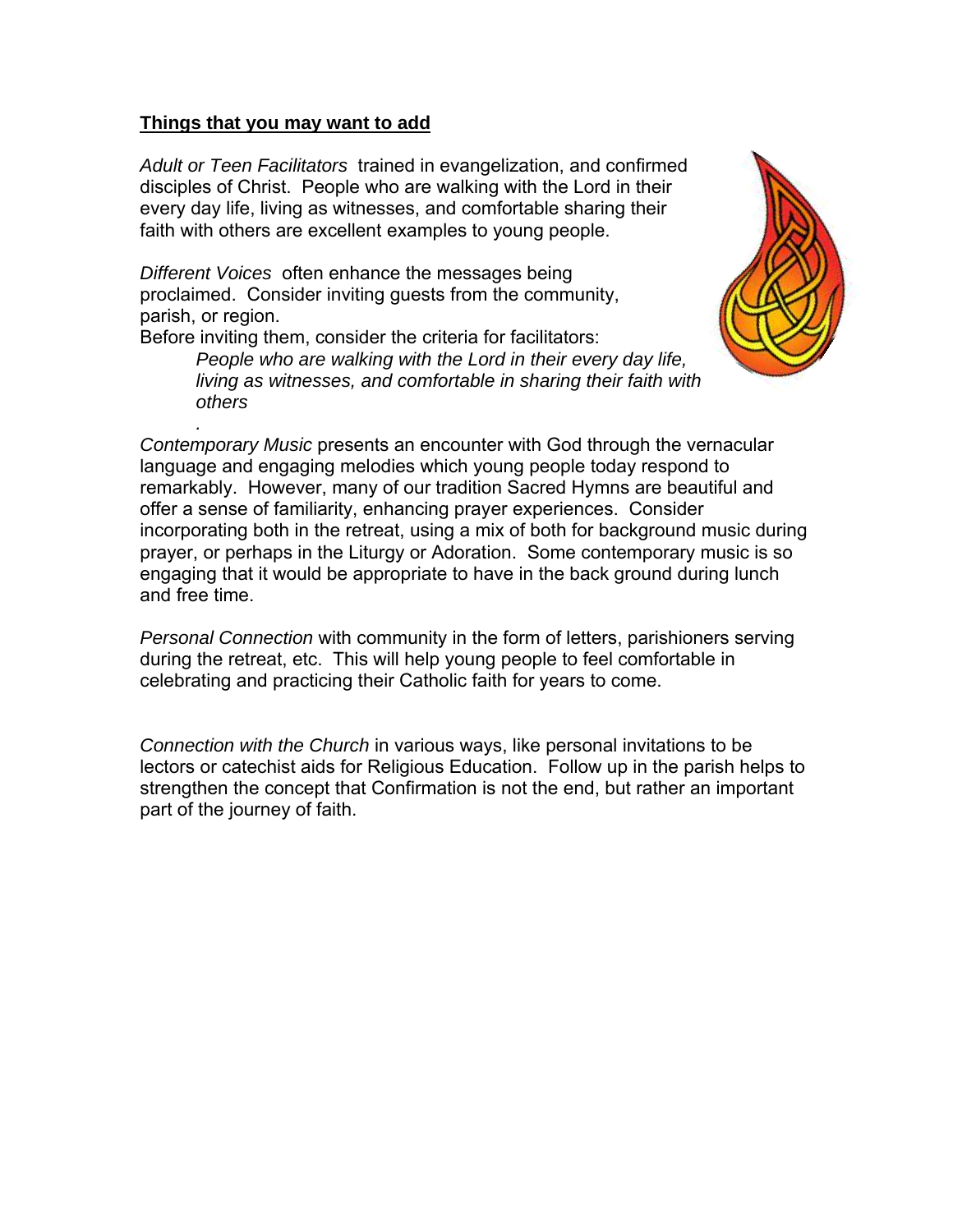**Things that you may want to add**

*Adult or Teen Facilitators* trained in evangelization, and confirmed disciples of Christ. People who are walking with the Lord in their every day life, living as witnesses, and comfortable sharing their faith with others are excellent examples to young people.

*Different Voices* often enhance the messages being proclaimed. Consider inviting guests from the community, parish, or region.
Before inviting them, consider the criteria for facilitators:

> *People who are walking with the Lord in their every day life, living as witnesses, and comfortable in sharing their faith with others*
> .

*Contemporary Music* presents an encounter with God through the vernacular language and engaging melodies which young people today respond to remarkably. However, many of our tradition Sacred Hymns are beautiful and offer a sense of familiarity, enhancing prayer experiences. Consider incorporating both in the retreat, using a mix of both for background music during prayer, or perhaps in the Liturgy or Adoration. Some contemporary music is so engaging that it would be appropriate to have in the back ground during lunch and free time.

*Personal Connection* with community in the form of letters, parishioners serving during the retreat, etc. This will help young people to feel comfortable in celebrating and practicing their Catholic faith for years to come.

*Connection with the Church* in various ways, like personal invitations to be lectors or catechist aids for Religious Education. Follow up in the parish helps to strengthen the concept that Confirmation is not the end, but rather an important part of the journey of faith.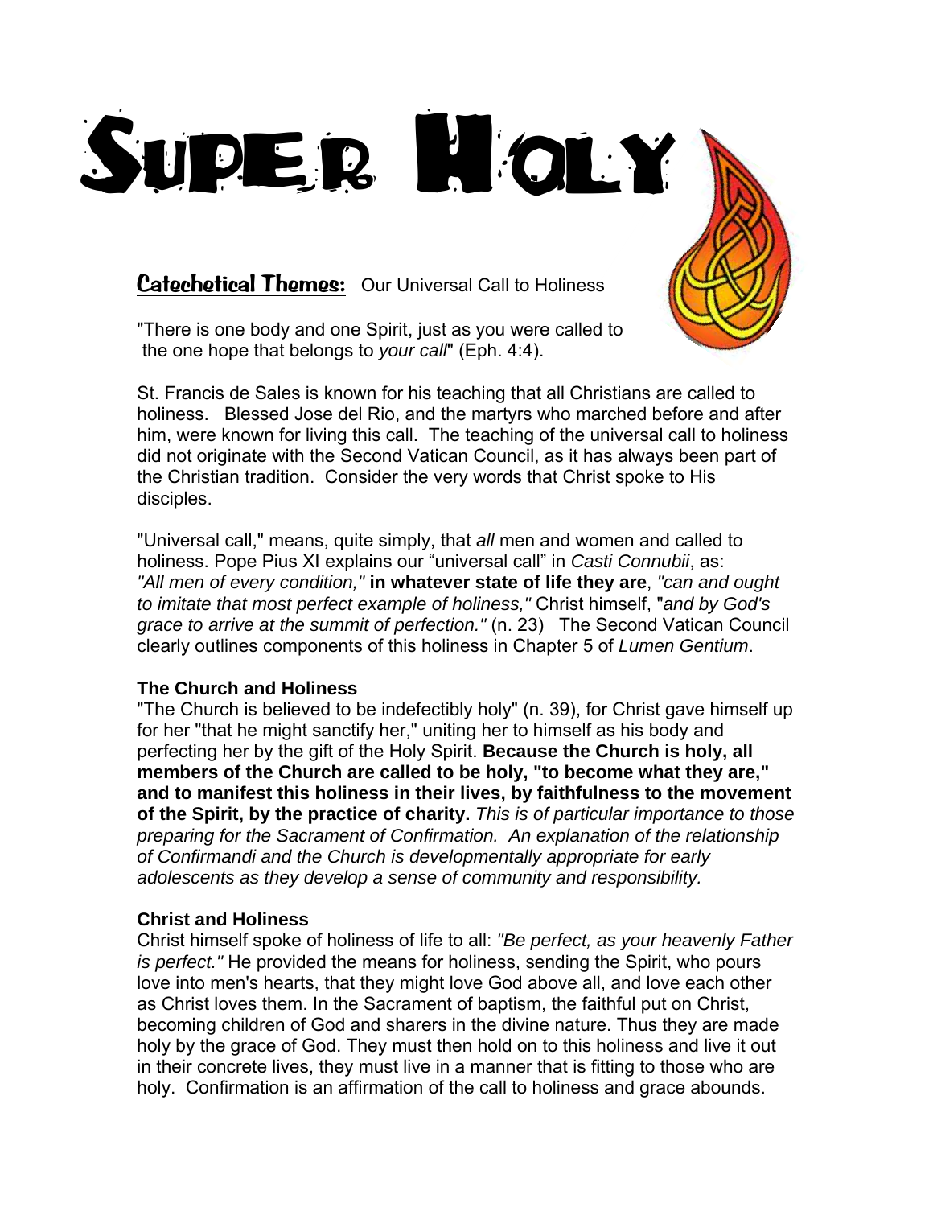# Super Holy

**Catechetical Themes:** Our Universal Call to Holiness

"There is one body and one Spirit, just as you were called to the one hope that belongs to *your call*" (Eph. 4:4).

St. Francis de Sales is known for his teaching that all Christians are called to holiness. Blessed Jose del Rio, and the martyrs who marched before and after him, were known for living this call. The teaching of the universal call to holiness did not originate with the Second Vatican Council, as it has always been part of the Christian tradition. Consider the very words that Christ spoke to His disciples.

"Universal call," means, quite simply, that *all* men and women and called to holiness. Pope Pius XI explains our "universal call" in *Casti Connubii*, as: *"All men of every condition,"* **in whatever state of life they are**, *"can and ought to imitate that most perfect example of holiness,"* Christ himself, "*and by God's grace to arrive at the summit of perfection."* (n. 23) The Second Vatican Council clearly outlines components of this holiness in Chapter 5 of *Lumen Gentium*.

**The Church and Holiness**

"The Church is believed to be indefectibly holy" (n. 39), for Christ gave himself up for her "that he might sanctify her," uniting her to himself as his body and perfecting her by the gift of the Holy Spirit. **Because the Church is holy, all members of the Church are called to be holy, "to become what they are," and to manifest this holiness in their lives, by faithfulness to the movement of the Spirit, by the practice of charity.** *This is of particular importance to those preparing for the Sacrament of Confirmation. An explanation of the relationship of Confirmandi and the Church is developmentally appropriate for early adolescents as they develop a sense of community and responsibility.*

**Christ and Holiness**

Christ himself spoke of holiness of life to all: *"Be perfect, as your heavenly Father is perfect."* He provided the means for holiness, sending the Spirit, who pours love into men's hearts, that they might love God above all, and love each other as Christ loves them. In the Sacrament of baptism, the faithful put on Christ, becoming children of God and sharers in the divine nature. Thus they are made holy by the grace of God. They must then hold on to this holiness and live it out in their concrete lives, they must live in a manner that is fitting to those who are holy. Confirmation is an affirmation of the call to holiness and grace abounds.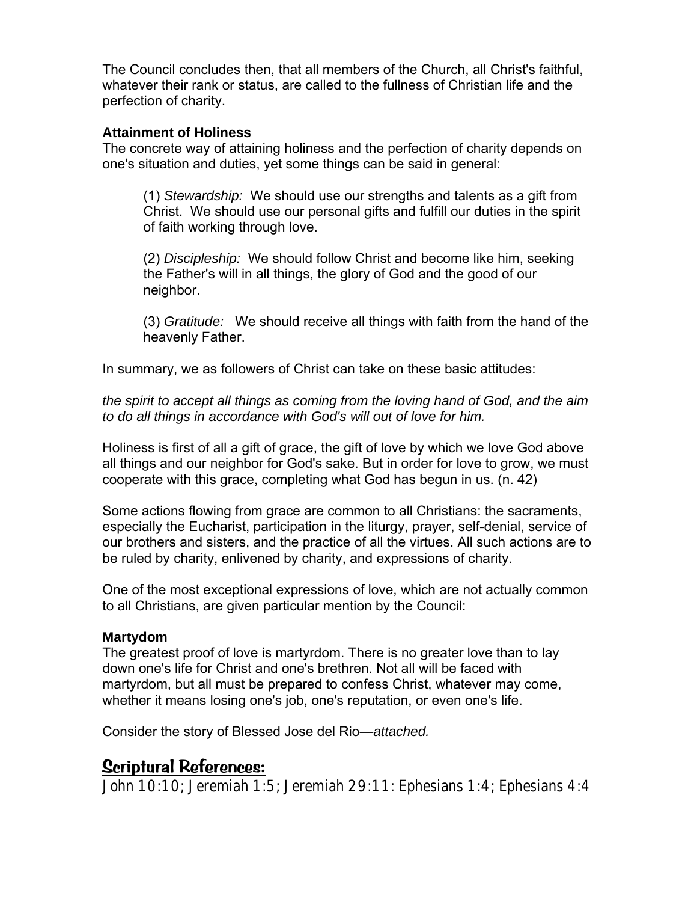The Council concludes then, that all members of the Church, all Christ's faithful, whatever their rank or status, are called to the fullness of Christian life and the perfection of charity.

**Attainment of Holiness**

The concrete way of attaining holiness and the perfection of charity depends on one's situation and duties, yet some things can be said in general:

> (1) *Stewardship:* We should use our strengths and talents as a gift from Christ. We should use our personal gifts and fulfill our duties in the spirit of faith working through love.
>
> (2) *Discipleship:* We should follow Christ and become like him, seeking the Father's will in all things, the glory of God and the good of our neighbor.
>
> (3) *Gratitude:* We should receive all things with faith from the hand of the heavenly Father.

In summary, we as followers of Christ can take on these basic attitudes:

*the spirit to accept all things as coming from the loving hand of God, and the aim to do all things in accordance with God's will out of love for him.*

Holiness is first of all a gift of grace, the gift of love by which we love God above all things and our neighbor for God's sake. But in order for love to grow, we must cooperate with this grace, completing what God has begun in us. (n. 42)

Some actions flowing from grace are common to all Christians: the sacraments, especially the Eucharist, participation in the liturgy, prayer, self-denial, service of our brothers and sisters, and the practice of all the virtues. All such actions are to be ruled by charity, enlivened by charity, and expressions of charity.

One of the most exceptional expressions of love, which are not actually common to all Christians, are given particular mention by the Council:

**Martydom**

The greatest proof of love is martyrdom. There is no greater love than to lay down one's life for Christ and one's brethren. Not all will be faced with martyrdom, but all must be prepared to confess Christ, whatever may come, whether it means losing one's job, one's reputation, or even one's life.

Consider the story of Blessed Jose del Rio—*attached.*

## Scriptural References:

John 10:10; Jeremiah 1:5; Jeremiah 29:11: Ephesians 1:4; Ephesians 4:4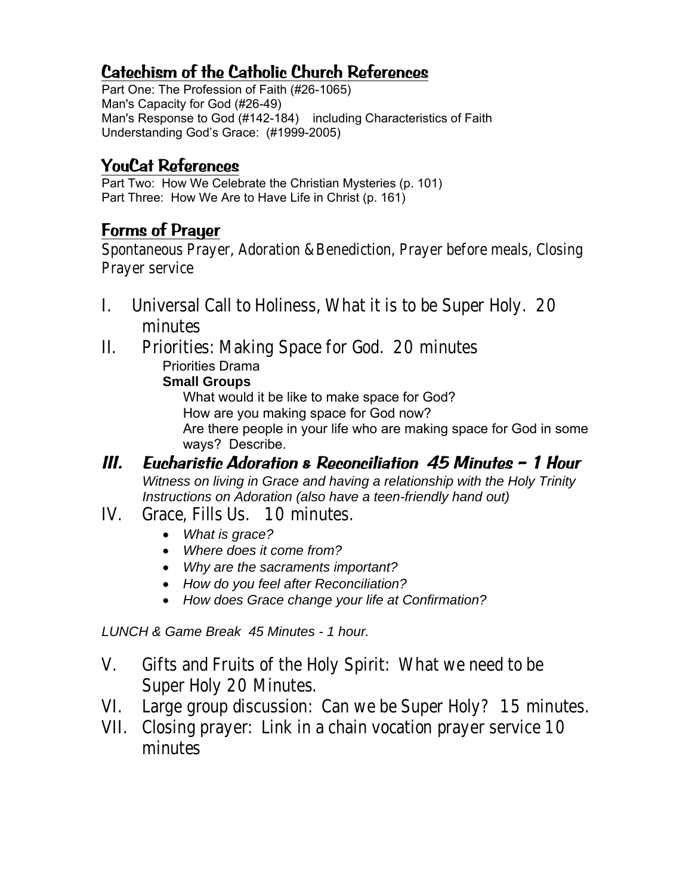## Catechism of the Catholic Church References

Part One: The Profession of Faith (#26-1065)
Man's Capacity for God (#26-49)
Man's Response to God (#142-184) including Characteristics of Faith
Understanding God's Grace: (#1999-2005)

## YouCat References

Part Two: How We Celebrate the Christian Mysteries (p. 101)
Part Three: How We Are to Have Life in Christ (p. 161)

## Forms of Prayer

Spontaneous Prayer, Adoration & Benediction, Prayer before meals, Closing Prayer service

I. Universal Call to Holiness, What it is to be Super Holy. 20 minutes

II. Priorities: Making Space for God. 20 minutes
   Priorities Drama
   **Small Groups**
      What would it be like to make space for God?
      How are you making space for God now?
      Are there people in your life who are making space for God in some ways? Describe.

### III. Eucharistic Adoration & Reconciliation 45 Minutes – 1 Hour

*Witness on living in Grace and having a relationship with the Holy Trinity*
*Instructions on Adoration (also have a teen-friendly hand out)*

IV. Grace, Fills Us. 10 minutes.

- *What is grace?*
- *Where does it come from?*
- *Why are the sacraments important?*
- *How do you feel after Reconciliation?*
- *How does Grace change your life at Confirmation?*

*LUNCH & Game Break 45 Minutes - 1 hour.*

V. Gifts and Fruits of the Holy Spirit: What we need to be Super Holy 20 Minutes.

VI. Large group discussion: Can we be Super Holy? 15 minutes.

VII. Closing prayer: Link in a chain vocation prayer service 10 minutes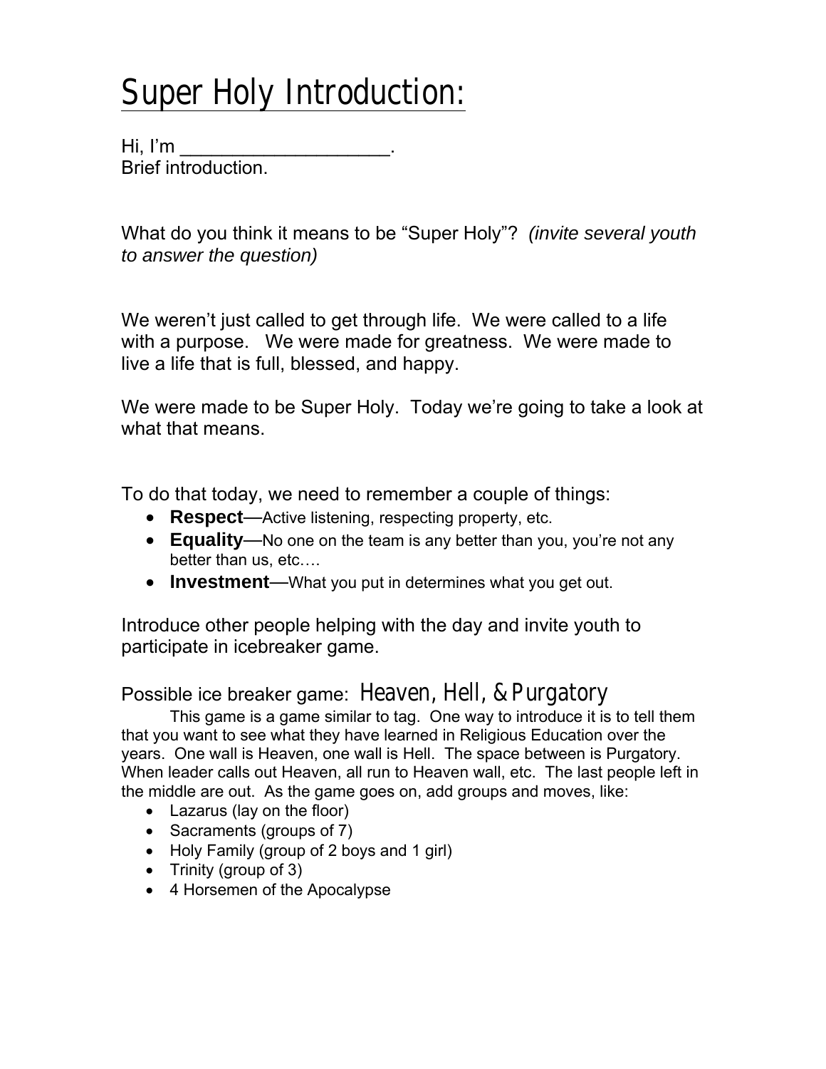# Super Holy Introduction:

Hi, I'm ___________________.
Brief introduction.

What do you think it means to be "Super Holy"? *(invite several youth to answer the question)*

We weren't just called to get through life. We were called to a life with a purpose. We were made for greatness. We were made to live a life that is full, blessed, and happy.

We were made to be Super Holy. Today we're going to take a look at what that means.

To do that today, we need to remember a couple of things:

- **Respect**—Active listening, respecting property, etc.
- **Equality**—No one on the team is any better than you, you're not any better than us, etc.…
- **Investment**—What you put in determines what you get out.

Introduce other people helping with the day and invite youth to participate in icebreaker game.

Possible ice breaker game: **Heaven, Hell, & Purgatory**

This game is a game similar to tag. One way to introduce it is to tell them that you want to see what they have learned in Religious Education over the years. One wall is Heaven, one wall is Hell. The space between is Purgatory. When leader calls out Heaven, all run to Heaven wall, etc. The last people left in the middle are out. As the game goes on, add groups and moves, like:

- Lazarus (lay on the floor)
- Sacraments (groups of 7)
- Holy Family (group of 2 boys and 1 girl)
- Trinity (group of 3)
- 4 Horsemen of the Apocalypse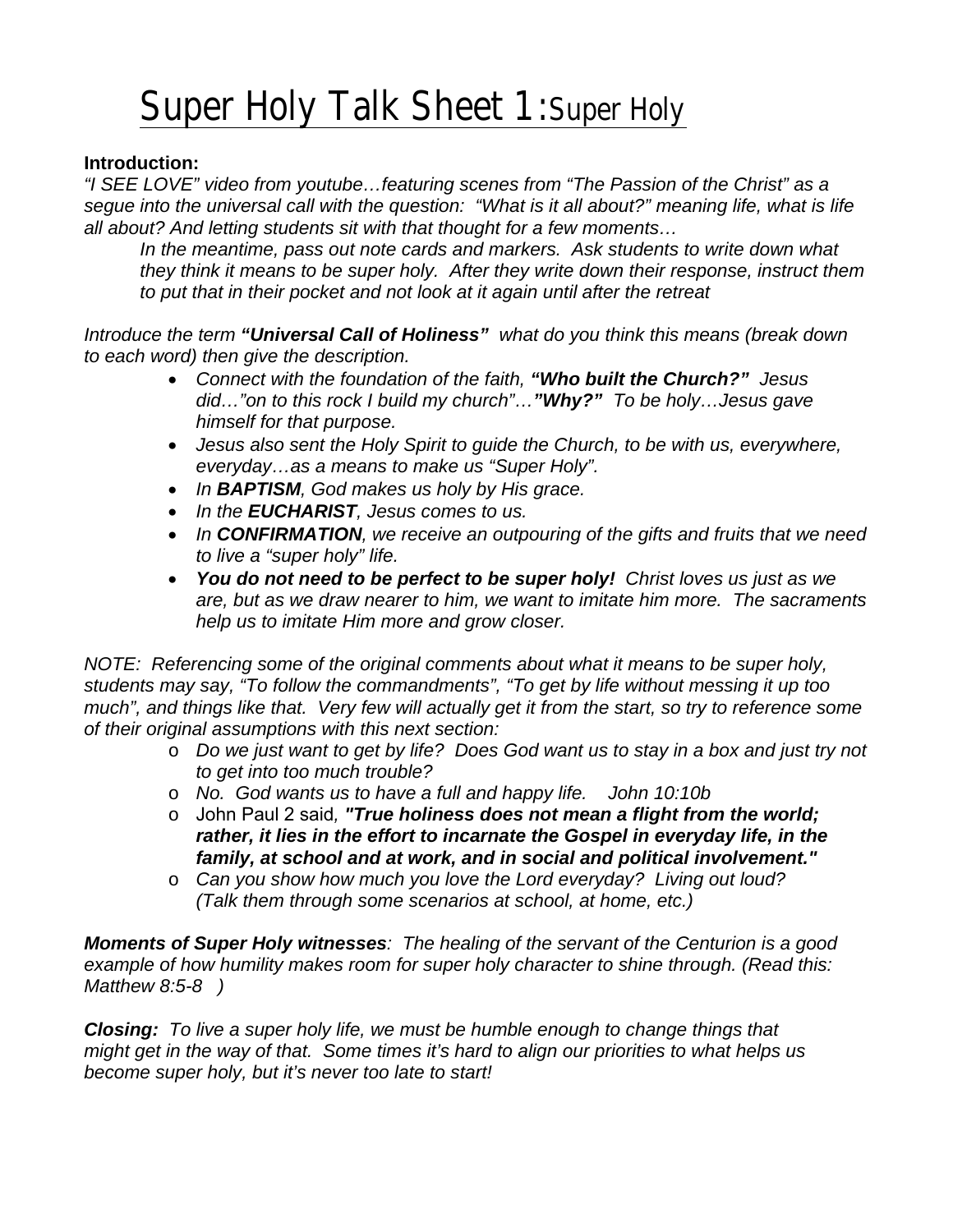# Super Holy Talk Sheet 1: Super Holy

**Introduction:**

*"I SEE LOVE" video from youtube…featuring scenes from "The Passion of the Christ" as a segue into the universal call with the question: "What is it all about?" meaning life, what is life all about? And letting students sit with that thought for a few moments…*

*In the meantime, pass out note cards and markers. Ask students to write down what they think it means to be super holy. After they write down their response, instruct them to put that in their pocket and not look at it again until after the retreat*

*Introduce the term **"Universal Call of Holiness"** what do you think this means (break down to each word) then give the description.*

- *Connect with the foundation of the faith, **"Who built the Church?"** Jesus did…"on to this rock I build my church"…**"Why?"** To be holy…Jesus gave himself for that purpose.*
- *Jesus also sent the Holy Spirit to guide the Church, to be with us, everywhere, everyday…as a means to make us "Super Holy".*
- *In **BAPTISM**, God makes us holy by His grace.*
- *In the **EUCHARIST**, Jesus comes to us.*
- *In **CONFIRMATION**, we receive an outpouring of the gifts and fruits that we need to live a "super holy" life.*
- ***You do not need to be perfect to be super holy!** Christ loves us just as we are, but as we draw nearer to him, we want to imitate him more. The sacraments help us to imitate Him more and grow closer.*

*NOTE: Referencing some of the original comments about what it means to be super holy, students may say, "To follow the commandments", "To get by life without messing it up too much", and things like that. Very few will actually get it from the start, so try to reference some of their original assumptions with this next section:*

- *Do we just want to get by life? Does God want us to stay in a box and just try not to get into too much trouble?*
- *No. God wants us to have a full and happy life. John 10:10b*
- John Paul 2 said, ***"True holiness does not mean a flight from the world; rather, it lies in the effort to incarnate the Gospel in everyday life, in the family, at school and at work, and in social and political involvement."***
- *Can you show how much you love the Lord everyday? Living out loud? (Talk them through some scenarios at school, at home, etc.)*

***Moments of Super Holy witnesses**: The healing of the servant of the Centurion is a good example of how humility makes room for super holy character to shine through. (Read this: Matthew 8:5-8 )*

***Closing:** To live a super holy life, we must be humble enough to change things that might get in the way of that. Some times it's hard to align our priorities to what helps us become super holy, but it's never too late to start!*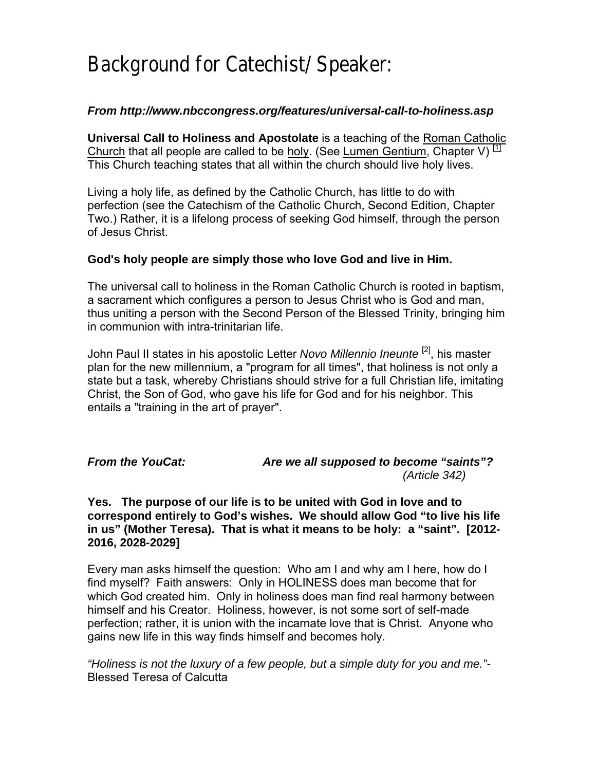# Background for Catechist/Speaker:

***From http://www.nbccongress.org/features/universal-call-to-holiness.asp***

**Universal Call to Holiness and Apostolate** is a teaching of the Roman Catholic Church that all people are called to be holy. (See Lumen Gentium, Chapter V) [1] This Church teaching states that all within the church should live holy lives.

Living a holy life, as defined by the Catholic Church, has little to do with perfection (see the Catechism of the Catholic Church, Second Edition, Chapter Two.) Rather, it is a lifelong process of seeking God himself, through the person of Jesus Christ.

**God's holy people are simply those who love God and live in Him.**

The universal call to holiness in the Roman Catholic Church is rooted in baptism, a sacrament which configures a person to Jesus Christ who is God and man, thus uniting a person with the Second Person of the Blessed Trinity, bringing him in communion with intra-trinitarian life.

John Paul II states in his apostolic Letter *Novo Millennio Ineunte* [2], his master plan for the new millennium, a "program for all times", that holiness is not only a state but a task, whereby Christians should strive for a full Christian life, imitating Christ, the Son of God, who gave his life for God and for his neighbor. This entails a "training in the art of prayer".

***From the YouCat:*** ***Are we all supposed to become "saints"?*** *(Article 342)*

**Yes. The purpose of our life is to be united with God in love and to correspond entirely to God's wishes. We should allow God "to live his life in us" (Mother Teresa). That is what it means to be holy: a "saint". [2012-2016, 2028-2029]**

Every man asks himself the question: Who am I and why am I here, how do I find myself? Faith answers: Only in HOLINESS does man become that for which God created him. Only in holiness does man find real harmony between himself and his Creator. Holiness, however, is not some sort of self-made perfection; rather, it is union with the incarnate love that is Christ. Anyone who gains new life in this way finds himself and becomes holy.

*"Holiness is not the luxury of a few people, but a simple duty for you and me."*- Blessed Teresa of Calcutta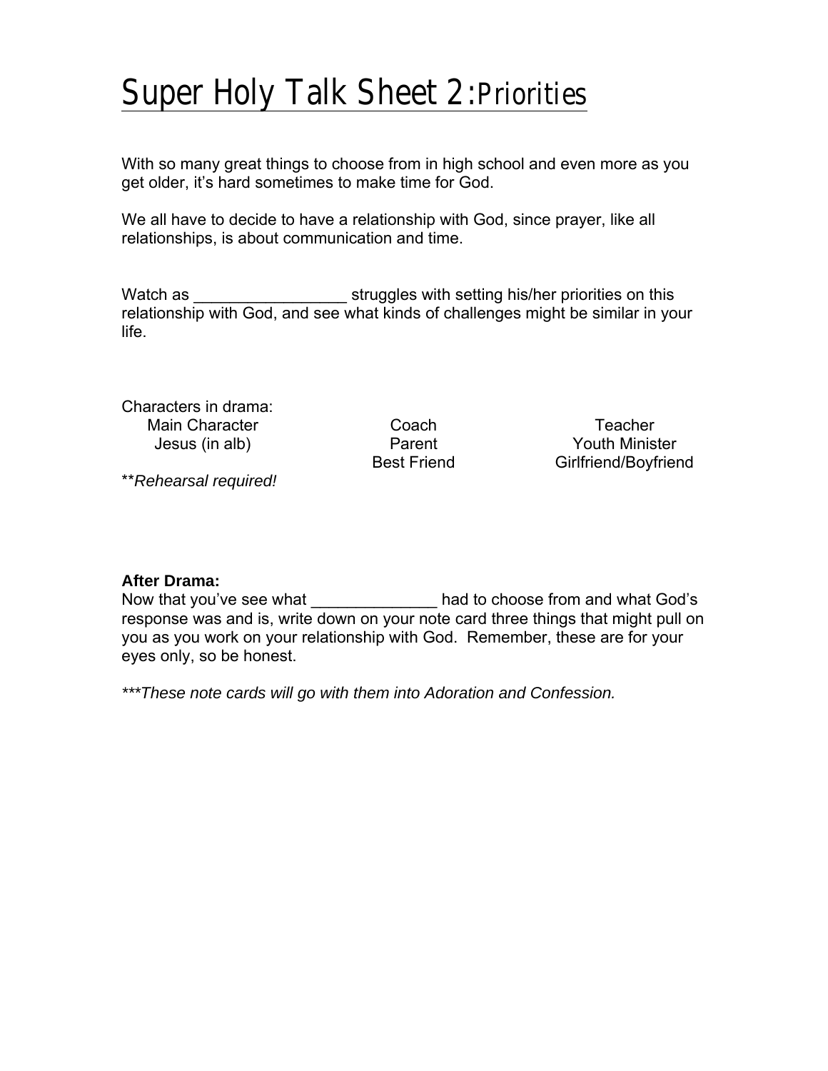# Super Holy Talk Sheet 2: Priorities

With so many great things to choose from in high school and even more as you get older, it's hard sometimes to make time for God.

We all have to decide to have a relationship with God, since prayer, like all relationships, is about communication and time.

Watch as _________________ struggles with setting his/her priorities on this relationship with God, and see what kinds of challenges might be similar in your life.

Characters in drama:

| | | |
|---|---|---|
| Main Character | Coach | Teacher |
| Jesus (in alb) | Parent | Youth Minister |
| | Best Friend | Girlfriend/Boyfriend |

*\*\*Rehearsal required!*

**After Drama:**
Now that you've see what ______________ had to choose from and what God's response was and is, write down on your note card three things that might pull on you as you work on your relationship with God. Remember, these are for your eyes only, so be honest.

*\*\*\*These note cards will go with them into Adoration and Confession.*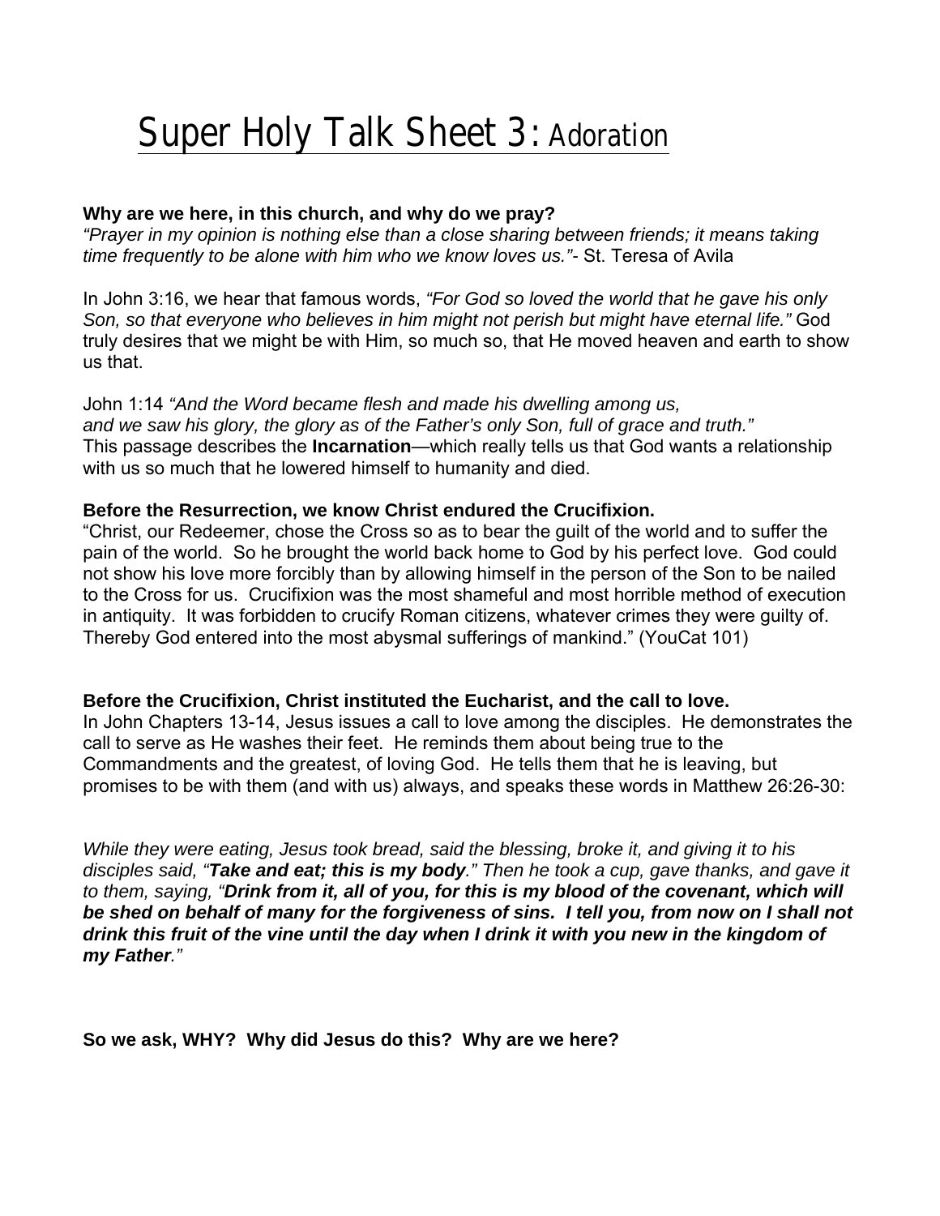# Super Holy Talk Sheet 3: Adoration

**Why are we here, in this church, and why do we pray?**
*"Prayer in my opinion is nothing else than a close sharing between friends; it means taking time frequently to be alone with him who we know loves us."*- St. Teresa of Avila

In John 3:16, we hear that famous words, *"For God so loved the world that he gave his only Son, so that everyone who believes in him might not perish but might have eternal life."* God truly desires that we might be with Him, so much so, that He moved heaven and earth to show us that.

John 1:14 *"And the Word became flesh and made his dwelling among us, and we saw his glory, the glory as of the Father's only Son, full of grace and truth."*
This passage describes the **Incarnation**—which really tells us that God wants a relationship with us so much that he lowered himself to humanity and died.

**Before the Resurrection, we know Christ endured the Crucifixion.**
"Christ, our Redeemer, chose the Cross so as to bear the guilt of the world and to suffer the pain of the world. So he brought the world back home to God by his perfect love. God could not show his love more forcibly than by allowing himself in the person of the Son to be nailed to the Cross for us. Crucifixion was the most shameful and most horrible method of execution in antiquity. It was forbidden to crucify Roman citizens, whatever crimes they were guilty of. Thereby God entered into the most abysmal sufferings of mankind." (YouCat 101)

**Before the Crucifixion, Christ instituted the Eucharist, and the call to love.**
In John Chapters 13-14, Jesus issues a call to love among the disciples. He demonstrates the call to serve as He washes their feet. He reminds them about being true to the Commandments and the greatest, of loving God. He tells them that he is leaving, but promises to be with them (and with us) always, and speaks these words in Matthew 26:26-30:

*While they were eating, Jesus took bread, said the blessing, broke it, and giving it to his disciples said, "**Take and eat; this is my body**." Then he took a cup, gave thanks, and gave it to them, saying, "**Drink from it, all of you, for this is my blood of the covenant, which will be shed on behalf of many for the forgiveness of sins. I tell you, from now on I shall not drink this fruit of the vine until the day when I drink it with you new in the kingdom of my Father**."*

**So we ask, WHY? Why did Jesus do this? Why are we here?**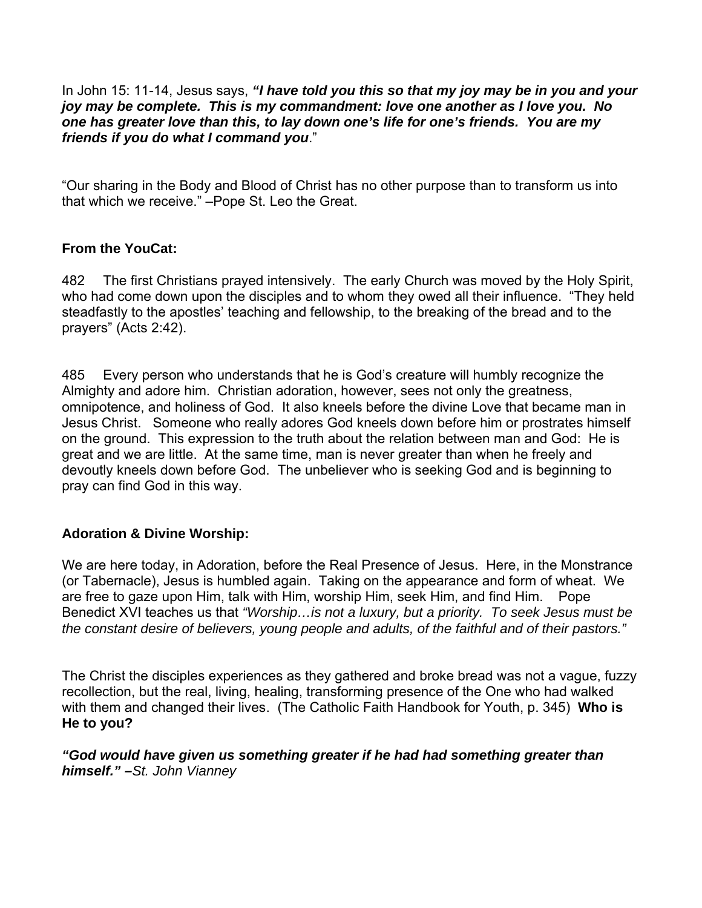In John 15: 11-14, Jesus says, ***"I have told you this so that my joy may be in you and your joy may be complete. This is my commandment: love one another as I love you. No one has greater love than this, to lay down one's life for one's friends. You are my friends if you do what I command you***."

"Our sharing in the Body and Blood of Christ has no other purpose than to transform us into that which we receive." –Pope St. Leo the Great.

**From the YouCat:**

482 The first Christians prayed intensively. The early Church was moved by the Holy Spirit, who had come down upon the disciples and to whom they owed all their influence. "They held steadfastly to the apostles' teaching and fellowship, to the breaking of the bread and to the prayers" (Acts 2:42).

485 Every person who understands that he is God's creature will humbly recognize the Almighty and adore him. Christian adoration, however, sees not only the greatness, omnipotence, and holiness of God. It also kneels before the divine Love that became man in Jesus Christ. Someone who really adores God kneels down before him or prostrates himself on the ground. This expression to the truth about the relation between man and God: He is great and we are little. At the same time, man is never greater than when he freely and devoutly kneels down before God. The unbeliever who is seeking God and is beginning to pray can find God in this way.

**Adoration & Divine Worship:**

We are here today, in Adoration, before the Real Presence of Jesus. Here, in the Monstrance (or Tabernacle), Jesus is humbled again. Taking on the appearance and form of wheat. We are free to gaze upon Him, talk with Him, worship Him, seek Him, and find Him. Pope Benedict XVI teaches us that *"Worship…is not a luxury, but a priority. To seek Jesus must be the constant desire of believers, young people and adults, of the faithful and of their pastors."*

The Christ the disciples experiences as they gathered and broke bread was not a vague, fuzzy recollection, but the real, living, healing, transforming presence of the One who had walked with them and changed their lives. (The Catholic Faith Handbook for Youth, p. 345) **Who is He to you?**

***"God would have given us something greater if he had had something greater than himself." –****St. John Vianney*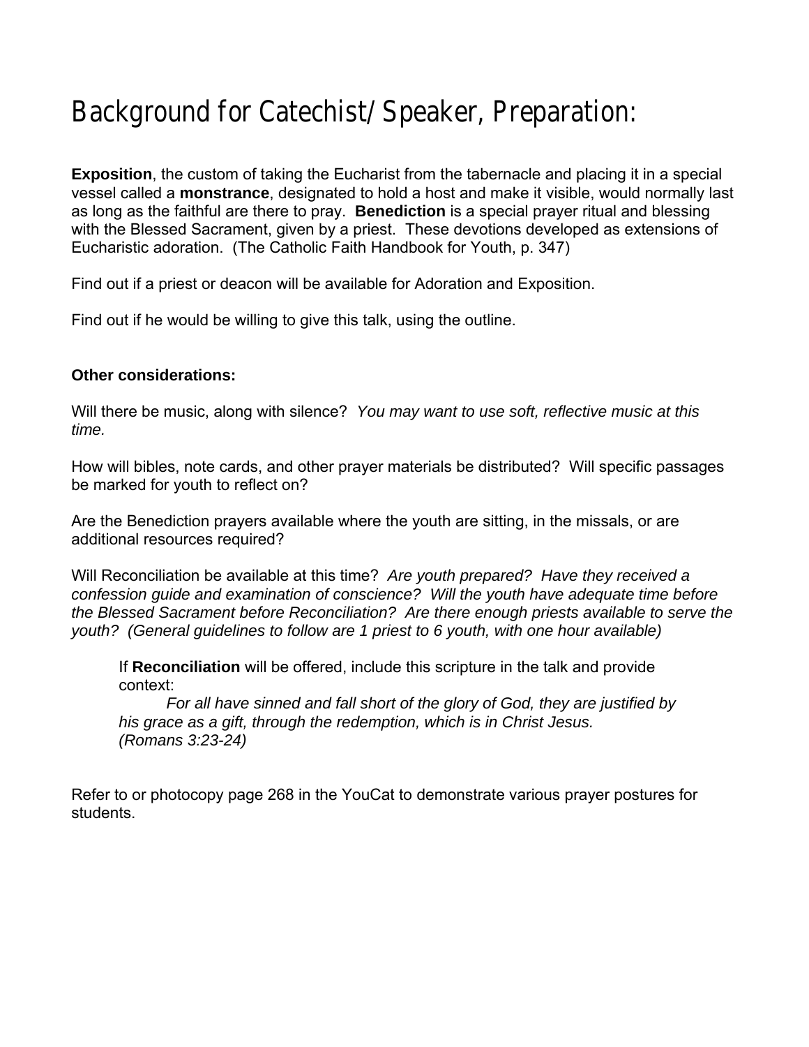# Background for Catechist/Speaker, Preparation:

**Exposition**, the custom of taking the Eucharist from the tabernacle and placing it in a special vessel called a **monstrance**, designated to hold a host and make it visible, would normally last as long as the faithful are there to pray. **Benediction** is a special prayer ritual and blessing with the Blessed Sacrament, given by a priest. These devotions developed as extensions of Eucharistic adoration. (The Catholic Faith Handbook for Youth, p. 347)

Find out if a priest or deacon will be available for Adoration and Exposition.

Find out if he would be willing to give this talk, using the outline.

**Other considerations:**

Will there be music, along with silence? *You may want to use soft, reflective music at this time.*

How will bibles, note cards, and other prayer materials be distributed? Will specific passages be marked for youth to reflect on?

Are the Benediction prayers available where the youth are sitting, in the missals, or are additional resources required?

Will Reconciliation be available at this time? *Are youth prepared? Have they received a confession guide and examination of conscience? Will the youth have adequate time before the Blessed Sacrament before Reconciliation? Are there enough priests available to serve the youth? (General guidelines to follow are 1 priest to 6 youth, with one hour available)*

> If **Reconciliation** will be offered, include this scripture in the talk and provide context:
>
> *For all have sinned and fall short of the glory of God, they are justified by his grace as a gift, through the redemption, which is in Christ Jesus. (Romans 3:23-24)*

Refer to or photocopy page 268 in the YouCat to demonstrate various prayer postures for students.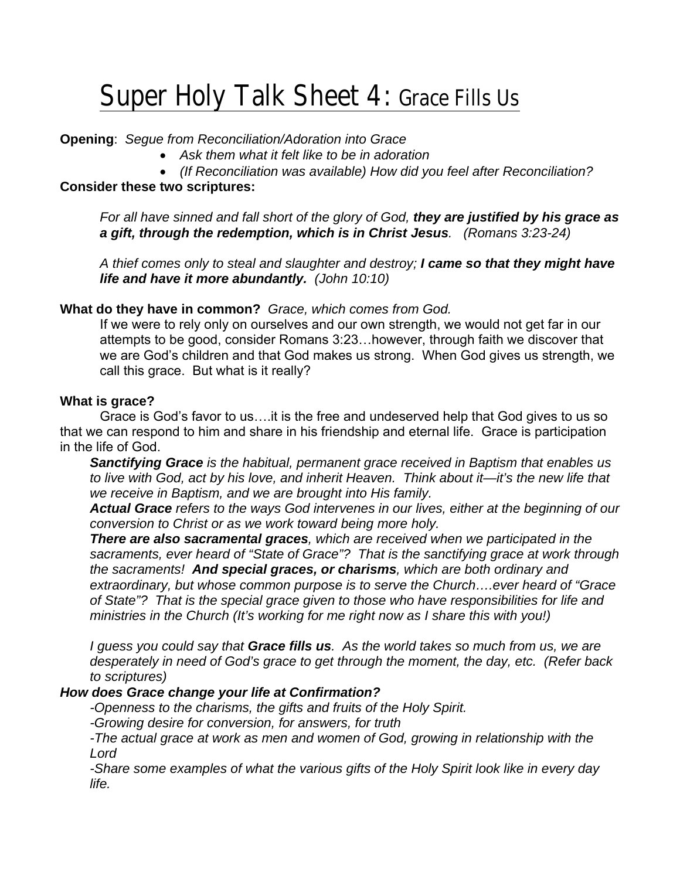# Super Holy Talk Sheet 4: Grace Fills Us

**Opening**: *Segue from Reconciliation/Adoration into Grace*

- *Ask them what it felt like to be in adoration*
- *(If Reconciliation was available) How did you feel after Reconciliation?*

**Consider these two scriptures:**

*For all have sinned and fall short of the glory of God, **they are justified by his grace as a gift, through the redemption, which is in Christ Jesus**. (Romans 3:23-24)*

*A thief comes only to steal and slaughter and destroy; **I came so that they might have life and have it more abundantly.** (John 10:10)*

**What do they have in common?** *Grace, which comes from God.*

If we were to rely only on ourselves and our own strength, we would not get far in our attempts to be good, consider Romans 3:23…however, through faith we discover that we are God's children and that God makes us strong. When God gives us strength, we call this grace. But what is it really?

**What is grace?**

Grace is God's favor to us….it is the free and undeserved help that God gives to us so that we can respond to him and share in his friendship and eternal life. Grace is participation in the life of God.

***Sanctifying Grace*** *is the habitual, permanent grace received in Baptism that enables us to live with God, act by his love, and inherit Heaven. Think about it—it's the new life that we receive in Baptism, and we are brought into His family.*

***Actual Grace*** *refers to the ways God intervenes in our lives, either at the beginning of our conversion to Christ or as we work toward being more holy.*

***There are also sacramental graces****, which are received when we participated in the sacraments, ever heard of "State of Grace"? That is the sanctifying grace at work through the sacraments!* ***And special graces, or charisms****, which are both ordinary and extraordinary, but whose common purpose is to serve the Church….ever heard of "Grace of State"? That is the special grace given to those who have responsibilities for life and ministries in the Church (It's working for me right now as I share this with you!)*

*I guess you could say that **Grace fills us**. As the world takes so much from us, we are desperately in need of God's grace to get through the moment, the day, etc. (Refer back to scriptures)*

***How does Grace change your life at Confirmation?***

*-Openness to the charisms, the gifts and fruits of the Holy Spirit.*

*-Growing desire for conversion, for answers, for truth*

*-The actual grace at work as men and women of God, growing in relationship with the Lord*

*-Share some examples of what the various gifts of the Holy Spirit look like in every day life.*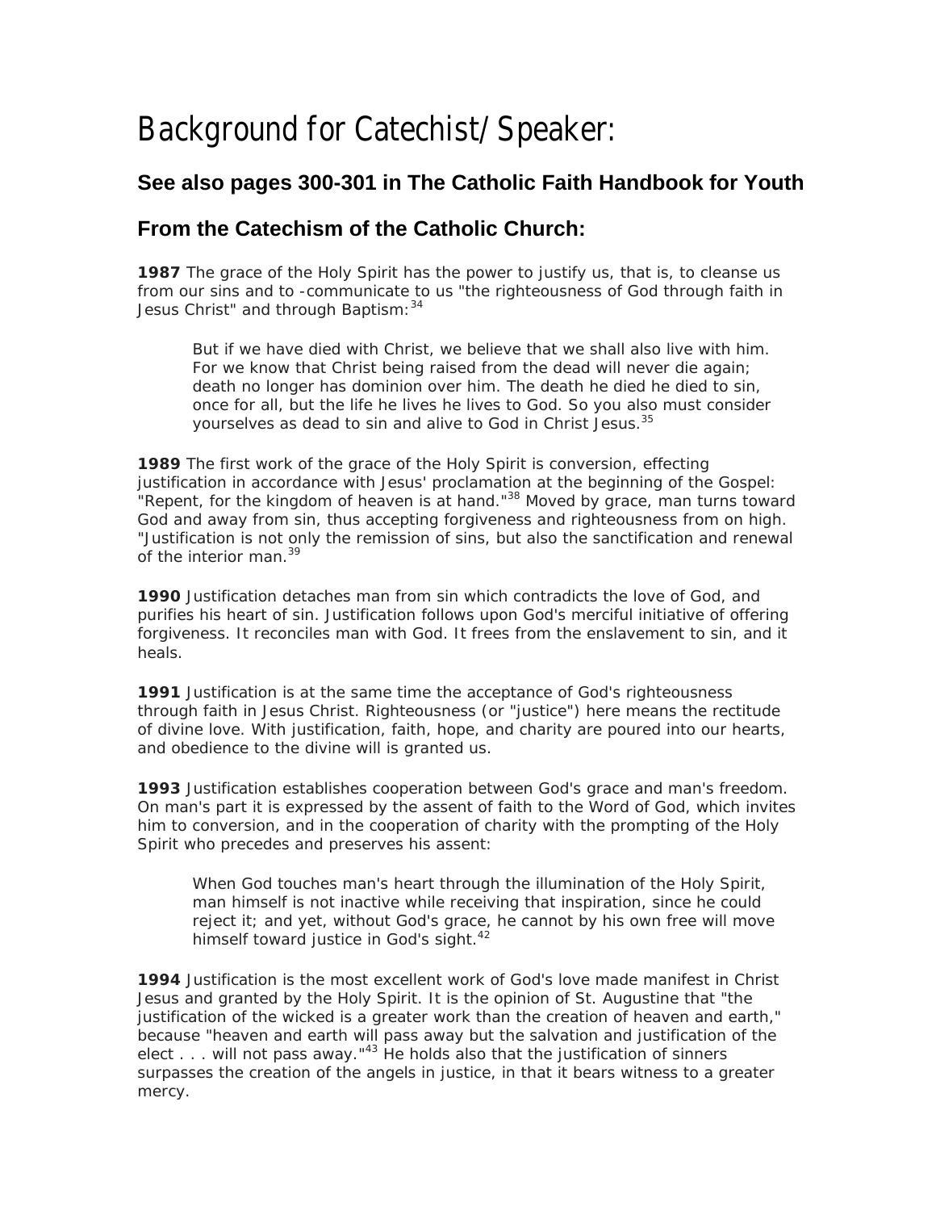# Background for Catechist/Speaker:

## See also pages 300-301 in The Catholic Faith Handbook for Youth

## From the Catechism of the Catholic Church:

**1987** The grace of the Holy Spirit has the power to justify us, that is, to cleanse us from our sins and to -communicate to us "the righteousness of God through faith in Jesus Christ" and through Baptism:[34]

> But if we have died with Christ, we believe that we shall also live with him. For we know that Christ being raised from the dead will never die again; death no longer has dominion over him. The death he died he died to sin, once for all, but the life he lives he lives to God. So you also must consider yourselves as dead to sin and alive to God in Christ Jesus.[35]

**1989** The first work of the grace of the Holy Spirit is conversion, effecting justification in accordance with Jesus' proclamation at the beginning of the Gospel: "Repent, for the kingdom of heaven is at hand."[38] Moved by grace, man turns toward God and away from sin, thus accepting forgiveness and righteousness from on high. "Justification is not only the remission of sins, but also the sanctification and renewal of the interior man.[39]

**1990** Justification detaches man from sin which contradicts the love of God, and purifies his heart of sin. Justification follows upon God's merciful initiative of offering forgiveness. It reconciles man with God. It frees from the enslavement to sin, and it heals.

**1991** Justification is at the same time the acceptance of God's righteousness through faith in Jesus Christ. Righteousness (or "justice") here means the rectitude of divine love. With justification, faith, hope, and charity are poured into our hearts, and obedience to the divine will is granted us.

**1993** Justification establishes cooperation between God's grace and man's freedom. On man's part it is expressed by the assent of faith to the Word of God, which invites him to conversion, and in the cooperation of charity with the prompting of the Holy Spirit who precedes and preserves his assent:

> When God touches man's heart through the illumination of the Holy Spirit, man himself is not inactive while receiving that inspiration, since he could reject it; and yet, without God's grace, he cannot by his own free will move himself toward justice in God's sight.[42]

**1994** Justification is the most excellent work of God's love made manifest in Christ Jesus and granted by the Holy Spirit. It is the opinion of St. Augustine that "the justification of the wicked is a greater work than the creation of heaven and earth," because "heaven and earth will pass away but the salvation and justification of the elect . . . will not pass away."[43] He holds also that the justification of sinners surpasses the creation of the angels in justice, in that it bears witness to a greater mercy.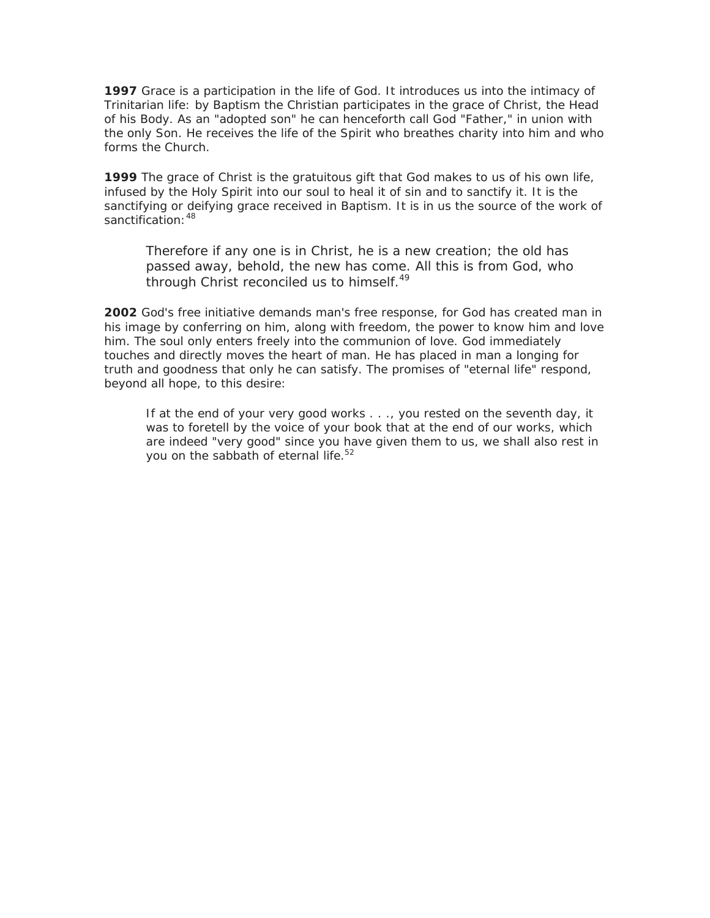**1997** Grace is a participation in the life of God. It introduces us into the intimacy of Trinitarian life: by Baptism the Christian participates in the grace of Christ, the Head of his Body. As an "adopted son" he can henceforth call God "Father," in union with the only Son. He receives the life of the Spirit who breathes charity into him and who forms the Church.

**1999** The grace of Christ is the gratuitous gift that God makes to us of his own life, infused by the Holy Spirit into our soul to heal it of sin and to sanctify it. It is the sanctifying or deifying grace received in Baptism. It is in us the source of the work of sanctification:[48]

> Therefore if any one is in Christ, he is a new creation; the old has passed away, behold, the new has come. All this is from God, who through Christ reconciled us to himself.[49]

**2002** God's free initiative demands man's free response, for God has created man in his image by conferring on him, along with freedom, the power to know him and love him. The soul only enters freely into the communion of love. God immediately touches and directly moves the heart of man. He has placed in man a longing for truth and goodness that only he can satisfy. The promises of "eternal life" respond, beyond all hope, to this desire:

> If at the end of your very good works . . ., you rested on the seventh day, it was to foretell by the voice of your book that at the end of our works, which are indeed "very good" since you have given them to us, we shall also rest in you on the sabbath of eternal life.[52]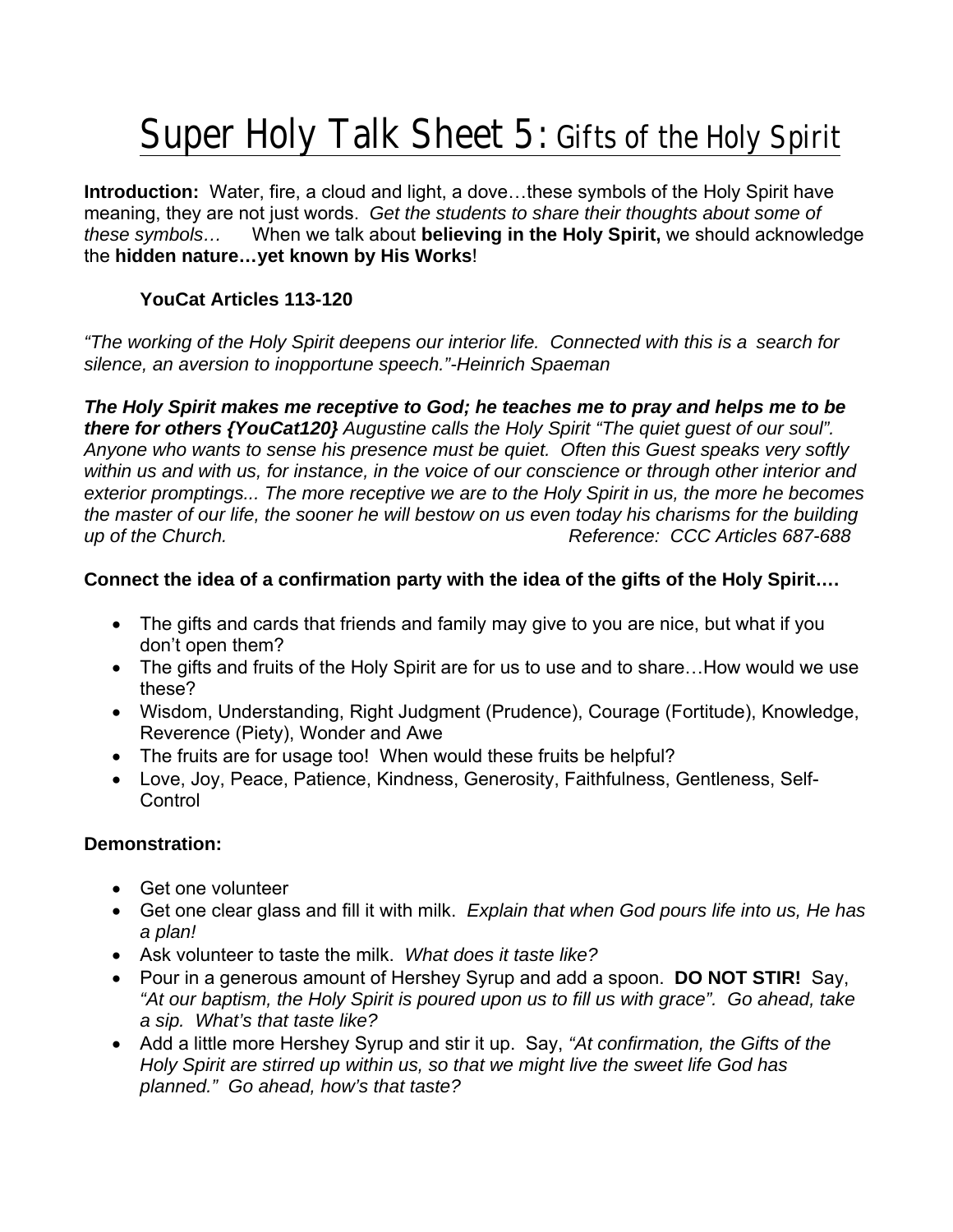# Super Holy Talk Sheet 5: Gifts of the Holy Spirit

**Introduction:** Water, fire, a cloud and light, a dove…these symbols of the Holy Spirit have meaning, they are not just words. *Get the students to share their thoughts about some of these symbols…* When we talk about **believing in the Holy Spirit,** we should acknowledge the **hidden nature…yet known by His Works**!

**YouCat Articles 113-120**

*"The working of the Holy Spirit deepens our interior life. Connected with this is a search for silence, an aversion to inopportune speech."-Heinrich Spaeman*

***The Holy Spirit makes me receptive to God; he teaches me to pray and helps me to be there for others {YouCat120}*** *Augustine calls the Holy Spirit "The quiet guest of our soul". Anyone who wants to sense his presence must be quiet. Often this Guest speaks very softly within us and with us, for instance, in the voice of our conscience or through other interior and exterior promptings... The more receptive we are to the Holy Spirit in us, the more he becomes the master of our life, the sooner he will bestow on us even today his charisms for the building up of the Church.* *Reference: CCC Articles 687-688*

**Connect the idea of a confirmation party with the idea of the gifts of the Holy Spirit….**

- The gifts and cards that friends and family may give to you are nice, but what if you don't open them?
- The gifts and fruits of the Holy Spirit are for us to use and to share…How would we use these?
- Wisdom, Understanding, Right Judgment (Prudence), Courage (Fortitude), Knowledge, Reverence (Piety), Wonder and Awe
- The fruits are for usage too! When would these fruits be helpful?
- Love, Joy, Peace, Patience, Kindness, Generosity, Faithfulness, Gentleness, Self-Control

**Demonstration:**

- Get one volunteer
- Get one clear glass and fill it with milk. *Explain that when God pours life into us, He has a plan!*
- Ask volunteer to taste the milk. *What does it taste like?*
- Pour in a generous amount of Hershey Syrup and add a spoon. **DO NOT STIR!** Say, *"At our baptism, the Holy Spirit is poured upon us to fill us with grace". Go ahead, take a sip. What's that taste like?*
- Add a little more Hershey Syrup and stir it up. Say, *"At confirmation, the Gifts of the Holy Spirit are stirred up within us, so that we might live the sweet life God has planned." Go ahead, how's that taste?*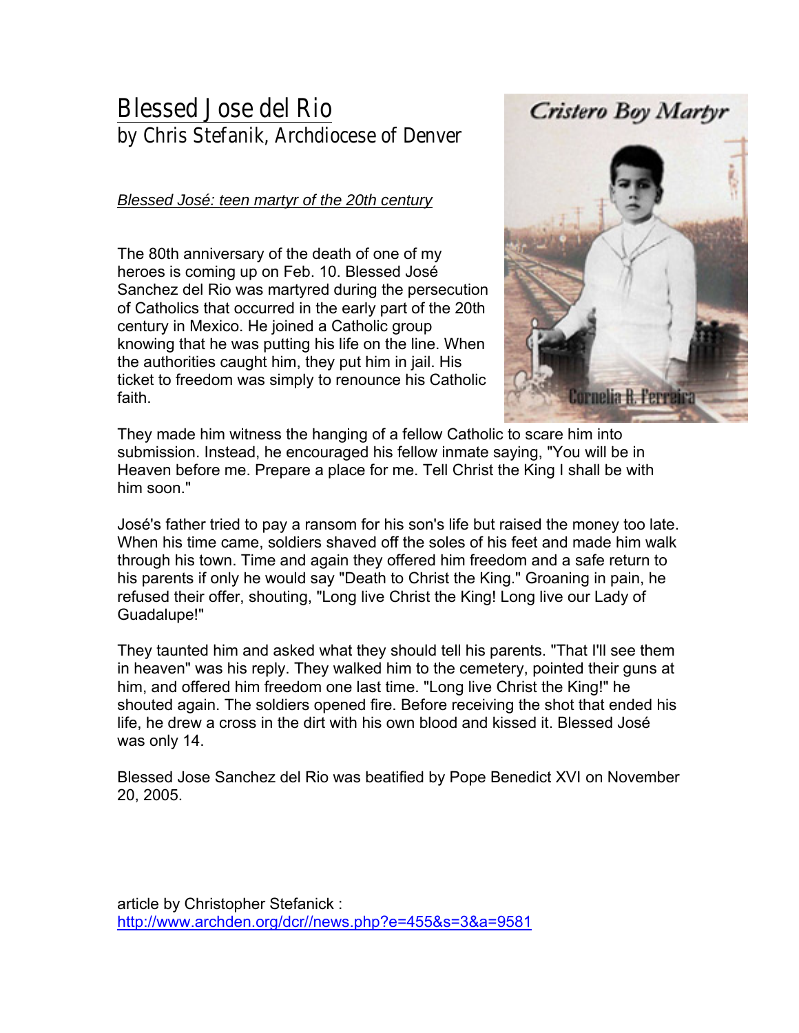# Blessed Jose del Rio

## by Chris Stefanik, Archdiocese of Denver

*Blessed José: teen martyr of the 20th century*

The 80th anniversary of the death of one of my heroes is coming up on Feb. 10. Blessed José Sanchez del Rio was martyred during the persecution of Catholics that occurred in the early part of the 20th century in Mexico. He joined a Catholic group knowing that he was putting his life on the line. When the authorities caught him, they put him in jail. His ticket to freedom was simply to renounce his Catholic faith.

They made him witness the hanging of a fellow Catholic to scare him into submission. Instead, he encouraged his fellow inmate saying, "You will be in Heaven before me. Prepare a place for me. Tell Christ the King I shall be with him soon."

José's father tried to pay a ransom for his son's life but raised the money too late. When his time came, soldiers shaved off the soles of his feet and made him walk through his town. Time and again they offered him freedom and a safe return to his parents if only he would say "Death to Christ the King." Groaning in pain, he refused their offer, shouting, "Long live Christ the King! Long live our Lady of Guadalupe!"

They taunted him and asked what they should tell his parents. "That I'll see them in heaven" was his reply. They walked him to the cemetery, pointed their guns at him, and offered him freedom one last time. "Long live Christ the King!" he shouted again. The soldiers opened fire. Before receiving the shot that ended his life, he drew a cross in the dirt with his own blood and kissed it. Blessed José was only 14.

Blessed Jose Sanchez del Rio was beatified by Pope Benedict XVI on November 20, 2005.

article by Christopher Stefanick :
http://www.archden.org/dcr//news.php?e=455&s=3&a=9581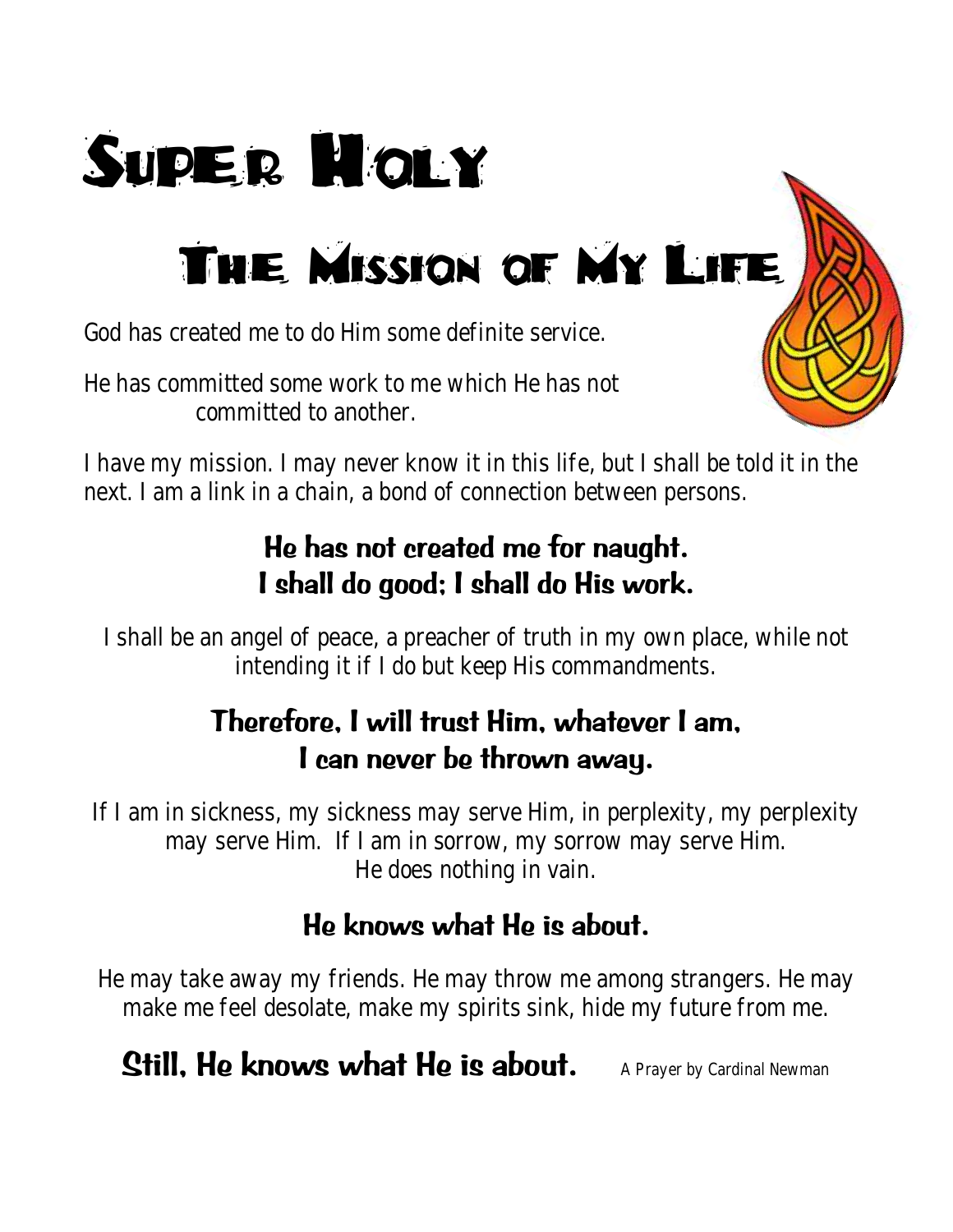# Super Holy

## The Mission of My Life

God has created me to do Him some definite service.

He has committed some work to me which He has not committed to another.

I have my mission. I may never know it in this life, but I shall be told it in the next. I am a link in a chain, a bond of connection between persons.

**He has not created me for naught.**
**I shall do good; I shall do His work.**

I shall be an angel of peace, a preacher of truth in my own place, while not intending it if I do but keep His commandments.

**Therefore, I will trust Him, whatever I am,**
**I can never be thrown away.**

If I am in sickness, my sickness may serve Him, in perplexity, my perplexity may serve Him. If I am in sorrow, my sorrow may serve Him. He does nothing in vain.

**He knows what He is about.**

He may take away my friends. He may throw me among strangers. He may make me feel desolate, make my spirits sink, hide my future from me.

**Still, He knows what He is about.** A Prayer by Cardinal Newman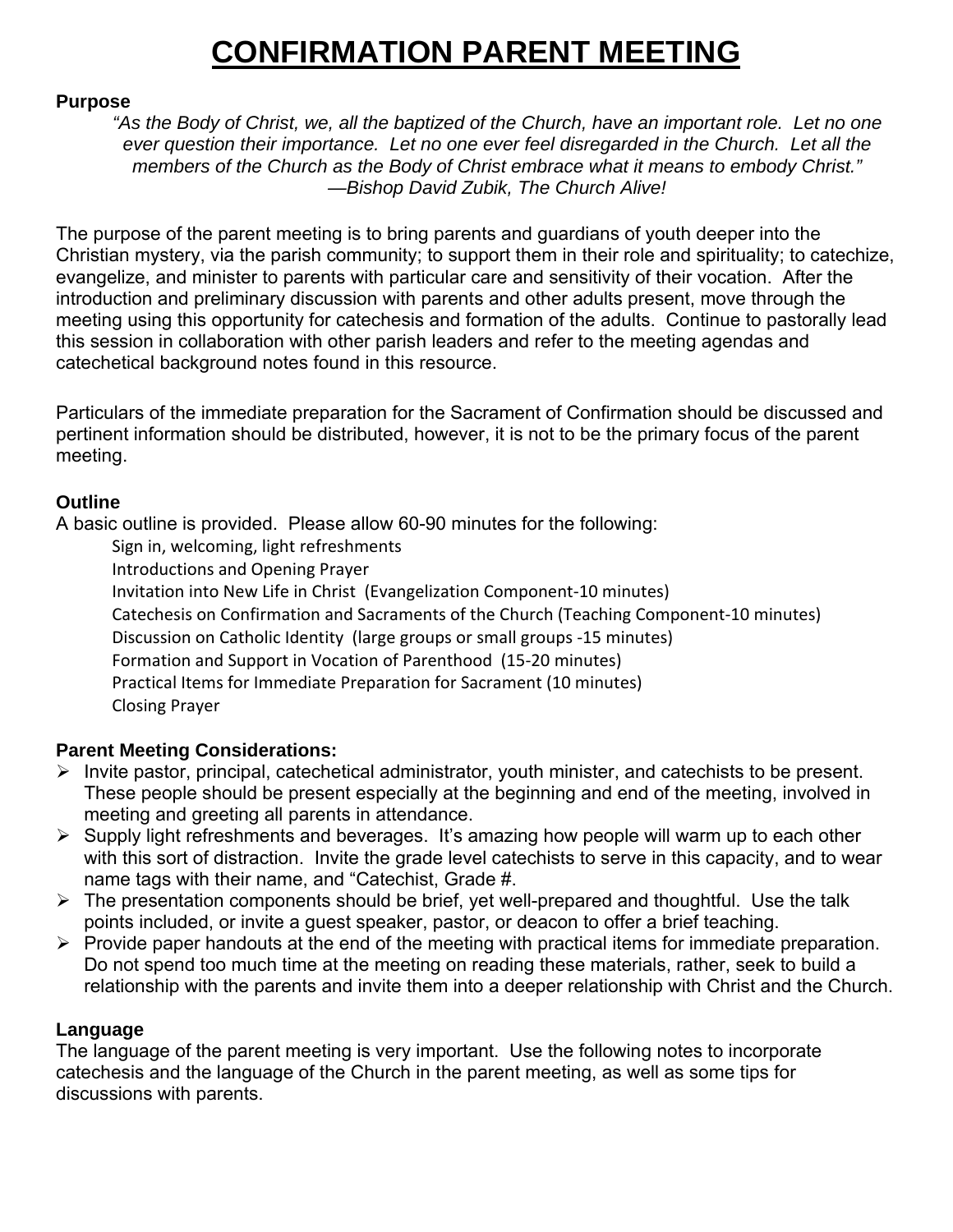# CONFIRMATION PARENT MEETING

**Purpose**

*"As the Body of Christ, we, all the baptized of the Church, have an important role. Let no one ever question their importance. Let no one ever feel disregarded in the Church. Let all the members of the Church as the Body of Christ embrace what it means to embody Christ."*
*—Bishop David Zubik, The Church Alive!*

The purpose of the parent meeting is to bring parents and guardians of youth deeper into the Christian mystery, via the parish community; to support them in their role and spirituality; to catechize, evangelize, and minister to parents with particular care and sensitivity of their vocation. After the introduction and preliminary discussion with parents and other adults present, move through the meeting using this opportunity for catechesis and formation of the adults. Continue to pastorally lead this session in collaboration with other parish leaders and refer to the meeting agendas and catechetical background notes found in this resource.

Particulars of the immediate preparation for the Sacrament of Confirmation should be discussed and pertinent information should be distributed, however, it is not to be the primary focus of the parent meeting.

**Outline**

A basic outline is provided. Please allow 60-90 minutes for the following:

- Sign in, welcoming, light refreshments
- Introductions and Opening Prayer
- Invitation into New Life in Christ (Evangelization Component-10 minutes)
- Catechesis on Confirmation and Sacraments of the Church (Teaching Component-10 minutes)
- Discussion on Catholic Identity (large groups or small groups -15 minutes)
- Formation and Support in Vocation of Parenthood (15-20 minutes)
- Practical Items for Immediate Preparation for Sacrament (10 minutes)
- Closing Prayer

**Parent Meeting Considerations:**

- Invite pastor, principal, catechetical administrator, youth minister, and catechists to be present. These people should be present especially at the beginning and end of the meeting, involved in meeting and greeting all parents in attendance.
- Supply light refreshments and beverages. It's amazing how people will warm up to each other with this sort of distraction. Invite the grade level catechists to serve in this capacity, and to wear name tags with their name, and "Catechist, Grade #.
- The presentation components should be brief, yet well-prepared and thoughtful. Use the talk points included, or invite a guest speaker, pastor, or deacon to offer a brief teaching.
- Provide paper handouts at the end of the meeting with practical items for immediate preparation. Do not spend too much time at the meeting on reading these materials, rather, seek to build a relationship with the parents and invite them into a deeper relationship with Christ and the Church.

**Language**

The language of the parent meeting is very important. Use the following notes to incorporate catechesis and the language of the Church in the parent meeting, as well as some tips for discussions with parents.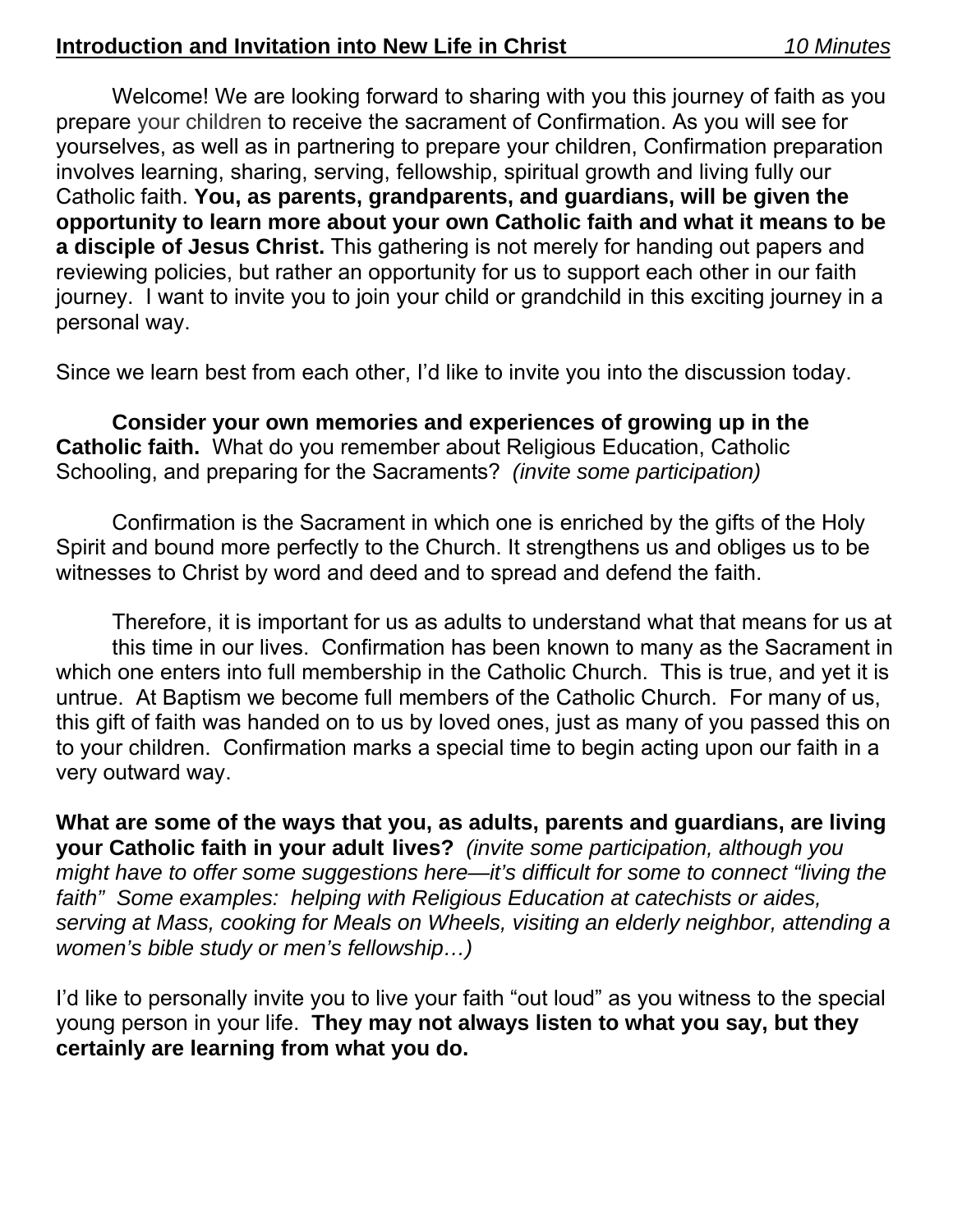**Introduction and Invitation into New Life in Christ** *10 Minutes*

Welcome! We are looking forward to sharing with you this journey of faith as you prepare your children to receive the sacrament of Confirmation. As you will see for yourselves, as well as in partnering to prepare your children, Confirmation preparation involves learning, sharing, serving, fellowship, spiritual growth and living fully our Catholic faith. **You, as parents, grandparents, and guardians, will be given the opportunity to learn more about your own Catholic faith and what it means to be a disciple of Jesus Christ.** This gathering is not merely for handing out papers and reviewing policies, but rather an opportunity for us to support each other in our faith journey. I want to invite you to join your child or grandchild in this exciting journey in a personal way.

Since we learn best from each other, I'd like to invite you into the discussion today.

**Consider your own memories and experiences of growing up in the Catholic faith.** What do you remember about Religious Education, Catholic Schooling, and preparing for the Sacraments? *(invite some participation)*

Confirmation is the Sacrament in which one is enriched by the gifts of the Holy Spirit and bound more perfectly to the Church. It strengthens us and obliges us to be witnesses to Christ by word and deed and to spread and defend the faith.

Therefore, it is important for us as adults to understand what that means for us at this time in our lives. Confirmation has been known to many as the Sacrament in which one enters into full membership in the Catholic Church. This is true, and yet it is untrue. At Baptism we become full members of the Catholic Church. For many of us, this gift of faith was handed on to us by loved ones, just as many of you passed this on to your children. Confirmation marks a special time to begin acting upon our faith in a very outward way.

**What are some of the ways that you, as adults, parents and guardians, are living your Catholic faith in your adult lives?** *(invite some participation, although you might have to offer some suggestions here—it's difficult for some to connect "living the faith" Some examples: helping with Religious Education at catechists or aides, serving at Mass, cooking for Meals on Wheels, visiting an elderly neighbor, attending a women's bible study or men's fellowship…)*

I'd like to personally invite you to live your faith "out loud" as you witness to the special young person in your life. **They may not always listen to what you say, but they certainly are learning from what you do.**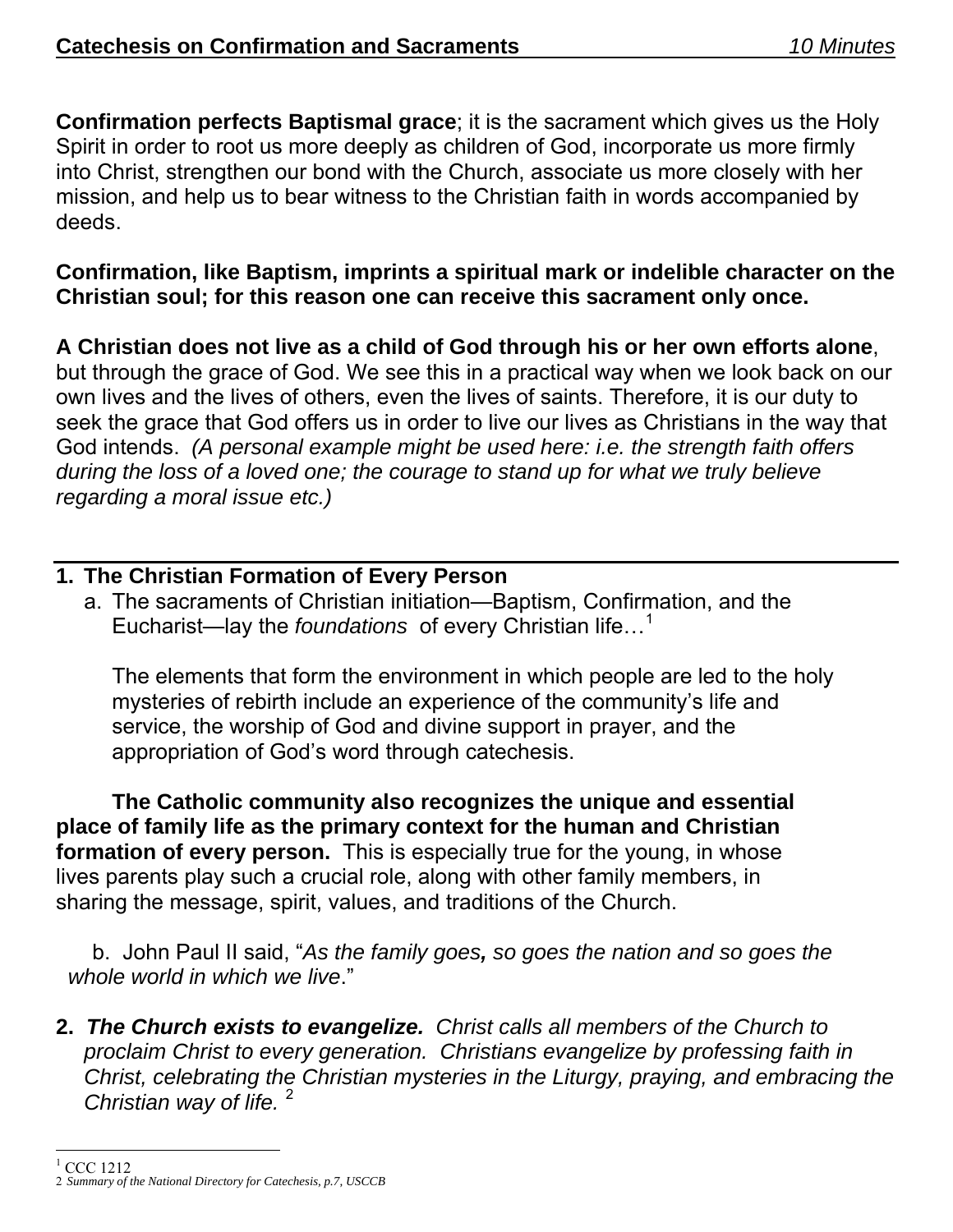**Catechesis on Confirmation and Sacraments** *10 Minutes*

**Confirmation perfects Baptismal grace**; it is the sacrament which gives us the Holy Spirit in order to root us more deeply as children of God, incorporate us more firmly into Christ, strengthen our bond with the Church, associate us more closely with her mission, and help us to bear witness to the Christian faith in words accompanied by deeds.

**Confirmation, like Baptism, imprints a spiritual mark or indelible character on the Christian soul; for this reason one can receive this sacrament only once.**

**A Christian does not live as a child of God through his or her own efforts alone**, but through the grace of God. We see this in a practical way when we look back on our own lives and the lives of others, even the lives of saints. Therefore, it is our duty to seek the grace that God offers us in order to live our lives as Christians in the way that God intends. *(A personal example might be used here: i.e. the strength faith offers during the loss of a loved one; the courage to stand up for what we truly believe regarding a moral issue etc.)*

---

1. **The Christian Formation of Every Person**
   a. The sacraments of Christian initiation—Baptism, Confirmation, and the Eucharist—lay the *foundations* of every Christian life…[1]

   The elements that form the environment in which people are led to the holy mysteries of rebirth include an experience of the community's life and service, the worship of God and divine support in prayer, and the appropriation of God's word through catechesis.

   **The Catholic community also recognizes the unique and essential place of family life as the primary context for the human and Christian formation of every person.** This is especially true for the young, in whose lives parents play such a crucial role, along with other family members, in sharing the message, spirit, values, and traditions of the Church.

   b. John Paul II said, "*As the family goes, so goes the nation and so goes the whole world in which we live*."

2. ***The Church exists to evangelize.*** *Christ calls all members of the Church to proclaim Christ to every generation. Christians evangelize by professing faith in Christ, celebrating the Christian mysteries in the Liturgy, praying, and embracing the Christian way of life.* [2]

---

[1] CCC 1212
[2] *Summary of the National Directory for Catechesis, p.7, USCCB*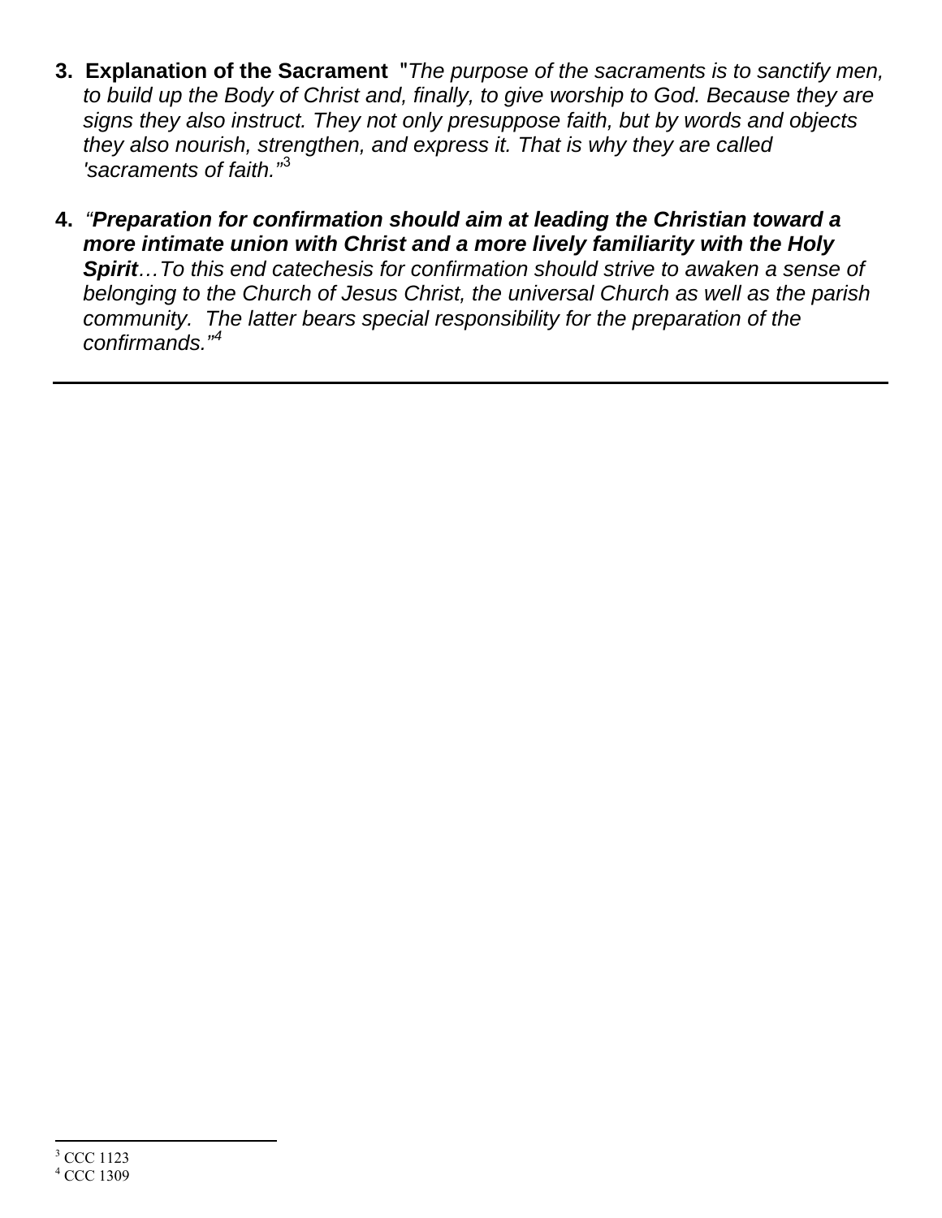3. **Explanation of the Sacrament** "*The purpose of the sacraments is to sanctify men, to build up the Body of Christ and, finally, to give worship to God. Because they are signs they also instruct. They not only presuppose faith, but by words and objects they also nourish, strengthen, and express it. That is why they are called 'sacraments of faith.'*"[3]

4. *"**Preparation for confirmation should aim at leading the Christian toward a more intimate union with Christ and a more lively familiarity with the Holy Spirit**…To this end catechesis for confirmation should strive to awaken a sense of belonging to the Church of Jesus Christ, the universal Church as well as the parish community. The latter bears special responsibility for the preparation of the confirmands."*[4]

---

[3] CCC 1123
[4] CCC 1309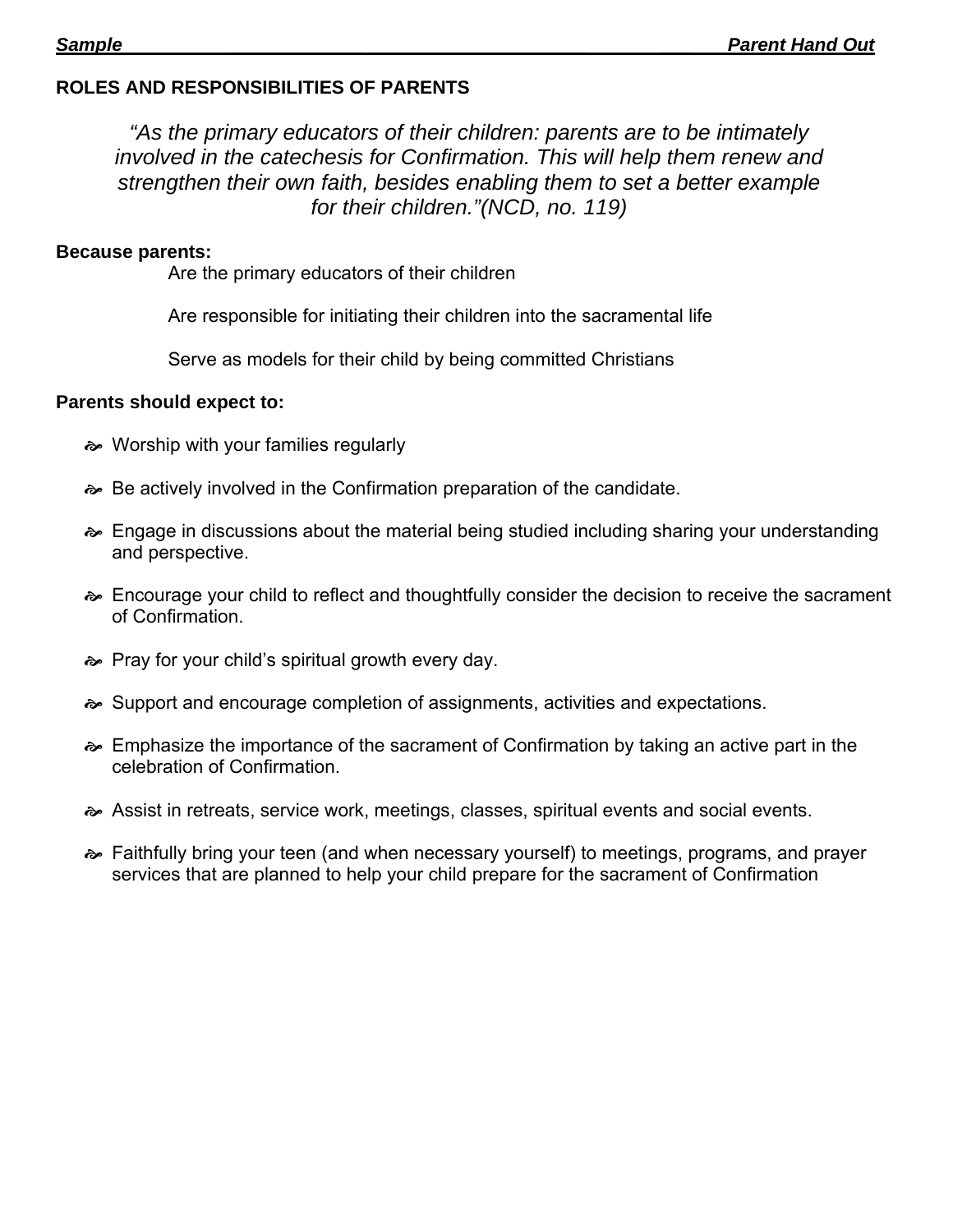***Sample*** **_Parent Hand Out_**

**ROLES AND RESPONSIBILITIES OF PARENTS**

*"As the primary educators of their children: parents are to be intimately involved in the catechesis for Confirmation. This will help them renew and strengthen their own faith, besides enabling them to set a better example for their children."(NCD, no. 119)*

**Because parents:**

Are the primary educators of their children

Are responsible for initiating their children into the sacramental life

Serve as models for their child by being committed Christians

**Parents should expect to:**

- Worship with your families regularly
- Be actively involved in the Confirmation preparation of the candidate.
- Engage in discussions about the material being studied including sharing your understanding and perspective.
- Encourage your child to reflect and thoughtfully consider the decision to receive the sacrament of Confirmation.
- Pray for your child's spiritual growth every day.
- Support and encourage completion of assignments, activities and expectations.
- Emphasize the importance of the sacrament of Confirmation by taking an active part in the celebration of Confirmation.
- Assist in retreats, service work, meetings, classes, spiritual events and social events.
- Faithfully bring your teen (and when necessary yourself) to meetings, programs, and prayer services that are planned to help your child prepare for the sacrament of Confirmation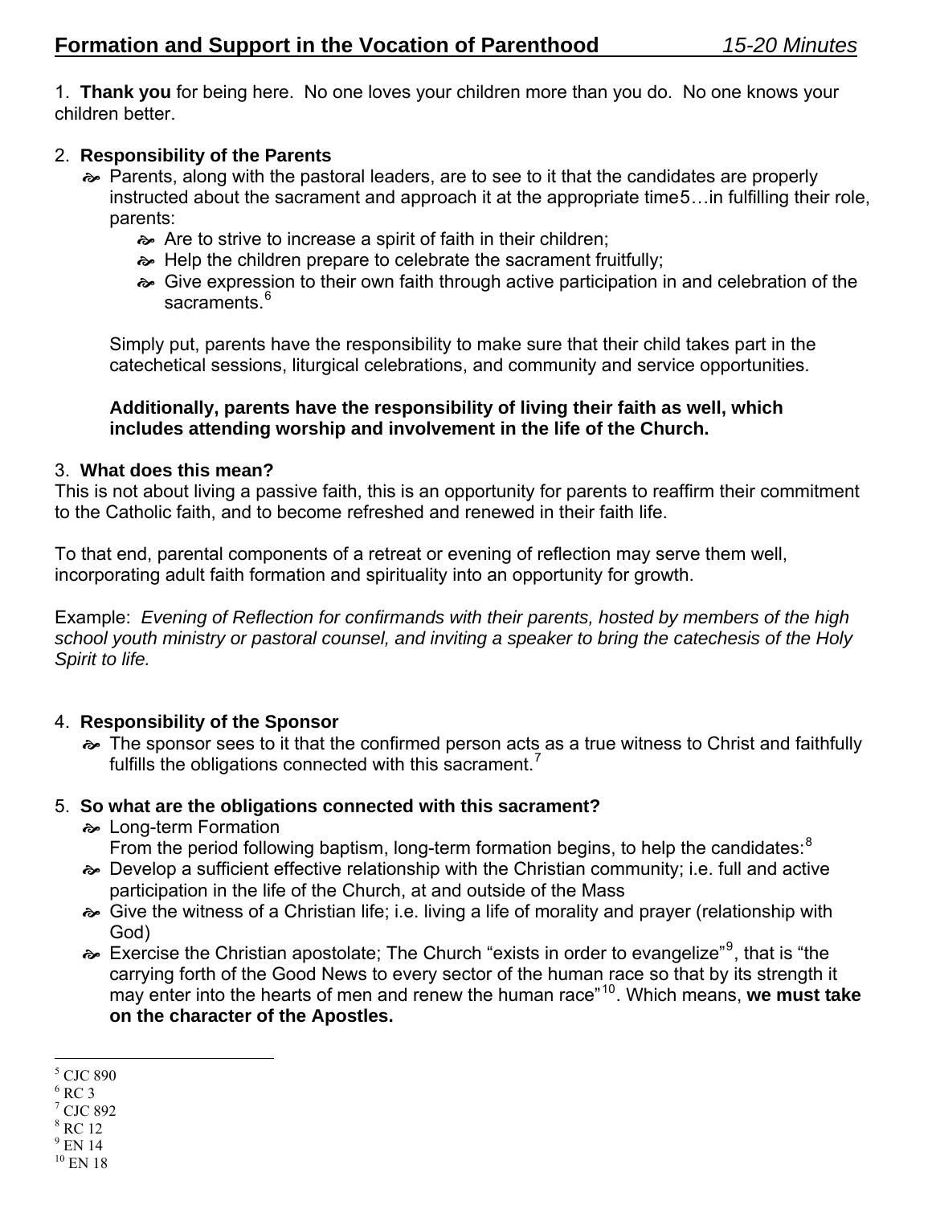## Formation and Support in the Vocation of Parenthood *15-20 Minutes*

1. **Thank you** for being here. No one loves your children more than you do. No one knows your children better.

2. **Responsibility of the Parents**
   - Parents, along with the pastoral leaders, are to see to it that the candidates are properly instructed about the sacrament and approach it at the appropriate time[5]…in fulfilling their role, parents:
     - Are to strive to increase a spirit of faith in their children;
     - Help the children prepare to celebrate the sacrament fruitfully;
     - Give expression to their own faith through active participation in and celebration of the sacraments.[6]

   Simply put, parents have the responsibility to make sure that their child takes part in the catechetical sessions, liturgical celebrations, and community and service opportunities.

   **Additionally, parents have the responsibility of living their faith as well, which includes attending worship and involvement in the life of the Church.**

3. **What does this mean?**
This is not about living a passive faith, this is an opportunity for parents to reaffirm their commitment to the Catholic faith, and to become refreshed and renewed in their faith life.

To that end, parental components of a retreat or evening of reflection may serve them well, incorporating adult faith formation and spirituality into an opportunity for growth.

Example: *Evening of Reflection for confirmands with their parents, hosted by members of the high school youth ministry or pastoral counsel, and inviting a speaker to bring the catechesis of the Holy Spirit to life.*

4. **Responsibility of the Sponsor**
   - The sponsor sees to it that the confirmed person acts as a true witness to Christ and faithfully fulfills the obligations connected with this sacrament.[7]

5. **So what are the obligations connected with this sacrament?**
   - Long-term Formation
     From the period following baptism, long-term formation begins, to help the candidates:[8]
   - Develop a sufficient effective relationship with the Christian community; i.e. full and active participation in the life of the Church, at and outside of the Mass
   - Give the witness of a Christian life; i.e. living a life of morality and prayer (relationship with God)
   - Exercise the Christian apostolate; The Church "exists in order to evangelize"[9], that is "the carrying forth of the Good News to every sector of the human race so that by its strength it may enter into the hearts of men and renew the human race"[10]. Which means, **we must take on the character of the Apostles.**

---

[5] CJC 890
[6] RC 3
[7] CJC 892
[8] RC 12
[9] EN 14
[10] EN 18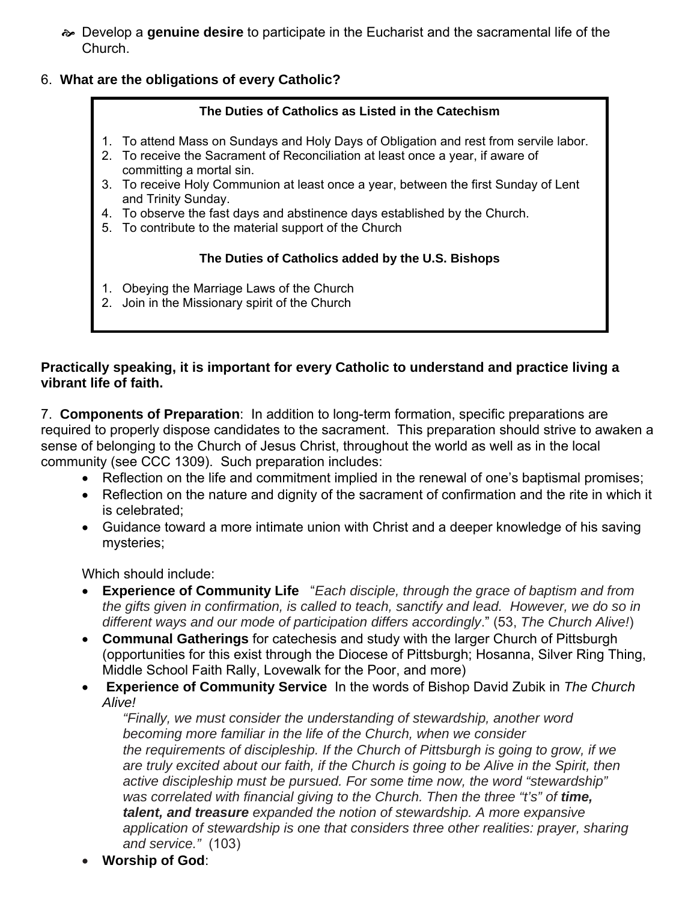- Develop a **genuine desire** to participate in the Eucharist and the sacramental life of the Church.

6. **What are the obligations of every Catholic?**

**The Duties of Catholics as Listed in the Catechism**

1. To attend Mass on Sundays and Holy Days of Obligation and rest from servile labor.
2. To receive the Sacrament of Reconciliation at least once a year, if aware of committing a mortal sin.
3. To receive Holy Communion at least once a year, between the first Sunday of Lent and Trinity Sunday.
4. To observe the fast days and abstinence days established by the Church.
5. To contribute to the material support of the Church

**The Duties of Catholics added by the U.S. Bishops**

1. Obeying the Marriage Laws of the Church
2. Join in the Missionary spirit of the Church

**Practically speaking, it is important for every Catholic to understand and practice living a vibrant life of faith.**

7. **Components of Preparation**: In addition to long-term formation, specific preparations are required to properly dispose candidates to the sacrament. This preparation should strive to awaken a sense of belonging to the Church of Jesus Christ, throughout the world as well as in the local community (see CCC 1309). Such preparation includes:

- Reflection on the life and commitment implied in the renewal of one's baptismal promises;
- Reflection on the nature and dignity of the sacrament of confirmation and the rite in which it is celebrated;
- Guidance toward a more intimate union with Christ and a deeper knowledge of his saving mysteries;

Which should include:

- **Experience of Community Life** "*Each disciple, through the grace of baptism and from the gifts given in confirmation, is called to teach, sanctify and lead. However, we do so in different ways and our mode of participation differs accordingly*." (53, *The Church Alive!*)
- **Communal Gatherings** for catechesis and study with the larger Church of Pittsburgh (opportunities for this exist through the Diocese of Pittsburgh; Hosanna, Silver Ring Thing, Middle School Faith Rally, Lovewalk for the Poor, and more)
- **Experience of Community Service** In the words of Bishop David Zubik in *The Church Alive!*

  *"Finally, we must consider the understanding of stewardship, another word becoming more familiar in the life of the Church, when we consider the requirements of discipleship. If the Church of Pittsburgh is going to grow, if we are truly excited about our faith, if the Church is going to be Alive in the Spirit, then active discipleship must be pursued. For some time now, the word "stewardship" was correlated with financial giving to the Church. Then the three "t's" of* ***time, talent, and treasure*** *expanded the notion of stewardship. A more expansive application of stewardship is one that considers three other realities: prayer, sharing and service."* (103)
- **Worship of God**: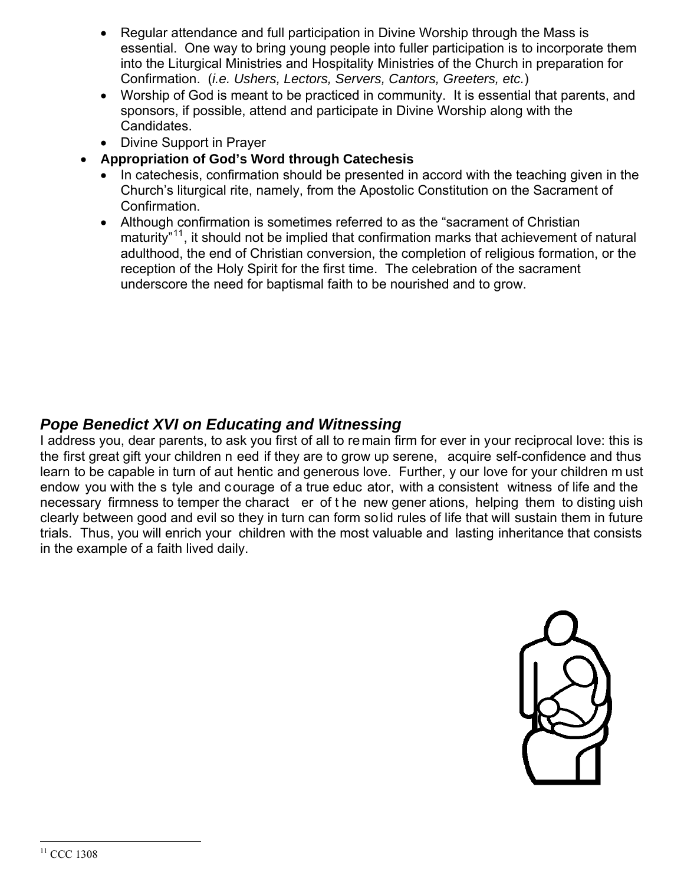- Regular attendance and full participation in Divine Worship through the Mass is essential. One way to bring young people into fuller participation is to incorporate them into the Liturgical Ministries and Hospitality Ministries of the Church in preparation for Confirmation. (*i.e. Ushers, Lectors, Servers, Cantors, Greeters, etc.*)
- Worship of God is meant to be practiced in community. It is essential that parents, and sponsors, if possible, attend and participate in Divine Worship along with the Candidates.
- Divine Support in Prayer

- **Appropriation of God's Word through Catechesis**
  - In catechesis, confirmation should be presented in accord with the teaching given in the Church's liturgical rite, namely, from the Apostolic Constitution on the Sacrament of Confirmation.
  - Although confirmation is sometimes referred to as the "sacrament of Christian maturity"[11], it should not be implied that confirmation marks that achievement of natural adulthood, the end of Christian conversion, the completion of religious formation, or the reception of the Holy Spirit for the first time. The celebration of the sacrament underscore the need for baptismal faith to be nourished and to grow.

## *Pope Benedict XVI on Educating and Witnessing*

I address you, dear parents, to ask you first of all to remain firm for ever in your reciprocal love: this is the first great gift your children need if they are to grow up serene, acquire self-confidence and thus learn to be capable in turn of authentic and generous love. Further, your love for your children must endow you with the style and courage of a true educator, with a consistent witness of life and the necessary firmness to temper the character of the new generations, helping them to distinguish clearly between good and evil so they in turn can form solid rules of life that will sustain them in future trials. Thus, you will enrich your children with the most valuable and lasting inheritance that consists in the example of a faith lived daily.

---

[11] CCC 1308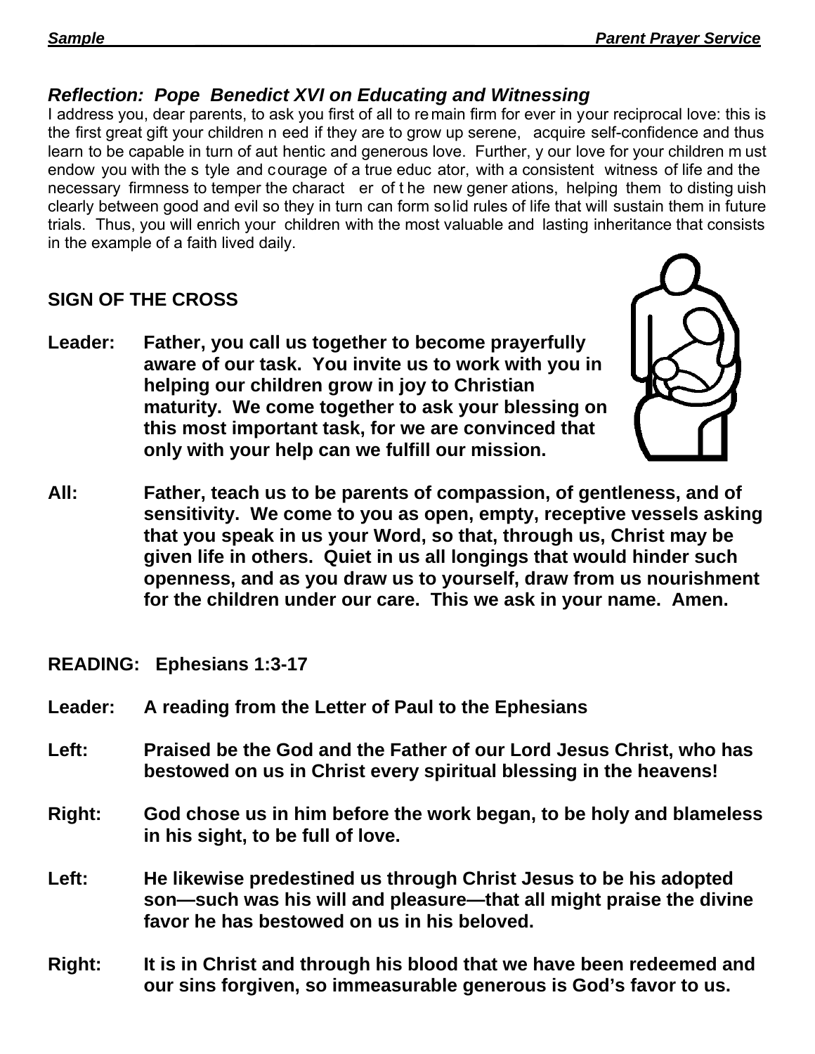### *Reflection: Pope Benedict XVI on Educating and Witnessing*

I address you, dear parents, to ask you first of all to remain firm for ever in your reciprocal love: this is the first great gift your children need if they are to grow up serene, acquire self-confidence and thus learn to be capable in turn of authentic and generous love. Further, your love for your children must endow you with the style and courage of a true educator, with a consistent witness of life and the necessary firmness to temper the character of the new generations, helping them to distinguish clearly between good and evil so they in turn can form solid rules of life that will sustain them in future trials. Thus, you will enrich your children with the most valuable and lasting inheritance that consists in the example of a faith lived daily.

**SIGN OF THE CROSS**

**Leader:** **Father, you call us together to become prayerfully aware of our task. You invite us to work with you in helping our children grow in joy to Christian maturity. We come together to ask your blessing on this most important task, for we are convinced that only with your help can we fulfill our mission.**

**All:** **Father, teach us to be parents of compassion, of gentleness, and of sensitivity. We come to you as open, empty, receptive vessels asking that you speak in us your Word, so that, through us, Christ may be given life in others. Quiet in us all longings that would hinder such openness, and as you draw us to yourself, draw from us nourishment for the children under our care. This we ask in your name. Amen.**

**READING: Ephesians 1:3-17**

**Leader:** **A reading from the Letter of Paul to the Ephesians**

**Left:** **Praised be the God and the Father of our Lord Jesus Christ, who has bestowed on us in Christ every spiritual blessing in the heavens!**

**Right:** **God chose us in him before the work began, to be holy and blameless in his sight, to be full of love.**

**Left:** **He likewise predestined us through Christ Jesus to be his adopted son—such was his will and pleasure—that all might praise the divine favor he has bestowed on us in his beloved.**

**Right:** **It is in Christ and through his blood that we have been redeemed and our sins forgiven, so immeasurable generous is God's favor to us.**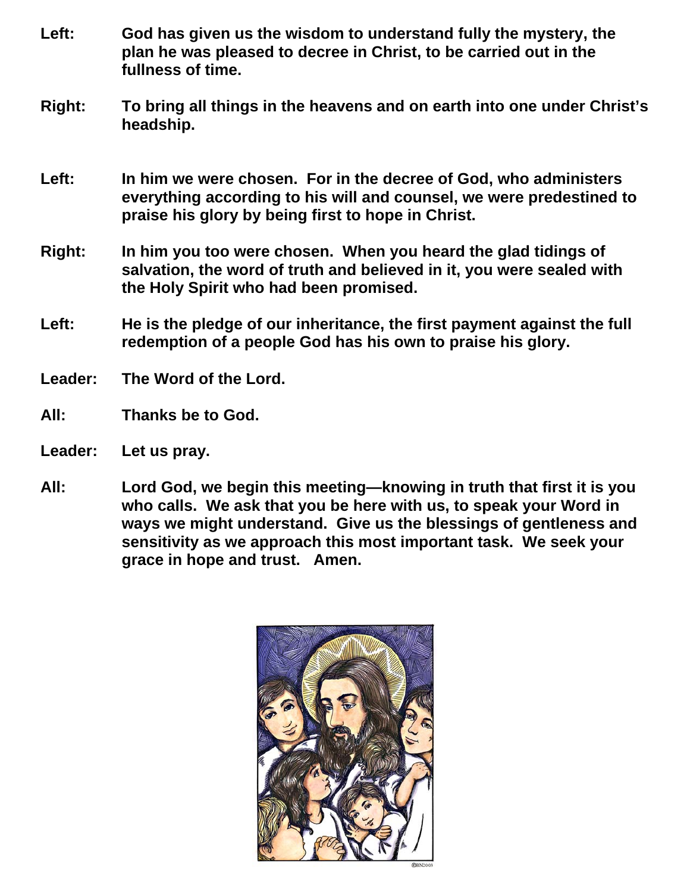**Left:** God has given us the wisdom to understand fully the mystery, the plan he was pleased to decree in Christ, to be carried out in the fullness of time.

**Right:** To bring all things in the heavens and on earth into one under Christ's headship.

**Left:** In him we were chosen. For in the decree of God, who administers everything according to his will and counsel, we were predestined to praise his glory by being first to hope in Christ.

**Right:** In him you too were chosen. When you heard the glad tidings of salvation, the word of truth and believed in it, you were sealed with the Holy Spirit who had been promised.

**Left:** He is the pledge of our inheritance, the first payment against the full redemption of a people God has his own to praise his glory.

**Leader:** The Word of the Lord.

**All:** Thanks be to God.

**Leader:** Let us pray.

**All:** Lord God, we begin this meeting—knowing in truth that first it is you who calls. We ask that you be here with us, to speak your Word in ways we might understand. Give us the blessings of gentleness and sensitivity as we approach this most important task. We seek your grace in hope and trust. Amen.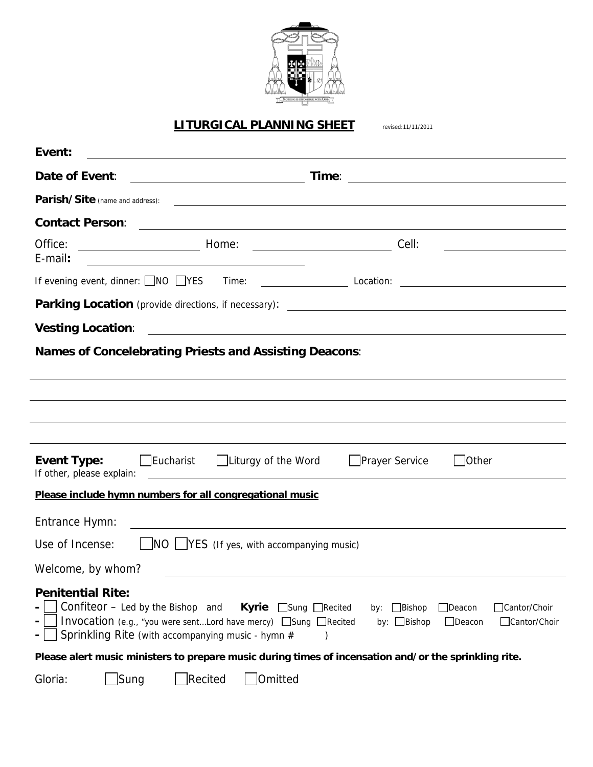# LITURGICAL PLANNING SHEET

revised:11/11/2011

**Event:** ______________________________

**Date of Event**: ______________ **Time**: ______________

**Parish/Site** (name and address): ______________________________

**Contact Person**: ______________________________

Office: ______________ Home: ______________ Cell: ______________

E-mail**:** ______________

If evening event, dinner: ☐NO ☐YES Time: ______________ Location: ______________

**Parking Location** (provide directions, if necessary): ______________________________

**Vesting Location**: ______________________________

**Names of Concelebrating Priests and Assisting Deacons**:

______________________________

______________________________

______________________________

______________________________

**Event Type:** ☐Eucharist ☐Liturgy of the Word ☐Prayer Service ☐Other

If other, please explain: ______________________________

**Please include hymn numbers for all congregational music**

Entrance Hymn: ______________________________

Use of Incense: ☐NO ☐YES (If yes, with accompanying music)

Welcome, by whom? ______________________________

**Penitential Rite:**

- ☐ Confiteor – Led by the Bishop and **Kyrie** ☐Sung ☐Recited by: ☐Bishop ☐Deacon ☐Cantor/Choir
- ☐ Invocation (e.g., "you were sent…Lord have mercy) ☐Sung ☐Recited by: ☐Bishop ☐Deacon ☐Cantor/Choir
- ☐ Sprinkling Rite (with accompanying music - hymn # )

**Please alert music ministers to prepare music during times of incensation and/or the sprinkling rite.**

Gloria: ☐Sung ☐Recited ☐Omitted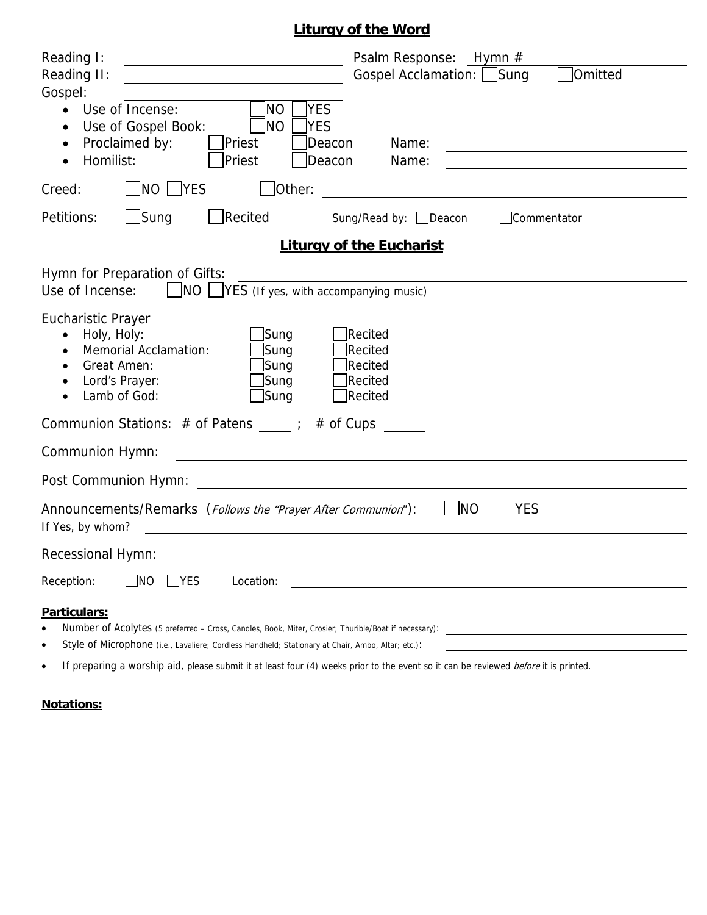## Liturgy of the Word

Reading I: ____________________ Psalm Response: Hymn # ____________________

Reading II: ____________________ Gospel Acclamation: ☐ Sung ☐ Omitted

Gospel: ____________________

- Use of Incense: ☐ NO ☐ YES
- Use of Gospel Book: ☐ NO ☐ YES
- Proclaimed by: ☐ Priest ☐ Deacon Name: ____________________
- Homilist: ☐ Priest ☐ Deacon Name: ____________________

Creed: ☐ NO ☐ YES ☐ Other: ____________________

Petitions: ☐ Sung ☐ Recited Sung/Read by: ☐ Deacon ☐ Commentator

## Liturgy of the Eucharist

Hymn for Preparation of Gifts: ____________________

Use of Incense: ☐ NO ☐ YES (If yes, with accompanying music)

Eucharistic Prayer

- Holy, Holy: ☐ Sung ☐ Recited
- Memorial Acclamation: ☐ Sung ☐ Recited
- Great Amen: ☐ Sung ☐ Recited
- Lord's Prayer: ☐ Sung ☐ Recited
- Lamb of God: ☐ Sung ☐ Recited

Communion Stations: # of Patens _____ ; # of Cups _____

Communion Hymn: ____________________

Post Communion Hymn: ____________________

Announcements/Remarks (*Follows the "Prayer After Communion"*): ☐ NO ☐ YES

If Yes, by whom? ____________________

Recessional Hymn: ____________________

Reception: ☐ NO ☐ YES Location: ____________________

**Particulars:**

- Number of Acolytes (5 preferred – Cross, Candles, Book, Miter, Crosier; Thurible/Boat if necessary): ____________________
- Style of Microphone (i.e., Lavaliere; Cordless Handheld; Stationary at Chair, Ambo, Altar; etc.): ____________________
- If preparing a worship aid, please submit it at least four (4) weeks prior to the event so it can be reviewed *before* it is printed.

**Notations:**